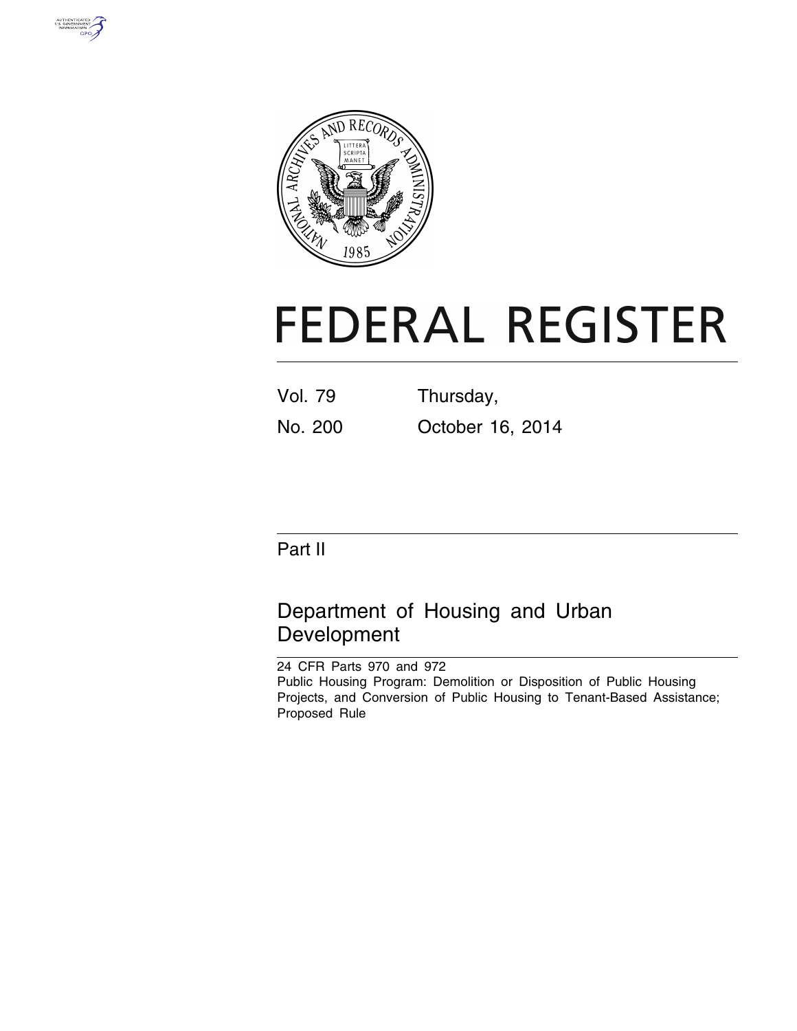# FEDERAL REGISTER

Vol. 79 Thursday,

No. 200 October 16, 2014

## Part II

## Department of Housing and Urban Development

24 CFR Parts 970 and 972

Public Housing Program: Demolition or Disposition of Public Housing Projects, and Conversion of Public Housing to Tenant-Based Assistance; Proposed Rule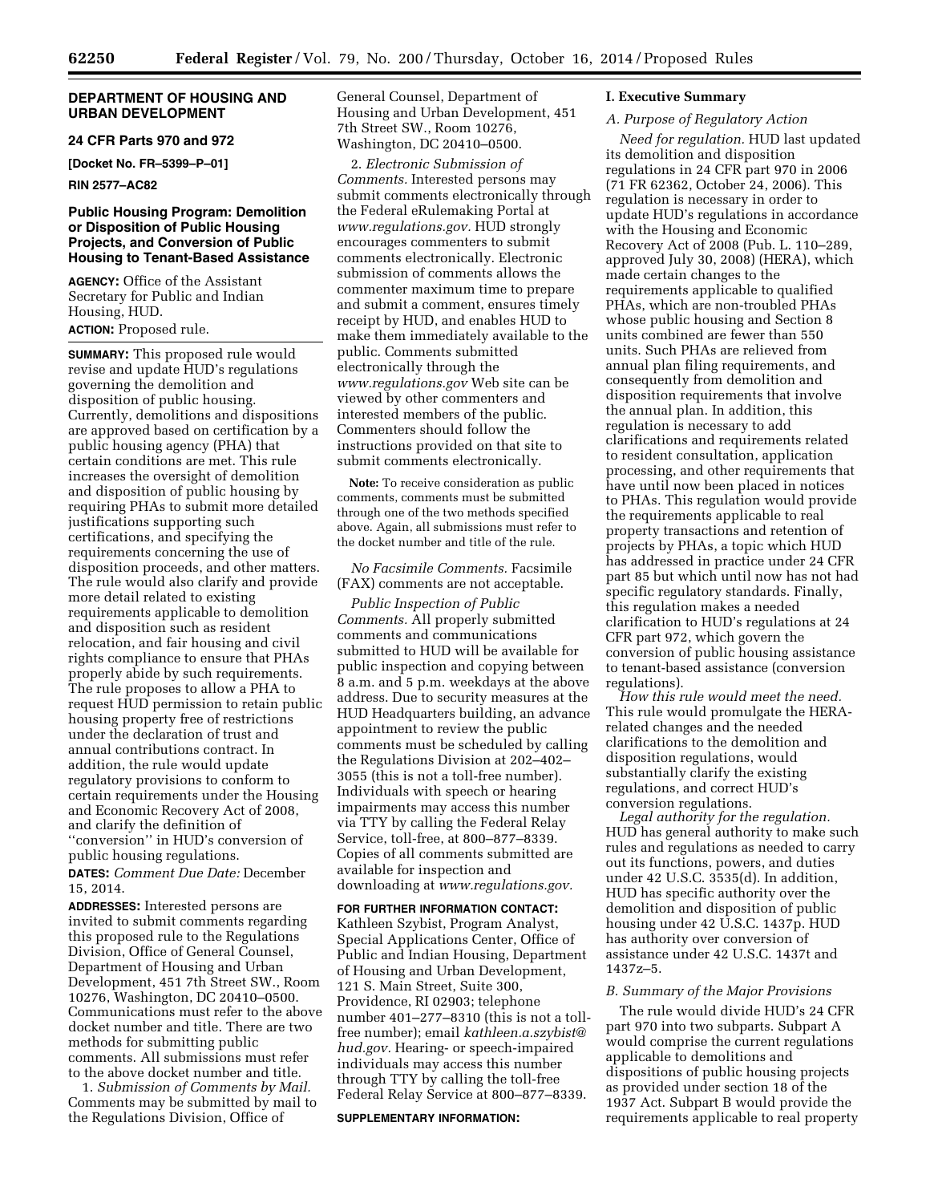## DEPARTMENT OF HOUSING AND URBAN DEVELOPMENT

### 24 CFR Parts 970 and 972

**[Docket No. FR–5399–P–01]**

**RIN 2577–AC82**

### Public Housing Program: Demolition or Disposition of Public Housing Projects, and Conversion of Public Housing to Tenant-Based Assistance

**AGENCY:** Office of the Assistant Secretary for Public and Indian Housing, HUD.

**ACTION:** Proposed rule.

**SUMMARY:** This proposed rule would revise and update HUD's regulations governing the demolition and disposition of public housing. Currently, demolitions and dispositions are approved based on certification by a public housing agency (PHA) that certain conditions are met. This rule increases the oversight of demolition and disposition of public housing by requiring PHAs to submit more detailed justifications supporting such certifications, and specifying the requirements concerning the use of disposition proceeds, and other matters. The rule would also clarify and provide more detail related to existing requirements applicable to demolition and disposition such as resident relocation, and fair housing and civil rights compliance to ensure that PHAs properly abide by such requirements. The rule proposes to allow a PHA to request HUD permission to retain public housing property free of restrictions under the declaration of trust and annual contributions contract. In addition, the rule would update regulatory provisions to conform to certain requirements under the Housing and Economic Recovery Act of 2008, and clarify the definition of ''conversion'' in HUD's conversion of public housing regulations.

**DATES:** *Comment Due Date:* December 15, 2014.

**ADDRESSES:** Interested persons are invited to submit comments regarding this proposed rule to the Regulations Division, Office of General Counsel, Department of Housing and Urban Development, 451 7th Street SW., Room 10276, Washington, DC 20410–0500. Communications must refer to the above docket number and title. There are two methods for submitting public comments. All submissions must refer to the above docket number and title.

1. *Submission of Comments by Mail.* Comments may be submitted by mail to the Regulations Division, Office of General Counsel, Department of Housing and Urban Development, 451 7th Street SW., Room 10276, Washington, DC 20410–0500.

2. *Electronic Submission of Comments.* Interested persons may submit comments electronically through the Federal eRulemaking Portal at *www.regulations.gov.* HUD strongly encourages commenters to submit comments electronically. Electronic submission of comments allows the commenter maximum time to prepare and submit a comment, ensures timely receipt by HUD, and enables HUD to make them immediately available to the public. Comments submitted electronically through the *www.regulations.gov* Web site can be viewed by other commenters and interested members of the public. Commenters should follow the instructions provided on that site to submit comments electronically.

**Note:** To receive consideration as public comments, comments must be submitted through one of the two methods specified above. Again, all submissions must refer to the docket number and title of the rule.

*No Facsimile Comments.* Facsimile (FAX) comments are not acceptable.

*Public Inspection of Public Comments.* All properly submitted comments and communications submitted to HUD will be available for public inspection and copying between 8 a.m. and 5 p.m. weekdays at the above address. Due to security measures at the HUD Headquarters building, an advance appointment to review the public comments must be scheduled by calling the Regulations Division at 202–402–3055 (this is not a toll-free number). Individuals with speech or hearing impairments may access this number via TTY by calling the Federal Relay Service, toll-free, at 800–877–8339. Copies of all comments submitted are available for inspection and downloading at *www.regulations.gov.*

**FOR FURTHER INFORMATION CONTACT:** Kathleen Szybist, Program Analyst, Special Applications Center, Office of Public and Indian Housing, Department of Housing and Urban Development, 121 S. Main Street, Suite 300, Providence, RI 02903; telephone number 401–277–8310 (this is not a toll-free number); email *kathleen.a.szybist@hud.gov.* Hearing- or speech-impaired individuals may access this number through TTY by calling the toll-free Federal Relay Service at 800–877–8339.

**SUPPLEMENTARY INFORMATION:**

## I. Executive Summary

### A. Purpose of Regulatory Action

*Need for regulation.* HUD last updated its demolition and disposition regulations in 24 CFR part 970 in 2006 (71 FR 62362, October 24, 2006). This regulation is necessary in order to update HUD's regulations in accordance with the Housing and Economic Recovery Act of 2008 (Pub. L. 110–289, approved July 30, 2008) (HERA), which made certain changes to the requirements applicable to qualified PHAs, which are non-troubled PHAs whose public housing and Section 8 units combined are fewer than 550 units. Such PHAs are relieved from annual plan filing requirements, and consequently from demolition and disposition requirements that involve the annual plan. In addition, this regulation is necessary to add clarifications and requirements related to resident consultation, application processing, and other requirements that have until now been placed in notices to PHAs. This regulation would provide the requirements applicable to real property transactions and retention of projects by PHAs, a topic which HUD has addressed in practice under 24 CFR part 85 but which until now has not had specific regulatory standards. Finally, this regulation makes a needed clarification to HUD's regulations at 24 CFR part 972, which govern the conversion of public housing assistance to tenant-based assistance (conversion regulations).

*How this rule would meet the need.* This rule would promulgate the HERA-related changes and the needed clarifications to the demolition and disposition regulations, would substantially clarify the existing regulations, and correct HUD's conversion regulations.

*Legal authority for the regulation.* HUD has general authority to make such rules and regulations as needed to carry out its functions, powers, and duties under 42 U.S.C. 3535(d). In addition, HUD has specific authority over the demolition and disposition of public housing under 42 U.S.C. 1437p. HUD has authority over conversion of assistance under 42 U.S.C. 1437t and 1437z–5.

### B. Summary of the Major Provisions

The rule would divide HUD's 24 CFR part 970 into two subparts. Subpart A would comprise the current regulations applicable to demolitions and dispositions of public housing projects as provided under section 18 of the 1937 Act. Subpart B would provide the requirements applicable to real property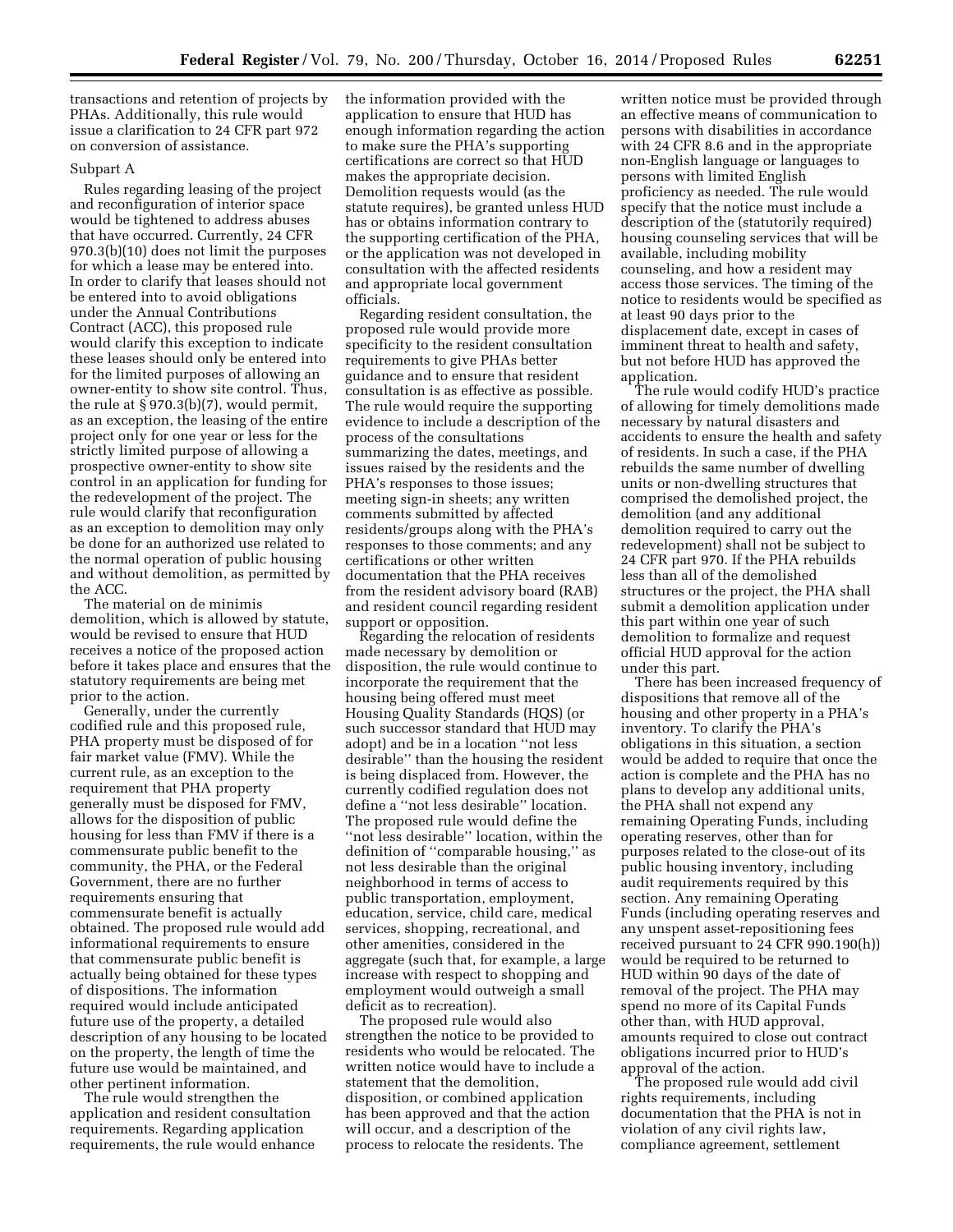transactions and retention of projects by PHAs. Additionally, this rule would issue a clarification to 24 CFR part 972 on conversion of assistance.

Subpart A

Rules regarding leasing of the project and reconfiguration of interior space would be tightened to address abuses that have occurred. Currently, 24 CFR 970.3(b)(10) does not limit the purposes for which a lease may be entered into. In order to clarify that leases should not be entered into to avoid obligations under the Annual Contributions Contract (ACC), this proposed rule would clarify this exception to indicate these leases should only be entered into for the limited purposes of allowing an owner-entity to show site control. Thus, the rule at § 970.3(b)(7), would permit, as an exception, the leasing of the entire project only for one year or less for the strictly limited purpose of allowing a prospective owner-entity to show site control in an application for funding for the redevelopment of the project. The rule would clarify that reconfiguration as an exception to demolition may only be done for an authorized use related to the normal operation of public housing and without demolition, as permitted by the ACC.

The material on de minimis demolition, which is allowed by statute, would be revised to ensure that HUD receives a notice of the proposed action before it takes place and ensures that the statutory requirements are being met prior to the action.

Generally, under the currently codified rule and this proposed rule, PHA property must be disposed of for fair market value (FMV). While the current rule, as an exception to the requirement that PHA property generally must be disposed for FMV, allows for the disposition of public housing for less than FMV if there is a commensurate public benefit to the community, the PHA, or the Federal Government, there are no further requirements ensuring that commensurate benefit is actually obtained. The proposed rule would add informational requirements to ensure that commensurate public benefit is actually being obtained for these types of dispositions. The information required would include anticipated future use of the property, a detailed description of any housing to be located on the property, the length of time the future use would be maintained, and other pertinent information.

The rule would strengthen the application and resident consultation requirements. Regarding application requirements, the rule would enhance the information provided with the application to ensure that HUD has enough information regarding the action to make sure the PHA's supporting certifications are correct so that HUD makes the appropriate decision. Demolition requests would (as the statute requires), be granted unless HUD has or obtains information contrary to the supporting certification of the PHA, or the application was not developed in consultation with the affected residents and appropriate local government officials.

Regarding resident consultation, the proposed rule would provide more specificity to the resident consultation requirements to give PHAs better guidance and to ensure that resident consultation is as effective as possible. The rule would require the supporting evidence to include a description of the process of the consultations summarizing the dates, meetings, and issues raised by the residents and the PHA's responses to those issues; meeting sign-in sheets; any written comments submitted by affected residents/groups along with the PHA's responses to those comments; and any certifications or other written documentation that the PHA receives from the resident advisory board (RAB) and resident council regarding resident support or opposition.

Regarding the relocation of residents made necessary by demolition or disposition, the rule would continue to incorporate the requirement that the housing being offered must meet Housing Quality Standards (HQS) (or such successor standard that HUD may adopt) and be in a location "not less desirable" than the housing the resident is being displaced from. However, the currently codified regulation does not define a "not less desirable" location. The proposed rule would define the "not less desirable" location, within the definition of "comparable housing," as not less desirable than the original neighborhood in terms of access to public transportation, employment, education, service, child care, medical services, shopping, recreational, and other amenities, considered in the aggregate (such that, for example, a large increase with respect to shopping and employment would outweigh a small deficit as to recreation).

The proposed rule would also strengthen the notice to be provided to residents who would be relocated. The written notice would have to include a statement that the demolition, disposition, or combined application has been approved and that the action will occur, and a description of the process to relocate the residents. The written notice must be provided through an effective means of communication to persons with disabilities in accordance with 24 CFR 8.6 and in the appropriate non-English language or languages to persons with limited English proficiency as needed. The rule would specify that the notice must include a description of the (statutorily required) housing counseling services that will be available, including mobility counseling, and how a resident may access those services. The timing of the notice to residents would be specified as at least 90 days prior to the displacement date, except in cases of imminent threat to health and safety, but not before HUD has approved the application.

The rule would codify HUD's practice of allowing for timely demolitions made necessary by natural disasters and accidents to ensure the health and safety of residents. In such a case, if the PHA rebuilds the same number of dwelling units or non-dwelling structures that comprised the demolished project, the demolition (and any additional demolition required to carry out the redevelopment) shall not be subject to 24 CFR part 970. If the PHA rebuilds less than all of the demolished structures or the project, the PHA shall submit a demolition application under this part within one year of such demolition to formalize and request official HUD approval for the action under this part.

There has been increased frequency of dispositions that remove all of the housing and other property in a PHA's inventory. To clarify the PHA's obligations in this situation, a section would be added to require that once the action is complete and the PHA has no plans to develop any additional units, the PHA shall not expend any remaining Operating Funds, including operating reserves, other than for purposes related to the close-out of its public housing inventory, including audit requirements required by this section. Any remaining Operating Funds (including operating reserves and any unspent asset-repositioning fees received pursuant to 24 CFR 990.190(h)) would be required to be returned to HUD within 90 days of the date of removal of the project. The PHA may spend no more of its Capital Funds other than, with HUD approval, amounts required to close out contract obligations incurred prior to HUD's approval of the action.

The proposed rule would add civil rights requirements, including documentation that the PHA is not in violation of any civil rights law, compliance agreement, settlement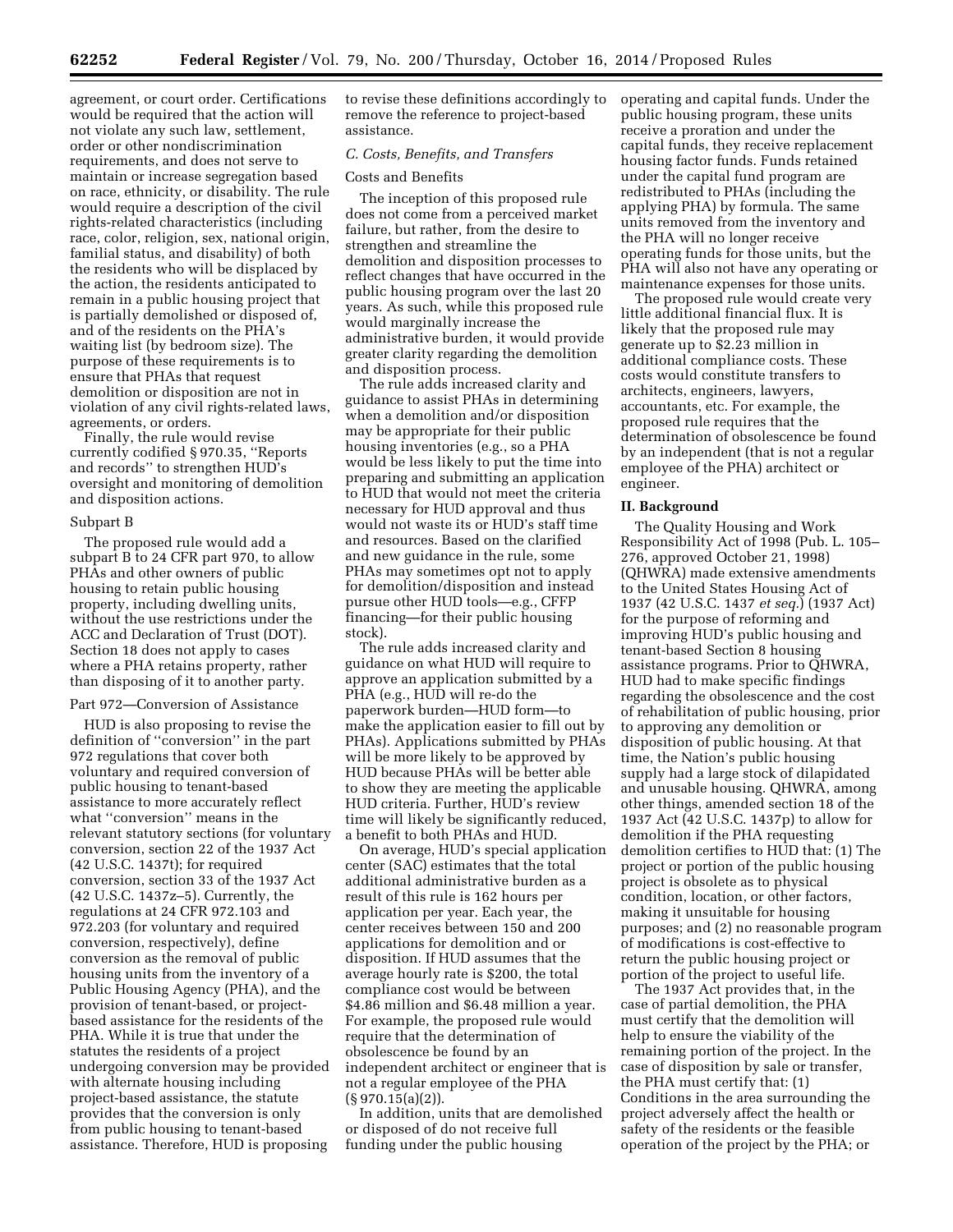agreement, or court order. Certifications would be required that the action will not violate any such law, settlement, order or other nondiscrimination requirements, and does not serve to maintain or increase segregation based on race, ethnicity, or disability. The rule would require a description of the civil rights-related characteristics (including race, color, religion, sex, national origin, familial status, and disability) of both the residents who will be displaced by the action, the residents anticipated to remain in a public housing project that is partially demolished or disposed of, and of the residents on the PHA's waiting list (by bedroom size). The purpose of these requirements is to ensure that PHAs that request demolition or disposition are not in violation of any civil rights-related laws, agreements, or orders.

Finally, the rule would revise currently codified § 970.35, "Reports and records" to strengthen HUD's oversight and monitoring of demolition and disposition actions.

Subpart B

The proposed rule would add a subpart B to 24 CFR part 970, to allow PHAs and other owners of public housing to retain public housing property, including dwelling units, without the use restrictions under the ACC and Declaration of Trust (DOT). Section 18 does not apply to cases where a PHA retains property, rather than disposing of it to another party.

Part 972—Conversion of Assistance

HUD is also proposing to revise the definition of "conversion" in the part 972 regulations that cover both voluntary and required conversion of public housing to tenant-based assistance to more accurately reflect what "conversion" means in the relevant statutory sections (for voluntary conversion, section 22 of the 1937 Act (42 U.S.C. 1437t); for required conversion, section 33 of the 1937 Act (42 U.S.C. 1437z–5). Currently, the regulations at 24 CFR 972.103 and 972.203 (for voluntary and required conversion, respectively), define conversion as the removal of public housing units from the inventory of a Public Housing Agency (PHA), and the provision of tenant-based, or project-based assistance for the residents of the PHA. While it is true that under the statutes the residents of a project undergoing conversion may be provided with alternate housing including project-based assistance, the statute provides that the conversion is only from public housing to tenant-based assistance. Therefore, HUD is proposing to revise these definitions accordingly to remove the reference to project-based assistance.

### *C. Costs, Benefits, and Transfers*

Costs and Benefits

The inception of this proposed rule does not come from a perceived market failure, but rather, from the desire to strengthen and streamline the demolition and disposition processes to reflect changes that have occurred in the public housing program over the last 20 years. As such, while this proposed rule would marginally increase the administrative burden, it would provide greater clarity regarding the demolition and disposition process.

The rule adds increased clarity and guidance to assist PHAs in determining when a demolition and/or disposition may be appropriate for their public housing inventories (e.g., so a PHA would be less likely to put the time into preparing and submitting an application to HUD that would not meet the criteria necessary for HUD approval and thus would not waste its or HUD's staff time and resources. Based on the clarified and new guidance in the rule, some PHAs may sometimes opt not to apply for demolition/disposition and instead pursue other HUD tools—e.g., CFFP financing—for their public housing stock).

The rule adds increased clarity and guidance on what HUD will require to approve an application submitted by a PHA (e.g., HUD will re-do the paperwork burden—HUD form—to make the application easier to fill out by PHAs). Applications submitted by PHAs will be more likely to be approved by HUD because PHAs will be better able to show they are meeting the applicable HUD criteria. Further, HUD's review time will likely be significantly reduced, a benefit to both PHAs and HUD.

On average, HUD's special application center (SAC) estimates that the total additional administrative burden as a result of this rule is 162 hours per application per year. Each year, the center receives between 150 and 200 applications for demolition and or disposition. If HUD assumes that the average hourly rate is $200, the total compliance cost would be between $4.86 million and $6.48 million a year. For example, the proposed rule would require that the determination of obsolescence be found by an independent architect or engineer that is not a regular employee of the PHA (§ 970.15(a)(2)).

In addition, units that are demolished or disposed of do not receive full funding under the public housing operating and capital funds. Under the public housing program, these units receive a proration and under the capital funds, they receive replacement housing factor funds. Funds retained under the capital fund program are redistributed to PHAs (including the applying PHA) by formula. The same units removed from the inventory and the PHA will no longer receive operating funds for those units, but the PHA will also not have any operating or maintenance expenses for those units.

The proposed rule would create very little additional financial flux. It is likely that the proposed rule may generate up to $2.23 million in additional compliance costs. These costs would constitute transfers to architects, engineers, lawyers, accountants, etc. For example, the proposed rule requires that the determination of obsolescence be found by an independent (that is not a regular employee of the PHA) architect or engineer.

## II. Background

The Quality Housing and Work Responsibility Act of 1998 (Pub. L. 105–276, approved October 21, 1998) (QHWRA) made extensive amendments to the United States Housing Act of 1937 (42 U.S.C. 1437 *et seq.*) (1937 Act) for the purpose of reforming and improving HUD's public housing and tenant-based Section 8 housing assistance programs. Prior to QHWRA, HUD had to make specific findings regarding the obsolescence and the cost of rehabilitation of public housing, prior to approving any demolition or disposition of public housing. At that time, the Nation's public housing supply had a large stock of dilapidated and unusable housing. QHWRA, among other things, amended section 18 of the 1937 Act (42 U.S.C. 1437p) to allow for demolition if the PHA requesting demolition certifies to HUD that: (1) The project or portion of the public housing project is obsolete as to physical condition, location, or other factors, making it unsuitable for housing purposes; and (2) no reasonable program of modifications is cost-effective to return the public housing project or portion of the project to useful life.

The 1937 Act provides that, in the case of partial demolition, the PHA must certify that the demolition will help to ensure the viability of the remaining portion of the project. In the case of disposition by sale or transfer, the PHA must certify that: (1) Conditions in the area surrounding the project adversely affect the health or safety of the residents or the feasible operation of the project by the PHA; or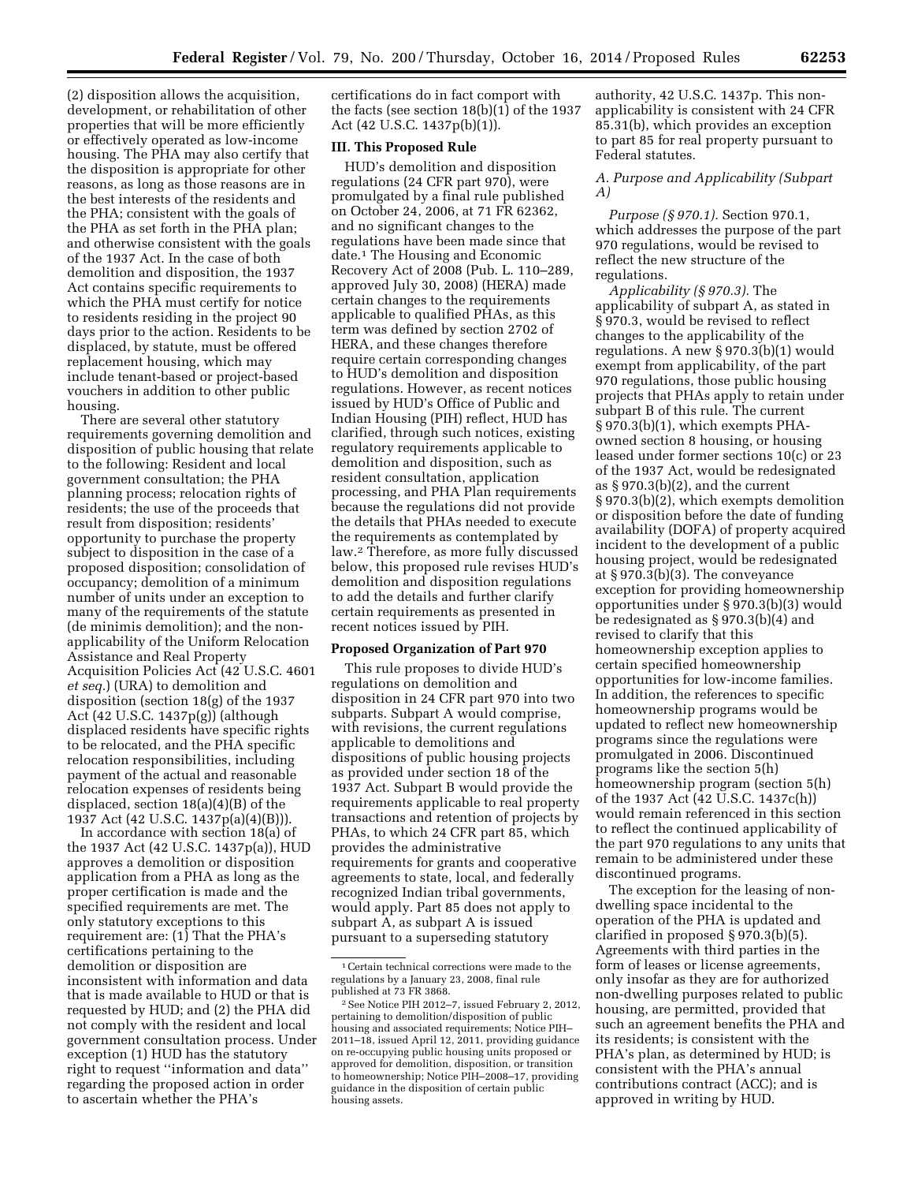(2) disposition allows the acquisition, development, or rehabilitation of other properties that will be more efficiently or effectively operated as low-income housing. The PHA may also certify that the disposition is appropriate for other reasons, as long as those reasons are in the best interests of the residents and the PHA; consistent with the goals of the PHA as set forth in the PHA plan; and otherwise consistent with the goals of the 1937 Act. In the case of both demolition and disposition, the 1937 Act contains specific requirements to which the PHA must certify for notice to residents residing in the project 90 days prior to the action. Residents to be displaced, by statute, must be offered replacement housing, which may include tenant-based or project-based vouchers in addition to other public housing.

There are several other statutory requirements governing demolition and disposition of public housing that relate to the following: Resident and local government consultation; the PHA planning process; relocation rights of residents; the use of the proceeds that result from disposition; residents' opportunity to purchase the property subject to disposition in the case of a proposed disposition; consolidation of occupancy; demolition of a minimum number of units under an exception to many of the requirements of the statute (de minimis demolition); and the non-applicability of the Uniform Relocation Assistance and Real Property Acquisition Policies Act (42 U.S.C. 4601 *et seq.*) (URA) to demolition and disposition (section 18(g) of the 1937 Act (42 U.S.C. 1437p(g)) (although displaced residents have specific rights to be relocated, and the PHA specific relocation responsibilities, including payment of the actual and reasonable relocation expenses of residents being displaced, section 18(a)(4)(B) of the 1937 Act (42 U.S.C. 1437p(a)(4)(B))).

In accordance with section 18(a) of the 1937 Act (42 U.S.C. 1437p(a)), HUD approves a demolition or disposition application from a PHA as long as the proper certification is made and the specified requirements are met. The only statutory exceptions to this requirement are: (1) That the PHA's certifications pertaining to the demolition or disposition are inconsistent with information and data that is made available to HUD or that is requested by HUD; and (2) the PHA did not comply with the resident and local government consultation process. Under exception (1) HUD has the statutory right to request ''information and data'' regarding the proposed action in order to ascertain whether the PHA's certifications do in fact comport with the facts (see section 18(b)(1) of the 1937 Act (42 U.S.C. 1437p(b)(1)).

## III. This Proposed Rule

HUD's demolition and disposition regulations (24 CFR part 970), were promulgated by a final rule published on October 24, 2006, at 71 FR 62362, and no significant changes to the regulations have been made since that date.[1] The Housing and Economic Recovery Act of 2008 (Pub. L. 110–289, approved July 30, 2008) (HERA) made certain changes to the requirements applicable to qualified PHAs, as this term was defined by section 2702 of HERA, and these changes therefore require certain corresponding changes to HUD's demolition and disposition regulations. However, as recent notices issued by HUD's Office of Public and Indian Housing (PIH) reflect, HUD has clarified, through such notices, existing regulatory requirements applicable to demolition and disposition, such as resident consultation, application processing, and PHA Plan requirements because the regulations did not provide the details that PHAs needed to execute the requirements as contemplated by law.[2] Therefore, as more fully discussed below, this proposed rule revises HUD's demolition and disposition regulations to add the details and further clarify certain requirements as presented in recent notices issued by PIH.

### Proposed Organization of Part 970

This rule proposes to divide HUD's regulations on demolition and disposition in 24 CFR part 970 into two subparts. Subpart A would comprise, with revisions, the current regulations applicable to demolitions and dispositions of public housing projects as provided under section 18 of the 1937 Act. Subpart B would provide the requirements applicable to real property transactions and retention of projects by PHAs, to which 24 CFR part 85, which provides the administrative requirements for grants and cooperative agreements to state, local, and federally recognized Indian tribal governments, would apply. Part 85 does not apply to subpart A, as subpart A is issued pursuant to a superseding statutory authority, 42 U.S.C. 1437p. This non-applicability is consistent with 24 CFR 85.31(b), which provides an exception to part 85 for real property pursuant to Federal statutes.

### *A. Purpose and Applicability (Subpart A)*

*Purpose (§ 970.1).* Section 970.1, which addresses the purpose of the part 970 regulations, would be revised to reflect the new structure of the regulations.

*Applicability (§ 970.3).* The applicability of subpart A, as stated in § 970.3, would be revised to reflect changes to the applicability of the regulations. A new § 970.3(b)(1) would exempt from applicability, of the part 970 regulations, those public housing projects that PHAs apply to retain under subpart B of this rule. The current § 970.3(b)(1), which exempts PHA-owned section 8 housing, or housing leased under former sections 10(c) or 23 of the 1937 Act, would be redesignated as § 970.3(b)(2), and the current § 970.3(b)(2), which exempts demolition or disposition before the date of funding availability (DOFA) of property acquired incident to the development of a public housing project, would be redesignated at § 970.3(b)(3). The conveyance exception for providing homeownership opportunities under § 970.3(b)(3) would be redesignated as § 970.3(b)(4) and revised to clarify that this homeownership exception applies to certain specified homeownership opportunities for low-income families. In addition, the references to specific homeownership programs would be updated to reflect new homeownership programs since the regulations were promulgated in 2006. Discontinued programs like the section 5(h) homeownership program (section 5(h) of the 1937 Act (42 U.S.C. 1437c(h)) would remain referenced in this section to reflect the continued applicability of the part 970 regulations to any units that remain to be administered under these discontinued programs.

The exception for the leasing of non-dwelling space incidental to the operation of the PHA is updated and clarified in proposed § 970.3(b)(5). Agreements with third parties in the form of leases or license agreements, only insofar as they are for authorized non-dwelling purposes related to public housing, are permitted, provided that such an agreement benefits the PHA and its residents; is consistent with the PHA's plan, as determined by HUD; is consistent with the PHA's annual contributions contract (ACC); and is approved in writing by HUD.

---

[1] Certain technical corrections were made to the regulations by a January 23, 2008, final rule published at 73 FR 3868.

[2] See Notice PIH 2012–7, issued February 2, 2012, pertaining to demolition/disposition of public housing and associated requirements; Notice PIH–2011–18, issued April 12, 2011, providing guidance on re-occupying public housing units proposed or approved for demolition, disposition, or transition to homeownership; Notice PIH–2008–17, providing guidance in the disposition of certain public housing assets.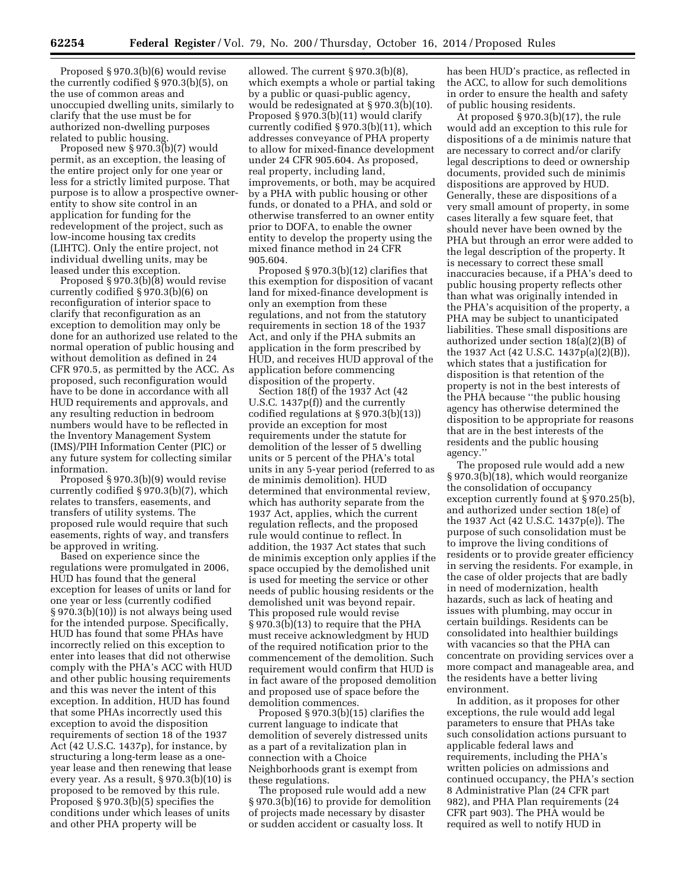Proposed § 970.3(b)(6) would revise the currently codified § 970.3(b)(5), on the use of common areas and unoccupied dwelling units, similarly to clarify that the use must be for authorized non-dwelling purposes related to public housing.

Proposed new § 970.3(b)(7) would permit, as an exception, the leasing of the entire project only for one year or less for a strictly limited purpose. That purpose is to allow a prospective owner-entity to show site control in an application for funding for the redevelopment of the project, such as low-income housing tax credits (LIHTC). Only the entire project, not individual dwelling units, may be leased under this exception.

Proposed § 970.3(b)(8) would revise currently codified § 970.3(b)(6) on reconfiguration of interior space to clarify that reconfiguration as an exception to demolition may only be done for an authorized use related to the normal operation of public housing and without demolition as defined in 24 CFR 970.5, as permitted by the ACC. As proposed, such reconfiguration would have to be done in accordance with all HUD requirements and approvals, and any resulting reduction in bedroom numbers would have to be reflected in the Inventory Management System (IMS)/PIH Information Center (PIC) or any future system for collecting similar information.

Proposed § 970.3(b)(9) would revise currently codified § 970.3(b)(7), which relates to transfers, easements, and transfers of utility systems. The proposed rule would require that such easements, rights of way, and transfers be approved in writing.

Based on experience since the regulations were promulgated in 2006, HUD has found that the general exception for leases of units or land for one year or less (currently codified § 970.3(b)(10)) is not always being used for the intended purpose. Specifically, HUD has found that some PHAs have incorrectly relied on this exception to enter into leases that did not otherwise comply with the PHA's ACC with HUD and other public housing requirements and this was never the intent of this exception. In addition, HUD has found that some PHAs incorrectly used this exception to avoid the disposition requirements of section 18 of the 1937 Act (42 U.S.C. 1437p), for instance, by structuring a long-term lease as a one-year lease and then renewing that lease every year. As a result, § 970.3(b)(10) is proposed to be removed by this rule. Proposed § 970.3(b)(5) specifies the conditions under which leases of units and other PHA property will be allowed. The current § 970.3(b)(8), which exempts a whole or partial taking by a public or quasi-public agency, would be redesignated at § 970.3(b)(10). Proposed § 970.3(b)(11) would clarify currently codified § 970.3(b)(11), which addresses conveyance of PHA property to allow for mixed-finance development under 24 CFR 905.604. As proposed, real property, including land, improvements, or both, may be acquired by a PHA with public housing or other funds, or donated to a PHA, and sold or otherwise transferred to an owner entity prior to DOFA, to enable the owner entity to develop the property using the mixed finance method in 24 CFR 905.604.

Proposed § 970.3(b)(12) clarifies that this exemption for disposition of vacant land for mixed-finance development is only an exemption from these regulations, and not from the statutory requirements in section 18 of the 1937 Act, and only if the PHA submits an application in the form prescribed by HUD, and receives HUD approval of the application before commencing disposition of the property.

Section 18(f) of the 1937 Act (42 U.S.C. 1437p(f)) and the currently codified regulations at § 970.3(b)(13)) provide an exception for most requirements under the statute for demolition of the lesser of 5 dwelling units or 5 percent of the PHA's total units in any 5-year period (referred to as de minimis demolition). HUD determined that environmental review, which has authority separate from the 1937 Act, applies, which the current regulation reflects, and the proposed rule would continue to reflect. In addition, the 1937 Act states that such de minimis exception only applies if the space occupied by the demolished unit is used for meeting the service or other needs of public housing residents or the demolished unit was beyond repair. This proposed rule would revise § 970.3(b)(13) to require that the PHA must receive acknowledgment by HUD of the required notification prior to the commencement of the demolition. Such requirement would confirm that HUD is in fact aware of the proposed demolition and proposed use of space before the demolition commences.

Proposed § 970.3(b)(15) clarifies the current language to indicate that demolition of severely distressed units as a part of a revitalization plan in connection with a Choice Neighborhoods grant is exempt from these regulations.

The proposed rule would add a new § 970.3(b)(16) to provide for demolition of projects made necessary by disaster or sudden accident or casualty loss. It has been HUD's practice, as reflected in the ACC, to allow for such demolitions in order to ensure the health and safety of public housing residents.

At proposed § 970.3(b)(17), the rule would add an exception to this rule for dispositions of a de minimis nature that are necessary to correct and/or clarify legal descriptions to deed or ownership documents, provided such de minimis dispositions are approved by HUD. Generally, these are dispositions of a very small amount of property, in some cases literally a few square feet, that should never have been owned by the PHA but through an error were added to the legal description of the property. It is necessary to correct these small inaccuracies because, if a PHA's deed to public housing property reflects other than what was originally intended in the PHA's acquisition of the property, a PHA may be subject to unanticipated liabilities. These small dispositions are authorized under section 18(a)(2)(B) of the 1937 Act (42 U.S.C. 1437p(a)(2)(B)), which states that a justification for disposition is that retention of the property is not in the best interests of the PHA because "the public housing agency has otherwise determined the disposition to be appropriate for reasons that are in the best interests of the residents and the public housing agency."

The proposed rule would add a new § 970.3(b)(18), which would reorganize the consolidation of occupancy exception currently found at § 970.25(b), and authorized under section 18(e) of the 1937 Act (42 U.S.C. 1437p(e)). The purpose of such consolidation must be to improve the living conditions of residents or to provide greater efficiency in serving the residents. For example, in the case of older projects that are badly in need of modernization, health hazards, such as lack of heating and issues with plumbing, may occur in certain buildings. Residents can be consolidated into healthier buildings with vacancies so that the PHA can concentrate on providing services over a more compact and manageable area, and the residents have a better living environment.

In addition, as it proposes for other exceptions, the rule would add legal parameters to ensure that PHAs take such consolidation actions pursuant to applicable federal laws and requirements, including the PHA's written policies on admissions and continued occupancy, the PHA's section 8 Administrative Plan (24 CFR part 982), and PHA Plan requirements (24 CFR part 903). The PHA would be required as well to notify HUD in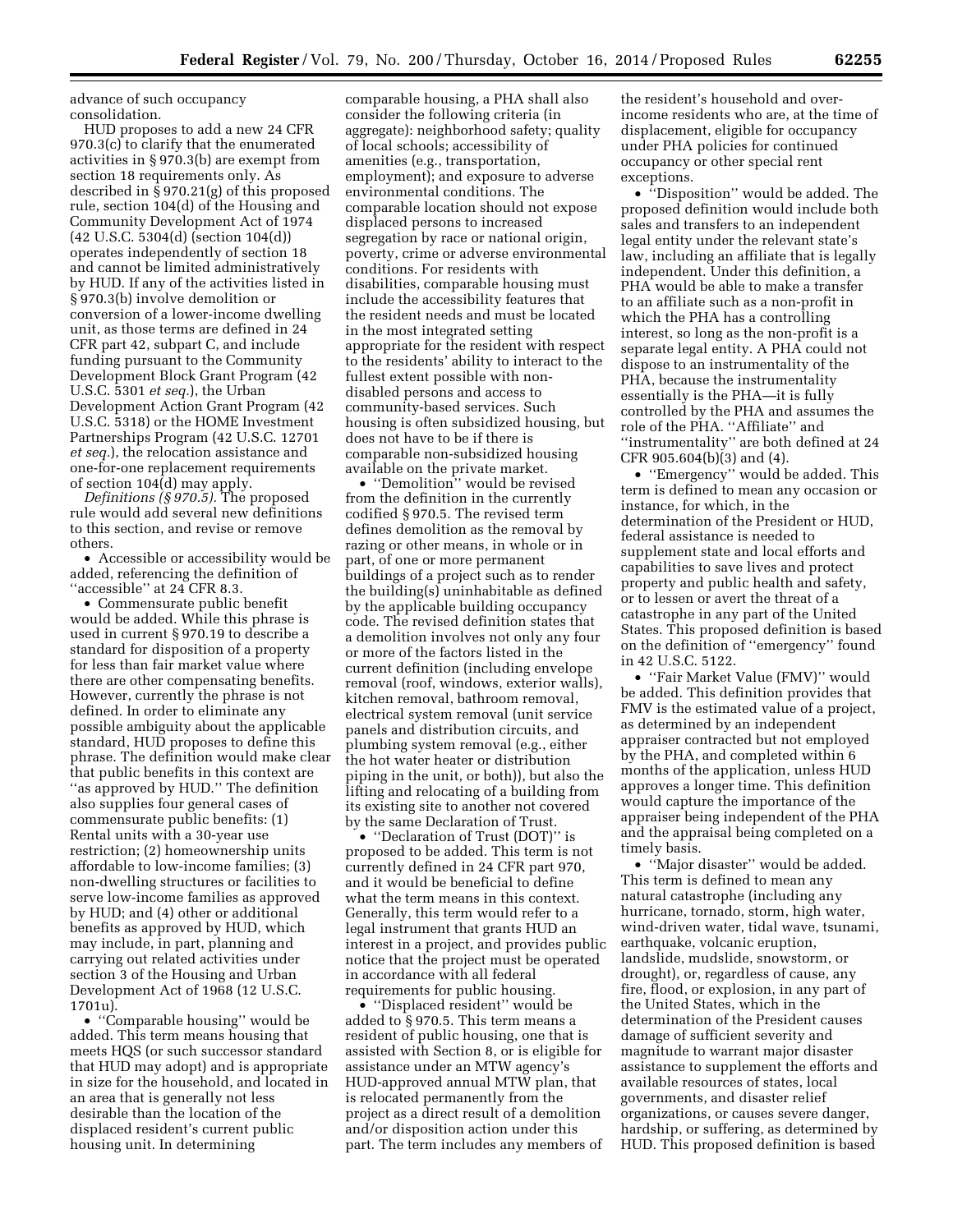advance of such occupancy consolidation.

HUD proposes to add a new 24 CFR 970.3(c) to clarify that the enumerated activities in § 970.3(b) are exempt from section 18 requirements only. As described in § 970.21(g) of this proposed rule, section 104(d) of the Housing and Community Development Act of 1974 (42 U.S.C. 5304(d) (section 104(d)) operates independently of section 18 and cannot be limited administratively by HUD. If any of the activities listed in § 970.3(b) involve demolition or conversion of a lower-income dwelling unit, as those terms are defined in 24 CFR part 42, subpart C, and include funding pursuant to the Community Development Block Grant Program (42 U.S.C. 5301 *et seq.*), the Urban Development Action Grant Program (42 U.S.C. 5318) or the HOME Investment Partnerships Program (42 U.S.C. 12701 *et seq.*), the relocation assistance and one-for-one replacement requirements of section 104(d) may apply.

*Definitions (§ 970.5).* The proposed rule would add several new definitions to this section, and revise or remove others.

- Accessible or accessibility would be added, referencing the definition of ''accessible'' at 24 CFR 8.3.
- Commensurate public benefit would be added. While this phrase is used in current § 970.19 to describe a standard for disposition of a property for less than fair market value where there are other compensating benefits. However, currently the phrase is not defined. In order to eliminate any possible ambiguity about the applicable standard, HUD proposes to define this phrase. The definition would make clear that public benefits in this context are ''as approved by HUD.'' The definition also supplies four general cases of commensurate public benefits: (1) Rental units with a 30-year use restriction; (2) homeownership units affordable to low-income families; (3) non-dwelling structures or facilities to serve low-income families as approved by HUD; and (4) other or additional benefits as approved by HUD, which may include, in part, planning and carrying out related activities under section 3 of the Housing and Urban Development Act of 1968 (12 U.S.C. 1701u).
- ''Comparable housing'' would be added. This term means housing that meets HQS (or such successor standard that HUD may adopt) and is appropriate in size for the household, and located in an area that is generally not less desirable than the location of the displaced resident's current public housing unit. In determining comparable housing, a PHA shall also consider the following criteria (in aggregate): neighborhood safety; quality of local schools; accessibility of amenities (e.g., transportation, employment); and exposure to adverse environmental conditions. The comparable location should not expose displaced persons to increased segregation by race or national origin, poverty, crime or adverse environmental conditions. For residents with disabilities, comparable housing must include the accessibility features that the resident needs and must be located in the most integrated setting appropriate for the resident with respect to the residents' ability to interact to the fullest extent possible with non-disabled persons and access to community-based services. Such housing is often subsidized housing, but does not have to be if there is comparable non-subsidized housing available on the private market.
- ''Demolition'' would be revised from the definition in the currently codified § 970.5. The revised term defines demolition as the removal by razing or other means, in whole or in part, of one or more permanent buildings of a project such as to render the building(s) uninhabitable as defined by the applicable building occupancy code. The revised definition states that a demolition involves not only any four or more of the factors listed in the current definition (including envelope removal (roof, windows, exterior walls), kitchen removal, bathroom removal, electrical system removal (unit service panels and distribution circuits, and plumbing system removal (e.g., either the hot water heater or distribution piping in the unit, or both)), but also the lifting and relocating of a building from its existing site to another not covered by the same Declaration of Trust.
- ''Declaration of Trust (DOT)'' is proposed to be added. This term is not currently defined in 24 CFR part 970, and it would be beneficial to define what the term means in this context. Generally, this term would refer to a legal instrument that grants HUD an interest in a project, and provides public notice that the project must be operated in accordance with all federal requirements for public housing.
- ''Displaced resident'' would be added to § 970.5. This term means a resident of public housing, one that is assisted with Section 8, or is eligible for assistance under an MTW agency's HUD-approved annual MTW plan, that is relocated permanently from the project as a direct result of a demolition and/or disposition action under this part. The term includes any members of the resident's household and over-income residents who are, at the time of displacement, eligible for occupancy under PHA policies for continued occupancy or other special rent exceptions.
- ''Disposition'' would be added. The proposed definition would include both sales and transfers to an independent legal entity under the relevant state's law, including an affiliate that is legally independent. Under this definition, a PHA would be able to make a transfer to an affiliate such as a non-profit in which the PHA has a controlling interest, so long as the non-profit is a separate legal entity. A PHA could not dispose to an instrumentality of the PHA, because the instrumentality essentially is the PHA—it is fully controlled by the PHA and assumes the role of the PHA. ''Affiliate'' and ''instrumentality'' are both defined at 24 CFR 905.604(b)(3) and (4).
- ''Emergency'' would be added. This term is defined to mean any occasion or instance, for which, in the determination of the President or HUD, federal assistance is needed to supplement state and local efforts and capabilities to save lives and protect property and public health and safety, or to lessen or avert the threat of a catastrophe in any part of the United States. This proposed definition is based on the definition of ''emergency'' found in 42 U.S.C. 5122.
- ''Fair Market Value (FMV)'' would be added. This definition provides that FMV is the estimated value of a project, as determined by an independent appraiser contracted but not employed by the PHA, and completed within 6 months of the application, unless HUD approves a longer time. This definition would capture the importance of the appraiser being independent of the PHA and the appraisal being completed on a timely basis.
- ''Major disaster'' would be added. This term is defined to mean any natural catastrophe (including any hurricane, tornado, storm, high water, wind-driven water, tidal wave, tsunami, earthquake, volcanic eruption, landslide, mudslide, snowstorm, or drought), or, regardless of cause, any fire, flood, or explosion, in any part of the United States, which in the determination of the President causes damage of sufficient severity and magnitude to warrant major disaster assistance to supplement the efforts and available resources of states, local governments, and disaster relief organizations, or causes severe danger, hardship, or suffering, as determined by HUD. This proposed definition is based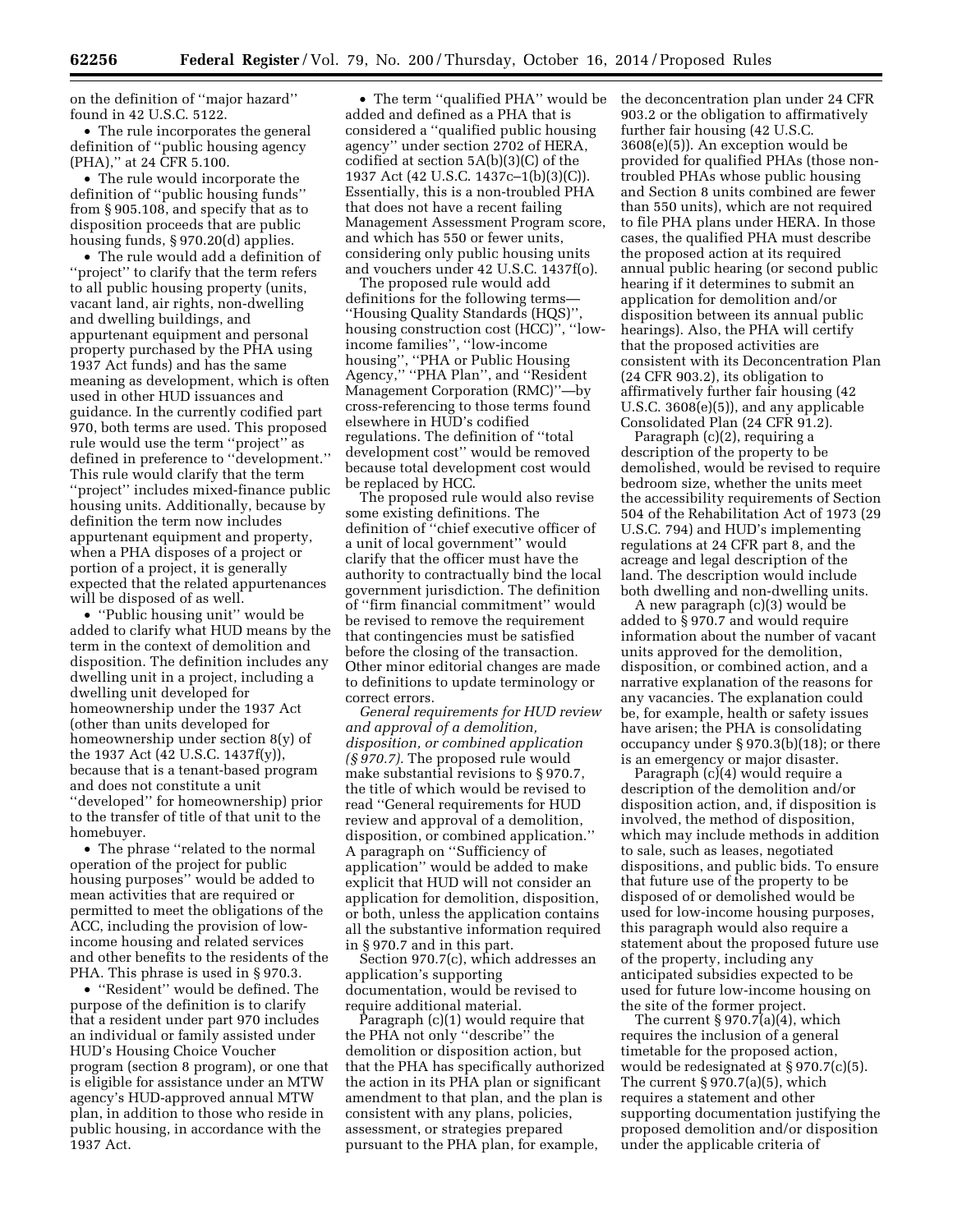on the definition of ''major hazard'' found in 42 U.S.C. 5122.

- The rule incorporates the general definition of ''public housing agency (PHA),'' at 24 CFR 5.100.
- The rule would incorporate the definition of ''public housing funds'' from § 905.108, and specify that as to disposition proceeds that are public housing funds, § 970.20(d) applies.
- The rule would add a definition of ''project'' to clarify that the term refers to all public housing property (units, vacant land, air rights, non-dwelling and dwelling buildings, and appurtenant equipment and personal property purchased by the PHA using 1937 Act funds) and has the same meaning as development, which is often used in other HUD issuances and guidance. In the currently codified part 970, both terms are used. This proposed rule would use the term ''project'' as defined in preference to ''development.'' This rule would clarify that the term ''project'' includes mixed-finance public housing units. Additionally, because by definition the term now includes appurtenant equipment and property, when a PHA disposes of a project or portion of a project, it is generally expected that the related appurtenances will be disposed of as well.
- ''Public housing unit'' would be added to clarify what HUD means by the term in the context of demolition and disposition. The definition includes any dwelling unit in a project, including a dwelling unit developed for homeownership under the 1937 Act (other than units developed for homeownership under section 8(y) of the 1937 Act (42 U.S.C. 1437f(y)), because that is a tenant-based program and does not constitute a unit ''developed'' for homeownership) prior to the transfer of title of that unit to the homebuyer.
- The phrase ''related to the normal operation of the project for public housing purposes'' would be added to mean activities that are required or permitted to meet the obligations of the ACC, including the provision of low-income housing and related services and other benefits to the residents of the PHA. This phrase is used in § 970.3.
- ''Resident'' would be defined. The purpose of the definition is to clarify that a resident under part 970 includes an individual or family assisted under HUD's Housing Choice Voucher program (section 8 program), or one that is eligible for assistance under an MTW agency's HUD-approved annual MTW plan, in addition to those who reside in public housing, in accordance with the 1937 Act.
- The term ''qualified PHA'' would be added and defined as a PHA that is considered a ''qualified public housing agency'' under section 2702 of HERA, codified at section 5A(b)(3)(C) of the 1937 Act (42 U.S.C. 1437c–1(b)(3)(C)). Essentially, this is a non-troubled PHA that does not have a recent failing Management Assessment Program score, and which has 550 or fewer units, considering only public housing units and vouchers under 42 U.S.C. 1437f(o).

The proposed rule would add definitions for the following terms— ''Housing Quality Standards (HQS)'', housing construction cost (HCC)'', ''low-income families'', ''low-income housing'', ''PHA or Public Housing Agency,'' ''PHA Plan'', and ''Resident Management Corporation (RMC)''—by cross-referencing to those terms found elsewhere in HUD's codified regulations. The definition of ''total development cost'' would be removed because total development cost would be replaced by HCC.

The proposed rule would also revise some existing definitions. The definition of ''chief executive officer of a unit of local government'' would clarify that the officer must have the authority to contractually bind the local government jurisdiction. The definition of ''firm financial commitment'' would be revised to remove the requirement that contingencies must be satisfied before the closing of the transaction. Other minor editorial changes are made to definitions to update terminology or correct errors.

*General requirements for HUD review and approval of a demolition, disposition, or combined application (§ 970.7).* The proposed rule would make substantial revisions to § 970.7, the title of which would be revised to read ''General requirements for HUD review and approval of a demolition, disposition, or combined application.'' A paragraph on ''Sufficiency of application'' would be added to make explicit that HUD will not consider an application for demolition, disposition, or both, unless the application contains all the substantive information required in § 970.7 and in this part.

Section 970.7(c), which addresses an application's supporting documentation, would be revised to require additional material.

Paragraph (c)(1) would require that the PHA not only ''describe'' the demolition or disposition action, but that the PHA has specifically authorized the action in its PHA plan or significant amendment to that plan, and the plan is consistent with any plans, policies, assessment, or strategies prepared pursuant to the PHA plan, for example, the deconcentration plan under 24 CFR 903.2 or the obligation to affirmatively further fair housing (42 U.S.C. 3608(e)(5)). An exception would be provided for qualified PHAs (those non-troubled PHAs whose public housing and Section 8 units combined are fewer than 550 units), which are not required to file PHA plans under HERA. In those cases, the qualified PHA must describe the proposed action at its required annual public hearing (or second public hearing if it determines to submit an application for demolition and/or disposition between its annual public hearings). Also, the PHA will certify that the proposed activities are consistent with its Deconcentration Plan (24 CFR 903.2), its obligation to affirmatively further fair housing (42 U.S.C. 3608(e)(5)), and any applicable Consolidated Plan (24 CFR 91.2).

Paragraph (c)(2), requiring a description of the property to be demolished, would be revised to require bedroom size, whether the units meet the accessibility requirements of Section 504 of the Rehabilitation Act of 1973 (29 U.S.C. 794) and HUD's implementing regulations at 24 CFR part 8, and the acreage and legal description of the land. The description would include both dwelling and non-dwelling units.

A new paragraph (c)(3) would be added to § 970.7 and would require information about the number of vacant units approved for the demolition, disposition, or combined action, and a narrative explanation of the reasons for any vacancies. The explanation could be, for example, health or safety issues have arisen; the PHA is consolidating occupancy under § 970.3(b)(18); or there is an emergency or major disaster.

Paragraph (c)(4) would require a description of the demolition and/or disposition action, and, if disposition is involved, the method of disposition, which may include methods in addition to sale, such as leases, negotiated dispositions, and public bids. To ensure that future use of the property to be disposed of or demolished would be used for low-income housing purposes, this paragraph would also require a statement about the proposed future use of the property, including any anticipated subsidies expected to be used for future low-income housing on the site of the former project.

The current § 970.7(a)(4), which requires the inclusion of a general timetable for the proposed action, would be redesignated at § 970.7(c)(5). The current § 970.7(a)(5), which requires a statement and other supporting documentation justifying the proposed demolition and/or disposition under the applicable criteria of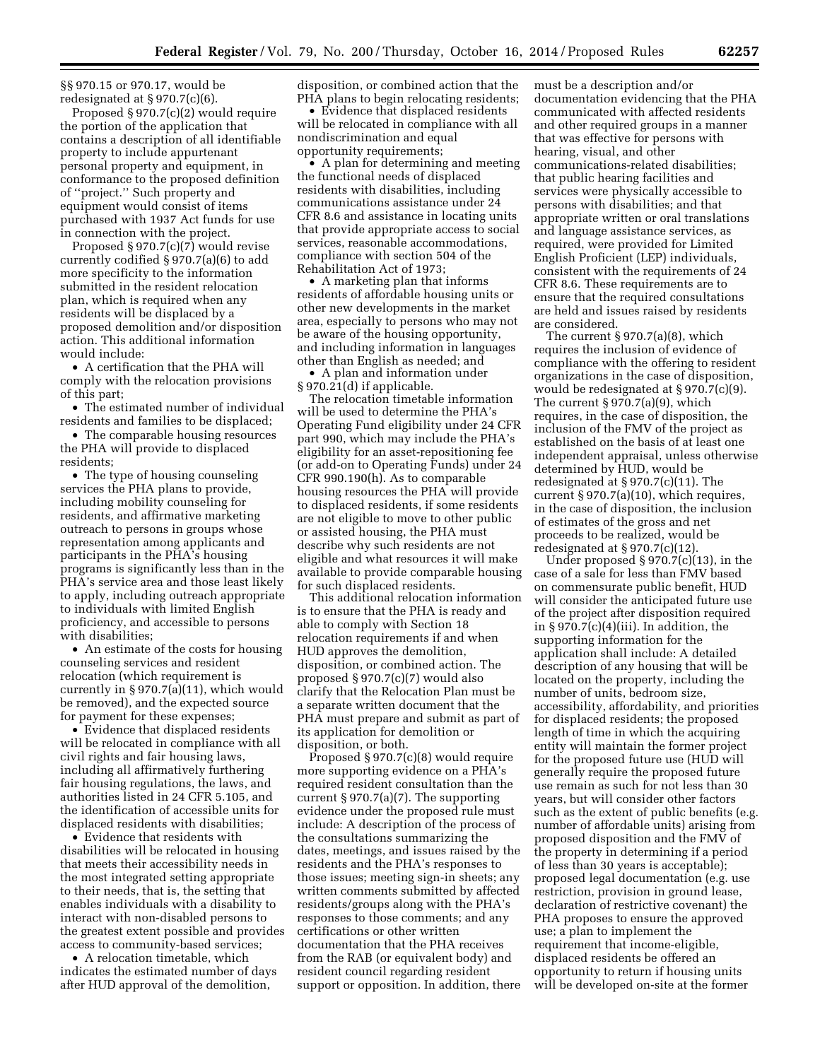§§ 970.15 or 970.17, would be redesignated at § 970.7(c)(6).

Proposed § 970.7(c)(2) would require the portion of the application that contains a description of all identifiable property to include appurtenant personal property and equipment, in conformance to the proposed definition of ''project.'' Such property and equipment would consist of items purchased with 1937 Act funds for use in connection with the project.

Proposed § 970.7(c)(7) would revise currently codified § 970.7(a)(6) to add more specificity to the information submitted in the resident relocation plan, which is required when any residents will be displaced by a proposed demolition and/or disposition action. This additional information would include:

- A certification that the PHA will comply with the relocation provisions of this part;
- The estimated number of individual residents and families to be displaced;
- The comparable housing resources the PHA will provide to displaced residents;
- The type of housing counseling services the PHA plans to provide, including mobility counseling for residents, and affirmative marketing outreach to persons in groups whose representation among applicants and participants in the PHA's housing programs is significantly less than in the PHA's service area and those least likely to apply, including outreach appropriate to individuals with limited English proficiency, and accessible to persons with disabilities;
- An estimate of the costs for housing counseling services and resident relocation (which requirement is currently in § 970.7(a)(11), which would be removed), and the expected source for payment for these expenses;
- Evidence that displaced residents will be relocated in compliance with all civil rights and fair housing laws, including all affirmatively furthering fair housing regulations, the laws, and authorities listed in 24 CFR 5.105, and the identification of accessible units for displaced residents with disabilities;
- Evidence that residents with disabilities will be relocated in housing that meets their accessibility needs in the most integrated setting appropriate to their needs, that is, the setting that enables individuals with a disability to interact with non-disabled persons to the greatest extent possible and provides access to community-based services;
- A relocation timetable, which indicates the estimated number of days after HUD approval of the demolition, disposition, or combined action that the PHA plans to begin relocating residents;
- Evidence that displaced residents will be relocated in compliance with all nondiscrimination and equal opportunity requirements;
- A plan for determining and meeting the functional needs of displaced residents with disabilities, including communications assistance under 24 CFR 8.6 and assistance in locating units that provide appropriate access to social services, reasonable accommodations, compliance with section 504 of the Rehabilitation Act of 1973;
- A marketing plan that informs residents of affordable housing units or other new developments in the market area, especially to persons who may not be aware of the housing opportunity, and including information in languages other than English as needed; and
- A plan and information under § 970.21(d) if applicable.

The relocation timetable information will be used to determine the PHA's Operating Fund eligibility under 24 CFR part 990, which may include the PHA's eligibility for an asset-repositioning fee (or add-on to Operating Funds) under 24 CFR 990.190(h). As to comparable housing resources the PHA will provide to displaced residents, if some residents are not eligible to move to other public or assisted housing, the PHA must describe why such residents are not eligible and what resources it will make available to provide comparable housing for such displaced residents.

This additional relocation information is to ensure that the PHA is ready and able to comply with Section 18 relocation requirements if and when HUD approves the demolition, disposition, or combined action. The proposed § 970.7(c)(7) would also clarify that the Relocation Plan must be a separate written document that the PHA must prepare and submit as part of its application for demolition or disposition, or both.

Proposed § 970.7(c)(8) would require more supporting evidence on a PHA's required resident consultation than the current § 970.7(a)(7). The supporting evidence under the proposed rule must include: A description of the process of the consultations summarizing the dates, meetings, and issues raised by the residents and the PHA's responses to those issues; meeting sign-in sheets; any written comments submitted by affected residents/groups along with the PHA's responses to those comments; and any certifications or other written documentation that the PHA receives from the RAB (or equivalent body) and resident council regarding resident support or opposition. In addition, there must be a description and/or documentation evidencing that the PHA communicated with affected residents and other required groups in a manner that was effective for persons with hearing, visual, and other communications-related disabilities; that public hearing facilities and services were physically accessible to persons with disabilities; and that appropriate written or oral translations and language assistance services, as required, were provided for Limited English Proficient (LEP) individuals, consistent with the requirements of 24 CFR 8.6. These requirements are to ensure that the required consultations are held and issues raised by residents are considered.

The current § 970.7(a)(8), which requires the inclusion of evidence of compliance with the offering to resident organizations in the case of disposition, would be redesignated at § 970.7(c)(9). The current § 970.7(a)(9), which requires, in the case of disposition, the inclusion of the FMV of the project as established on the basis of at least one independent appraisal, unless otherwise determined by HUD, would be redesignated at § 970.7(c)(11). The current § 970.7(a)(10), which requires, in the case of disposition, the inclusion of estimates of the gross and net proceeds to be realized, would be redesignated at § 970.7(c)(12).

Under proposed § 970.7(c)(13), in the case of a sale for less than FMV based on commensurate public benefit, HUD will consider the anticipated future use of the project after disposition required in § 970.7(c)(4)(iii). In addition, the supporting information for the application shall include: A detailed description of any housing that will be located on the property, including the number of units, bedroom size, accessibility, affordability, and priorities for displaced residents; the proposed length of time in which the acquiring entity will maintain the former project for the proposed future use (HUD will generally require the proposed future use remain as such for not less than 30 years, but will consider other factors such as the extent of public benefits (e.g. number of affordable units) arising from proposed disposition and the FMV of the property in determining if a period of less than 30 years is acceptable); proposed legal documentation (e.g. use restriction, provision in ground lease, declaration of restrictive covenant) the PHA proposes to ensure the approved use; a plan to implement the requirement that income-eligible, displaced residents be offered an opportunity to return if housing units will be developed on-site at the former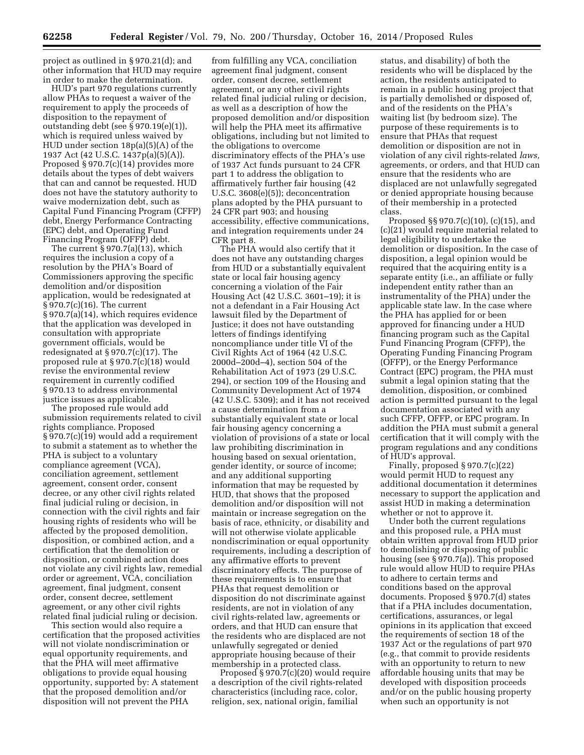project as outlined in § 970.21(d); and other information that HUD may require in order to make the determination.

HUD's part 970 regulations currently allow PHAs to request a waiver of the requirement to apply the proceeds of disposition to the repayment of outstanding debt (see § 970.19(e)(1)), which is required unless waived by HUD under section 18p(a)(5)(A) of the 1937 Act (42 U.S.C. 1437p(a)(5)(A)). Proposed § 970.7(c)(14) provides more details about the types of debt waivers that can and cannot be requested. HUD does not have the statutory authority to waive modernization debt, such as Capital Fund Financing Program (CFFP) debt, Energy Performance Contracting (EPC) debt, and Operating Fund Financing Program (OFFP) debt.

The current § 970.7(a)(13), which requires the inclusion a copy of a resolution by the PHA's Board of Commissioners approving the specific demolition and/or disposition application, would be redesignated at § 970.7(c)(16). The current § 970.7(a)(14), which requires evidence that the application was developed in consultation with appropriate government officials, would be redesignated at § 970.7(c)(17). The proposed rule at § 970.7(c)(18) would revise the environmental review requirement in currently codified § 970.13 to address environmental justice issues as applicable.

The proposed rule would add submission requirements related to civil rights compliance. Proposed § 970.7(c)(19) would add a requirement to submit a statement as to whether the PHA is subject to a voluntary compliance agreement (VCA), conciliation agreement, settlement agreement, consent order, consent decree, or any other civil rights related final judicial ruling or decision, in connection with the civil rights and fair housing rights of residents who will be affected by the proposed demolition, disposition, or combined action, and a certification that the demolition or disposition, or combined action does not violate any civil rights law, remedial order or agreement, VCA, conciliation agreement, final judgment, consent order, consent decree, settlement agreement, or any other civil rights related final judicial ruling or decision.

This section would also require a certification that the proposed activities will not violate nondiscrimination or equal opportunity requirements, and that the PHA will meet affirmative obligations to provide equal housing opportunity, supported by: A statement that the proposed demolition and/or disposition will not prevent the PHA from fulfilling any VCA, conciliation agreement final judgment, consent order, consent decree, settlement agreement, or any other civil rights related final judicial ruling or decision, as well as a description of how the proposed demolition and/or disposition will help the PHA meet its affirmative obligations, including but not limited to the obligations to overcome discriminatory effects of the PHA's use of 1937 Act funds pursuant to 24 CFR part 1 to address the obligation to affirmatively further fair housing (42 U.S.C. 3608(e)(5)); deconcentration plans adopted by the PHA pursuant to 24 CFR part 903; and housing accessibility, effective communications, and integration requirements under 24 CFR part 8.

The PHA would also certify that it does not have any outstanding charges from HUD or a substantially equivalent state or local fair housing agency concerning a violation of the Fair Housing Act (42 U.S.C. 3601–19); it is not a defendant in a Fair Housing Act lawsuit filed by the Department of Justice; it does not have outstanding letters of findings identifying noncompliance under title VI of the Civil Rights Act of 1964 (42 U.S.C. 2000d–200d–4), section 504 of the Rehabilitation Act of 1973 (29 U.S.C. 294), or section 109 of the Housing and Community Development Act of 1974 (42 U.S.C. 5309); and it has not received a cause determination from a substantially equivalent state or local fair housing agency concerning a violation of provisions of a state or local law prohibiting discrimination in housing based on sexual orientation, gender identity, or source of income; and any additional supporting information that may be requested by HUD, that shows that the proposed demolition and/or disposition will not maintain or increase segregation on the basis of race, ethnicity, or disability and will not otherwise violate applicable nondiscrimination or equal opportunity requirements, including a description of any affirmative efforts to prevent discriminatory effects. The purpose of these requirements is to ensure that PHAs that request demolition or disposition do not discriminate against residents, are not in violation of any civil rights-related law, agreements or orders, and that HUD can ensure that the residents who are displaced are not unlawfully segregated or denied appropriate housing because of their membership in a protected class.

Proposed § 970.7(c)(20) would require a description of the civil rights-related characteristics (including race, color, religion, sex, national origin, familial status, and disability) of both the residents who will be displaced by the action, the residents anticipated to remain in a public housing project that is partially demolished or disposed of, and of the residents on the PHA's waiting list (by bedroom size). The purpose of these requirements is to ensure that PHAs that request demolition or disposition are not in violation of any civil rights-related *laws,* agreements, or orders, and that HUD can ensure that the residents who are displaced are not unlawfully segregated or denied appropriate housing because of their membership in a protected class.

Proposed §§ 970.7(c)(10), (c)(15), and (c)(21) would require material related to legal eligibility to undertake the demolition or disposition. In the case of disposition, a legal opinion would be required that the acquiring entity is a separate entity (i.e., an affiliate or fully independent entity rather than an instrumentality of the PHA) under the applicable state law. In the case where the PHA has applied for or been approved for financing under a HUD financing program such as the Capital Fund Financing Program (CFFP), the Operating Funding Financing Program (OFFP), or the Energy Performance Contract (EPC) program, the PHA must submit a legal opinion stating that the demolition, disposition, or combined action is permitted pursuant to the legal documentation associated with any such CFFP, OFFP, or EPC program. In addition the PHA must submit a general certification that it will comply with the program regulations and any conditions of HUD's approval.

Finally, proposed § 970.7(c)(22) would permit HUD to request any additional documentation it determines necessary to support the application and assist HUD in making a determination whether or not to approve it.

Under both the current regulations and this proposed rule, a PHA must obtain written approval from HUD prior to demolishing or disposing of public housing (see § 970.7(a)). This proposed rule would allow HUD to require PHAs to adhere to certain terms and conditions based on the approval documents. Proposed § 970.7(d) states that if a PHA includes documentation, certifications, assurances, or legal opinions in its application that exceed the requirements of section 18 of the 1937 Act or the regulations of part 970 (e.g., that commit to provide residents with an opportunity to return to new affordable housing units that may be developed with disposition proceeds and/or on the public housing property when such an opportunity is not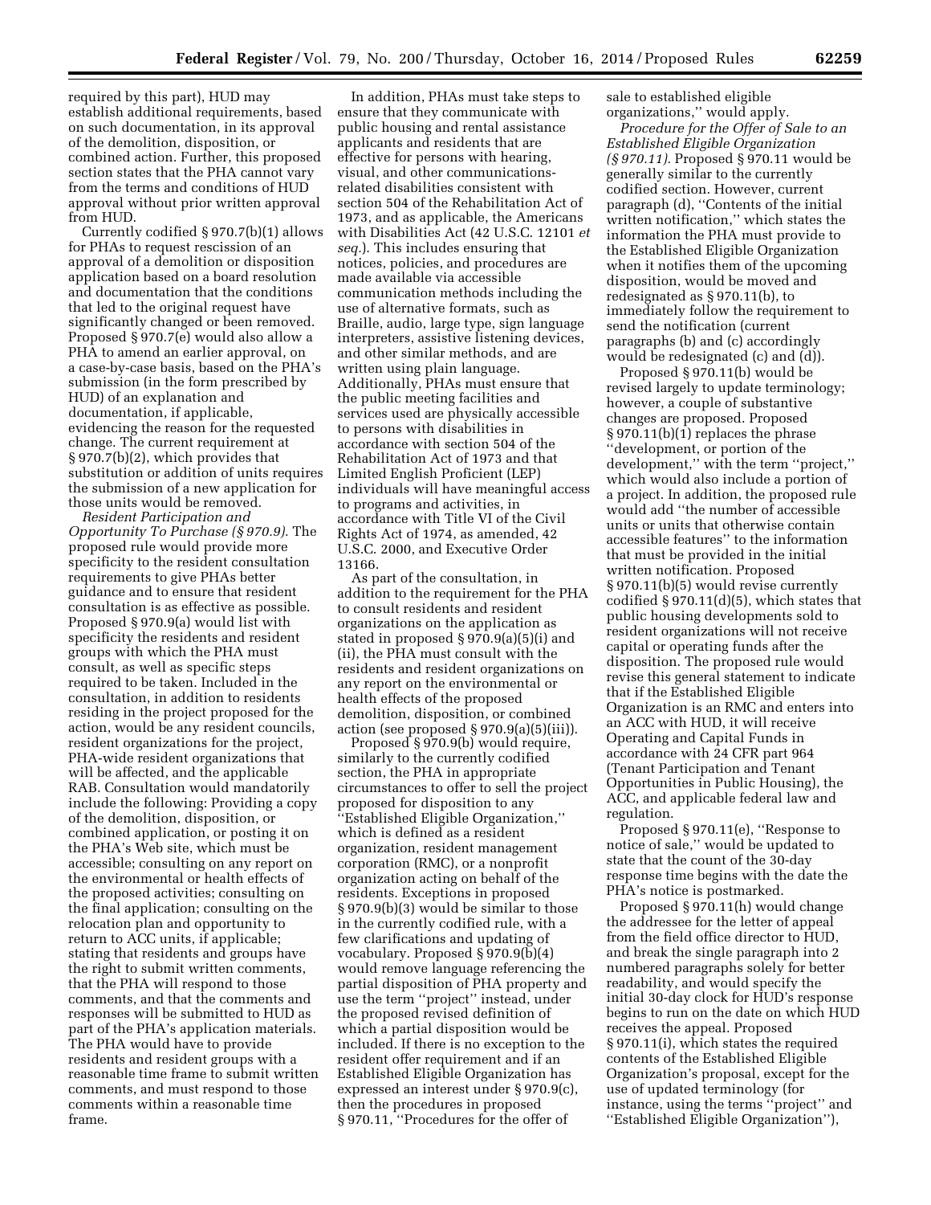required by this part), HUD may establish additional requirements, based on such documentation, in its approval of the demolition, disposition, or combined action. Further, this proposed section states that the PHA cannot vary from the terms and conditions of HUD approval without prior written approval from HUD.

Currently codified § 970.7(b)(1) allows for PHAs to request rescission of an approval of a demolition or disposition application based on a board resolution and documentation that the conditions that led to the original request have significantly changed or been removed. Proposed § 970.7(e) would also allow a PHA to amend an earlier approval, on a case-by-case basis, based on the PHA's submission (in the form prescribed by HUD) of an explanation and documentation, if applicable, evidencing the reason for the requested change. The current requirement at § 970.7(b)(2), which provides that substitution or addition of units requires the submission of a new application for those units would be removed.

*Resident Participation and Opportunity To Purchase (§ 970.9).* The proposed rule would provide more specificity to the resident consultation requirements to give PHAs better guidance and to ensure that resident consultation is as effective as possible. Proposed § 970.9(a) would list with specificity the residents and resident groups with which the PHA must consult, as well as specific steps required to be taken. Included in the consultation, in addition to residents residing in the project proposed for the action, would be any resident councils, resident organizations for the project, PHA-wide resident organizations that will be affected, and the applicable RAB. Consultation would mandatorily include the following: Providing a copy of the demolition, disposition, or combined application, or posting it on the PHA's Web site, which must be accessible; consulting on any report on the environmental or health effects of the proposed activities; consulting on the final application; consulting on the relocation plan and opportunity to return to ACC units, if applicable; stating that residents and groups have the right to submit written comments, that the PHA will respond to those comments, and that the comments and responses will be submitted to HUD as part of the PHA's application materials. The PHA would have to provide residents and resident groups with a reasonable time frame to submit written comments, and must respond to those comments within a reasonable time frame.

In addition, PHAs must take steps to ensure that they communicate with public housing and rental assistance applicants and residents that are effective for persons with hearing, visual, and other communications-related disabilities consistent with section 504 of the Rehabilitation Act of 1973, and as applicable, the Americans with Disabilities Act (42 U.S.C. 12101 *et seq.*). This includes ensuring that notices, policies, and procedures are made available via accessible communication methods including the use of alternative formats, such as Braille, audio, large type, sign language interpreters, assistive listening devices, and other similar methods, and are written using plain language. Additionally, PHAs must ensure that the public meeting facilities and services used are physically accessible to persons with disabilities in accordance with section 504 of the Rehabilitation Act of 1973 and that Limited English Proficient (LEP) individuals will have meaningful access to programs and activities, in accordance with Title VI of the Civil Rights Act of 1974, as amended, 42 U.S.C. 2000, and Executive Order 13166.

As part of the consultation, in addition to the requirement for the PHA to consult residents and resident organizations on the application as stated in proposed § 970.9(a)(5)(i) and (ii), the PHA must consult with the residents and resident organizations on any report on the environmental or health effects of the proposed demolition, disposition, or combined action (see proposed § 970.9(a)(5)(iii)).

Proposed § 970.9(b) would require, similarly to the currently codified section, the PHA in appropriate circumstances to offer to sell the project proposed for disposition to any "Established Eligible Organization," which is defined as a resident organization, resident management corporation (RMC), or a nonprofit organization acting on behalf of the residents. Exceptions in proposed § 970.9(b)(3) would be similar to those in the currently codified rule, with a few clarifications and updating of vocabulary. Proposed § 970.9(b)(4) would remove language referencing the partial disposition of PHA property and use the term "project" instead, under the proposed revised definition of which a partial disposition would be included. If there is no exception to the resident offer requirement and if an Established Eligible Organization has expressed an interest under § 970.9(c), then the procedures in proposed § 970.11, "Procedures for the offer of sale to established eligible organizations," would apply.

*Procedure for the Offer of Sale to an Established Eligible Organization (§ 970.11).* Proposed § 970.11 would be generally similar to the currently codified section. However, current paragraph (d), "Contents of the initial written notification," which states the information the PHA must provide to the Established Eligible Organization when it notifies them of the upcoming disposition, would be moved and redesignated as § 970.11(b), to immediately follow the requirement to send the notification (current paragraphs (b) and (c) accordingly would be redesignated (c) and (d)).

Proposed § 970.11(b) would be revised largely to update terminology; however, a couple of substantive changes are proposed. Proposed § 970.11(b)(1) replaces the phrase "development, or portion of the development," with the term "project," which would also include a portion of a project. In addition, the proposed rule would add "the number of accessible units or units that otherwise contain accessible features" to the information that must be provided in the initial written notification. Proposed § 970.11(b)(5) would revise currently codified § 970.11(d)(5), which states that public housing developments sold to resident organizations will not receive capital or operating funds after the disposition. The proposed rule would revise this general statement to indicate that if the Established Eligible Organization is an RMC and enters into an ACC with HUD, it will receive Operating and Capital Funds in accordance with 24 CFR part 964 (Tenant Participation and Tenant Opportunities in Public Housing), the ACC, and applicable federal law and regulation.

Proposed § 970.11(e), "Response to notice of sale," would be updated to state that the count of the 30-day response time begins with the date the PHA's notice is postmarked.

Proposed § 970.11(h) would change the addressee for the letter of appeal from the field office director to HUD, and break the single paragraph into 2 numbered paragraphs solely for better readability, and would specify the initial 30-day clock for HUD's response begins to run on the date on which HUD receives the appeal. Proposed § 970.11(i), which states the required contents of the Established Eligible Organization's proposal, except for the use of updated terminology (for instance, using the terms "project" and "Established Eligible Organization"),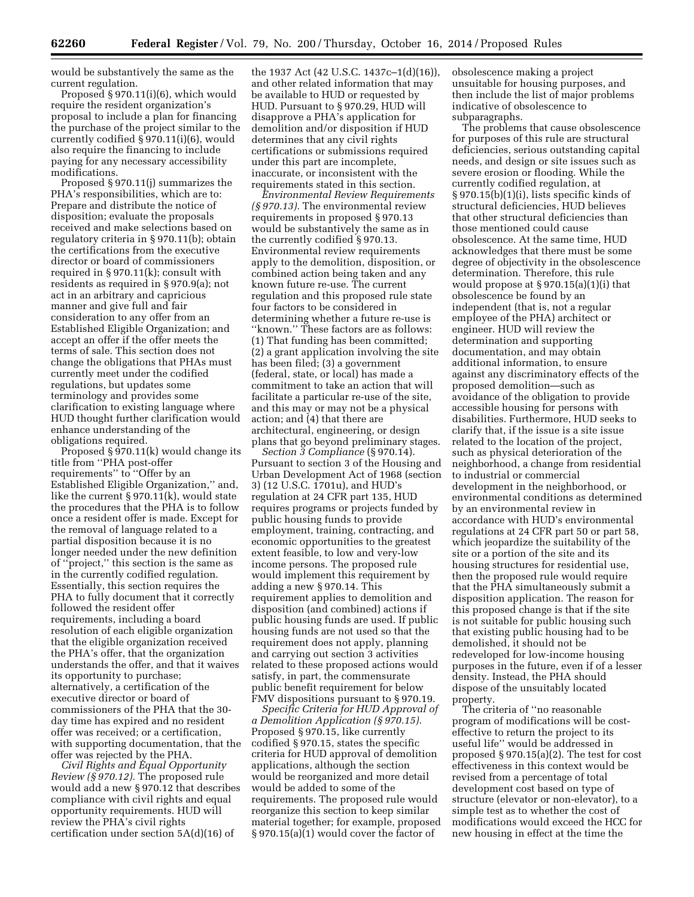would be substantively the same as the current regulation.

Proposed § 970.11(i)(6), which would require the resident organization's proposal to include a plan for financing the purchase of the project similar to the currently codified § 970.11(i)(6), would also require the financing to include paying for any necessary accessibility modifications.

Proposed § 970.11(j) summarizes the PHA's responsibilities, which are to: Prepare and distribute the notice of disposition; evaluate the proposals received and make selections based on regulatory criteria in § 970.11(b); obtain the certifications from the executive director or board of commissioners required in § 970.11(k); consult with residents as required in § 970.9(a); not act in an arbitrary and capricious manner and give full and fair consideration to any offer from an Established Eligible Organization; and accept an offer if the offer meets the terms of sale. This section does not change the obligations that PHAs must currently meet under the codified regulations, but updates some terminology and provides some clarification to existing language where HUD thought further clarification would enhance understanding of the obligations required.

Proposed § 970.11(k) would change its title from "PHA post-offer requirements" to "Offer by an Established Eligible Organization," and, like the current § 970.11(k), would state the procedures that the PHA is to follow once a resident offer is made. Except for the removal of language related to a partial disposition because it is no longer needed under the new definition of "project," this section is the same as in the currently codified regulation. Essentially, this section requires the PHA to fully document that it correctly followed the resident offer requirements, including a board resolution of each eligible organization that the eligible organization received the PHA's offer, that the organization understands the offer, and that it waives its opportunity to purchase; alternatively, a certification of the executive director or board of commissioners of the PHA that the 30-day time has expired and no resident offer was received; or a certification, with supporting documentation, that the offer was rejected by the PHA.

*Civil Rights and Equal Opportunity Review (§ 970.12).* The proposed rule would add a new § 970.12 that describes compliance with civil rights and equal opportunity requirements. HUD will review the PHA's civil rights certification under section 5A(d)(16) of the 1937 Act (42 U.S.C. 1437c–1(d)(16)), and other related information that may be available to HUD or requested by HUD. Pursuant to § 970.29, HUD will disapprove a PHA's application for demolition and/or disposition if HUD determines that any civil rights certifications or submissions required under this part are incomplete, inaccurate, or inconsistent with the requirements stated in this section.

*Environmental Review Requirements (§ 970.13).* The environmental review requirements in proposed § 970.13 would be substantively the same as in the currently codified § 970.13. Environmental review requirements apply to the demolition, disposition, or combined action being taken and any known future re-use. The current regulation and this proposed rule state four factors to be considered in determining whether a future re-use is "known." These factors are as follows: (1) That funding has been committed; (2) a grant application involving the site has been filed; (3) a government (federal, state, or local) has made a commitment to take an action that will facilitate a particular re-use of the site, and this may or may not be a physical action; and (4) that there are architectural, engineering, or design plans that go beyond preliminary stages.

*Section 3 Compliance* (§ 970.14). Pursuant to section 3 of the Housing and Urban Development Act of 1968 (section 3) (12 U.S.C. 1701u), and HUD's regulation at 24 CFR part 135, HUD requires programs or projects funded by public housing funds to provide employment, training, contracting, and economic opportunities to the greatest extent feasible, to low and very-low income persons. The proposed rule would implement this requirement by adding a new § 970.14. This requirement applies to demolition and disposition (and combined) actions if public housing funds are used. If public housing funds are not used so that the requirement does not apply, planning and carrying out section 3 activities related to these proposed actions would satisfy, in part, the commensurate public benefit requirement for below FMV dispositions pursuant to § 970.19.

*Specific Criteria for HUD Approval of a Demolition Application (§ 970.15).* Proposed § 970.15, like currently codified § 970.15, states the specific criteria for HUD approval of demolition applications, although the section would be reorganized and more detail would be added to some of the requirements. The proposed rule would reorganize this section to keep similar material together; for example, proposed § 970.15(a)(1) would cover the factor of obsolescence making a project unsuitable for housing purposes, and then include the list of major problems indicative of obsolescence to subparagraphs.

The problems that cause obsolescence for purposes of this rule are structural deficiencies, serious outstanding capital needs, and design or site issues such as severe erosion or flooding. While the currently codified regulation, at § 970.15(b)(1)(i), lists specific kinds of structural deficiencies, HUD believes that other structural deficiencies than those mentioned could cause obsolescence. At the same time, HUD acknowledges that there must be some degree of objectivity in the obsolescence determination. Therefore, this rule would propose at § 970.15(a)(1)(i) that obsolescence be found by an independent (that is, not a regular employee of the PHA) architect or engineer. HUD will review the determination and supporting documentation, and may obtain additional information, to ensure against any discriminatory effects of the proposed demolition—such as avoidance of the obligation to provide accessible housing for persons with disabilities. Furthermore, HUD seeks to clarify that, if the issue is a site issue related to the location of the project, such as physical deterioration of the neighborhood, a change from residential to industrial or commercial development in the neighborhood, or environmental conditions as determined by an environmental review in accordance with HUD's environmental regulations at 24 CFR part 50 or part 58, which jeopardize the suitability of the site or a portion of the site and its housing structures for residential use, then the proposed rule would require that the PHA simultaneously submit a disposition application. The reason for this proposed change is that if the site is not suitable for public housing such that existing public housing had to be demolished, it should not be redeveloped for low-income housing purposes in the future, even if of a lesser density. Instead, the PHA should dispose of the unsuitably located property.

The criteria of "no reasonable program of modifications will be cost-effective to return the project to its useful life" would be addressed in proposed § 970.15(a)(2). The test for cost effectiveness in this context would be revised from a percentage of total development cost based on type of structure (elevator or non-elevator), to a simple test as to whether the cost of modifications would exceed the HCC for new housing in effect at the time the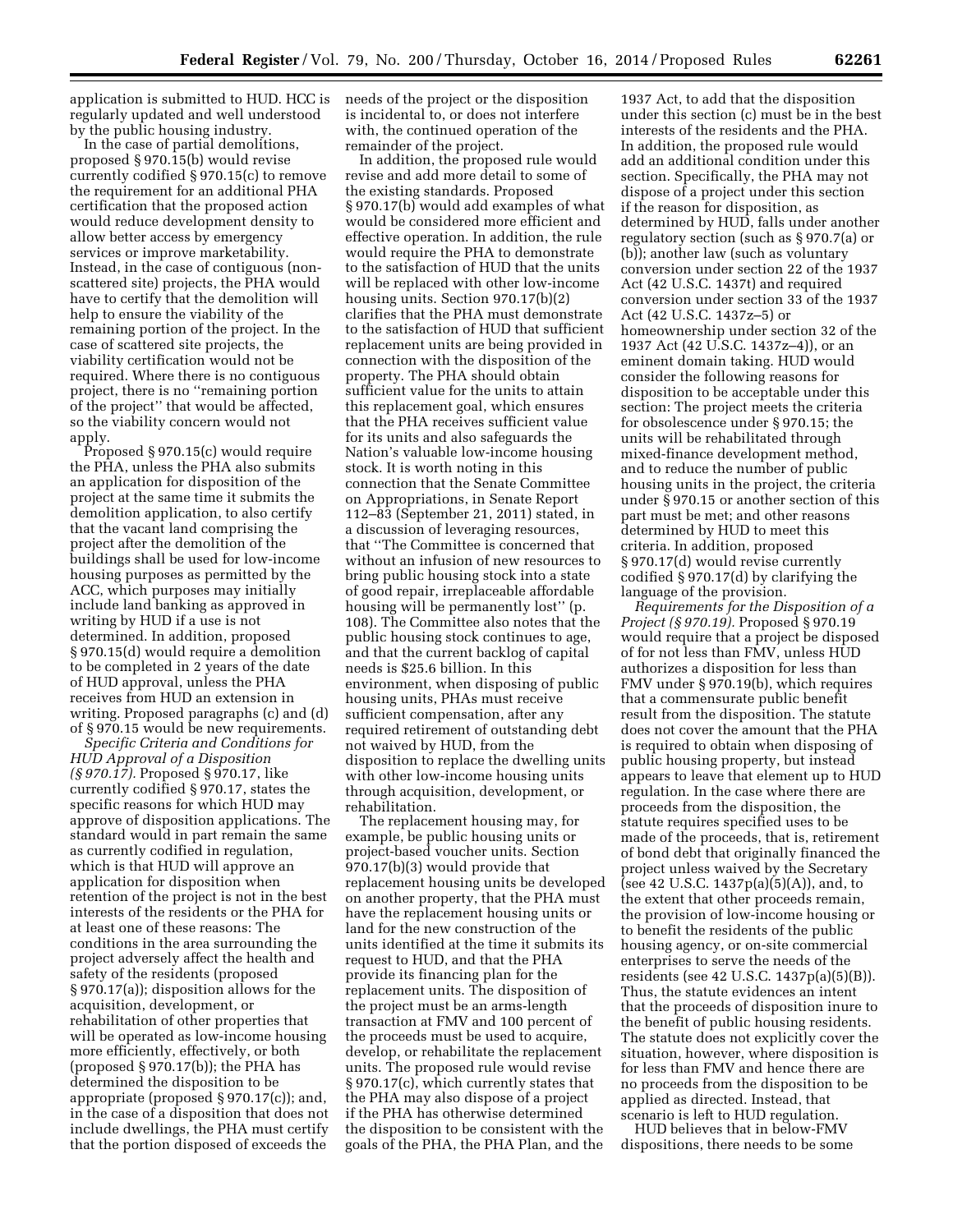application is submitted to HUD. HCC is regularly updated and well understood by the public housing industry.

In the case of partial demolitions, proposed § 970.15(b) would revise currently codified § 970.15(c) to remove the requirement for an additional PHA certification that the proposed action would reduce development density to allow better access by emergency services or improve marketability. Instead, in the case of contiguous (non-scattered site) projects, the PHA would have to certify that the demolition will help to ensure the viability of the remaining portion of the project. In the case of scattered site projects, the viability certification would not be required. Where there is no contiguous project, there is no "remaining portion of the project" that would be affected, so the viability concern would not apply.

Proposed § 970.15(c) would require the PHA, unless the PHA also submits an application for disposition of the project at the same time it submits the demolition application, to also certify that the vacant land comprising the project after the demolition of the buildings shall be used for low-income housing purposes as permitted by the ACC, which purposes may initially include land banking as approved in writing by HUD if a use is not determined. In addition, proposed § 970.15(d) would require a demolition to be completed in 2 years of the date of HUD approval, unless the PHA receives from HUD an extension in writing. Proposed paragraphs (c) and (d) of § 970.15 would be new requirements.

*Specific Criteria and Conditions for HUD Approval of a Disposition (§ 970.17).* Proposed § 970.17, like currently codified § 970.17, states the specific reasons for which HUD may approve of disposition applications. The standard would in part remain the same as currently codified in regulation, which is that HUD will approve an application for disposition when retention of the project is not in the best interests of the residents or the PHA for at least one of these reasons: The conditions in the area surrounding the project adversely affect the health and safety of the residents (proposed § 970.17(a)); disposition allows for the acquisition, development, or rehabilitation of other properties that will be operated as low-income housing more efficiently, effectively, or both (proposed § 970.17(b)); the PHA has determined the disposition to be appropriate (proposed § 970.17(c)); and, in the case of a disposition that does not include dwellings, the PHA must certify that the portion disposed of exceeds the needs of the project or the disposition is incidental to, or does not interfere with, the continued operation of the remainder of the project.

In addition, the proposed rule would revise and add more detail to some of the existing standards. Proposed § 970.17(b) would add examples of what would be considered more efficient and effective operation. In addition, the rule would require the PHA to demonstrate to the satisfaction of HUD that the units will be replaced with other low-income housing units. Section 970.17(b)(2) clarifies that the PHA must demonstrate to the satisfaction of HUD that sufficient replacement units are being provided in connection with the disposition of the property. The PHA should obtain sufficient value for the units to attain this replacement goal, which ensures that the PHA receives sufficient value for its units and also safeguards the Nation's valuable low-income housing stock. It is worth noting in this connection that the Senate Committee on Appropriations, in Senate Report 112–83 (September 21, 2011) stated, in a discussion of leveraging resources, that "The Committee is concerned that without an infusion of new resources to bring public housing stock into a state of good repair, irreplaceable affordable housing will be permanently lost" (p. 108). The Committee also notes that the public housing stock continues to age, and that the current backlog of capital needs is $25.6 billion. In this environment, when disposing of public housing units, PHAs must receive sufficient compensation, after any required retirement of outstanding debt not waived by HUD, from the disposition to replace the dwelling units with other low-income housing units through acquisition, development, or rehabilitation.

The replacement housing may, for example, be public housing units or project-based voucher units. Section 970.17(b)(3) would provide that replacement housing units be developed on another property, that the PHA must have the replacement housing units or land for the new construction of the units identified at the time it submits its request to HUD, and that the PHA provide its financing plan for the replacement units. The disposition of the project must be an arms-length transaction at FMV and 100 percent of the proceeds must be used to acquire, develop, or rehabilitate the replacement units. The proposed rule would revise § 970.17(c), which currently states that the PHA may also dispose of a project if the PHA has otherwise determined the disposition to be consistent with the goals of the PHA, the PHA Plan, and the 1937 Act, to add that the disposition under this section (c) must be in the best interests of the residents and the PHA. In addition, the proposed rule would add an additional condition under this section. Specifically, the PHA may not dispose of a project under this section if the reason for disposition, as determined by HUD, falls under another regulatory section (such as § 970.7(a) or (b)); another law (such as voluntary conversion under section 22 of the 1937 Act (42 U.S.C. 1437t) and required conversion under section 33 of the 1937 Act (42 U.S.C. 1437z–5) or homeownership under section 32 of the 1937 Act (42 U.S.C. 1437z–4)), or an eminent domain taking. HUD would consider the following reasons for disposition to be acceptable under this section: The project meets the criteria for obsolescence under § 970.15; the units will be rehabilitated through mixed-finance development method, and to reduce the number of public housing units in the project, the criteria under § 970.15 or another section of this part must be met; and other reasons determined by HUD to meet this criteria. In addition, proposed § 970.17(d) would revise currently codified § 970.17(d) by clarifying the language of the provision.

*Requirements for the Disposition of a Project (§ 970.19).* Proposed § 970.19 would require that a project be disposed of for not less than FMV, unless HUD authorizes a disposition for less than FMV under § 970.19(b), which requires that a commensurate public benefit result from the disposition. The statute does not cover the amount that the PHA is required to obtain when disposing of public housing property, but instead appears to leave that element up to HUD regulation. In the case where there are proceeds from the disposition, the statute requires specified uses to be made of the proceeds, that is, retirement of bond debt that originally financed the project unless waived by the Secretary (see 42 U.S.C. 1437p(a)(5)(A)), and, to the extent that other proceeds remain, the provision of low-income housing or to benefit the residents of the public housing agency, or on-site commercial enterprises to serve the needs of the residents (see 42 U.S.C. 1437p(a)(5)(B)). Thus, the statute evidences an intent that the proceeds of disposition inure to the benefit of public housing residents. The statute does not explicitly cover the situation, however, where disposition is for less than FMV and hence there are no proceeds from the disposition to be applied as directed. Instead, that scenario is left to HUD regulation.

HUD believes that in below-FMV dispositions, there needs to be some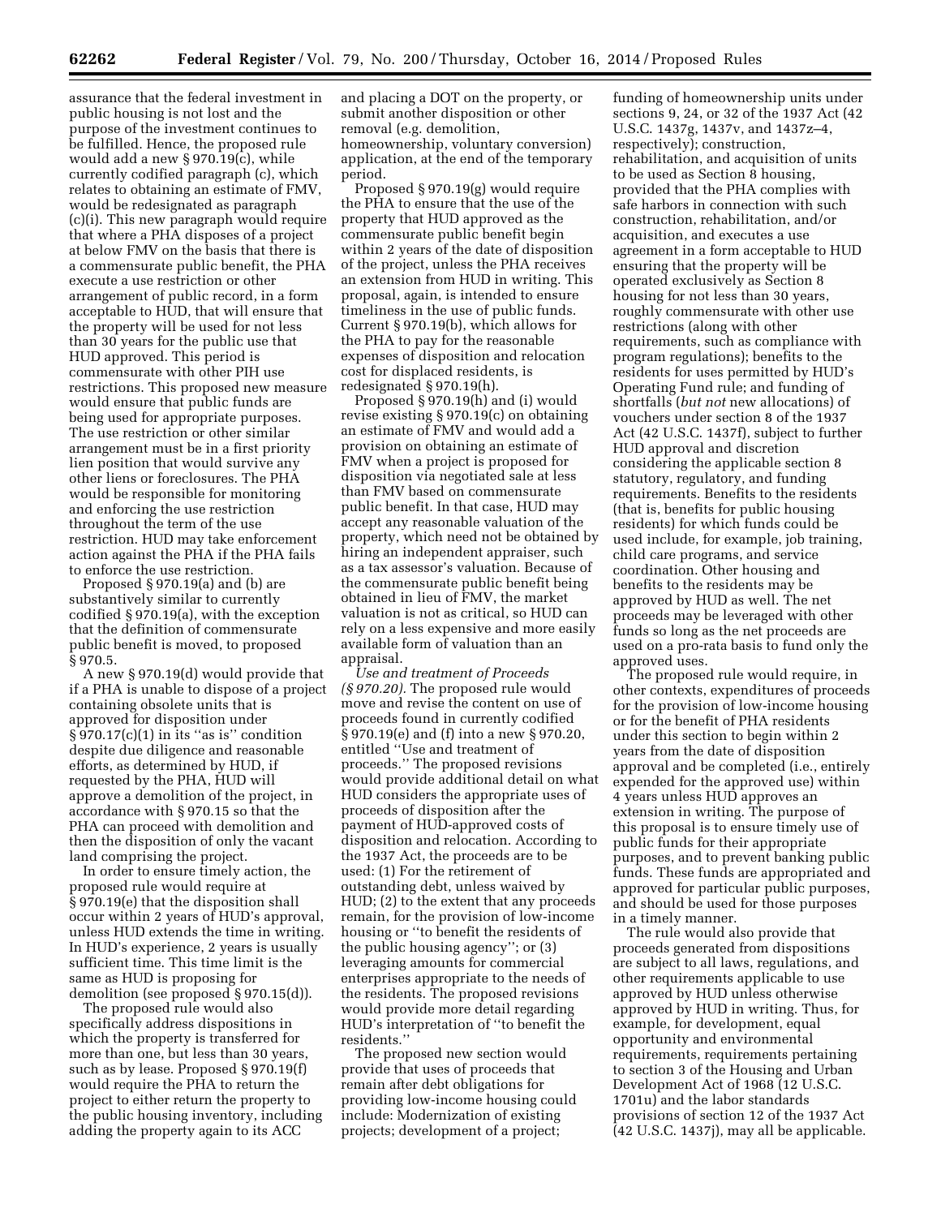assurance that the federal investment in public housing is not lost and the purpose of the investment continues to be fulfilled. Hence, the proposed rule would add a new § 970.19(c), while currently codified paragraph (c), which relates to obtaining an estimate of FMV, would be redesignated as paragraph (c)(i). This new paragraph would require that where a PHA disposes of a project at below FMV on the basis that there is a commensurate public benefit, the PHA execute a use restriction or other arrangement of public record, in a form acceptable to HUD, that will ensure that the property will be used for not less than 30 years for the public use that HUD approved. This period is commensurate with other PIH use restrictions. This proposed new measure would ensure that public funds are being used for appropriate purposes. The use restriction or other similar arrangement must be in a first priority lien position that would survive any other liens or foreclosures. The PHA would be responsible for monitoring and enforcing the use restriction throughout the term of the use restriction. HUD may take enforcement action against the PHA if the PHA fails to enforce the use restriction.

Proposed § 970.19(a) and (b) are substantively similar to currently codified § 970.19(a), with the exception that the definition of commensurate public benefit is moved, to proposed § 970.5.

A new § 970.19(d) would provide that if a PHA is unable to dispose of a project containing obsolete units that is approved for disposition under § 970.17(c)(1) in its "as is" condition despite due diligence and reasonable efforts, as determined by HUD, if requested by the PHA, HUD will approve a demolition of the project, in accordance with § 970.15 so that the PHA can proceed with demolition and then the disposition of only the vacant land comprising the project.

In order to ensure timely action, the proposed rule would require at § 970.19(e) that the disposition shall occur within 2 years of HUD's approval, unless HUD extends the time in writing. In HUD's experience, 2 years is usually sufficient time. This time limit is the same as HUD is proposing for demolition (see proposed § 970.15(d)).

The proposed rule would also specifically address dispositions in which the property is transferred for more than one, but less than 30 years, such as by lease. Proposed § 970.19(f) would require the PHA to return the project to either return the property to the public housing inventory, including adding the property again to its ACC and placing a DOT on the property, or submit another disposition or other removal (e.g. demolition, homeownership, voluntary conversion) application, at the end of the temporary period.

Proposed § 970.19(g) would require the PHA to ensure that the use of the property that HUD approved as the commensurate public benefit begin within 2 years of the date of disposition of the project, unless the PHA receives an extension from HUD in writing. This proposal, again, is intended to ensure timeliness in the use of public funds. Current § 970.19(b), which allows for the PHA to pay for the reasonable expenses of disposition and relocation cost for displaced residents, is redesignated § 970.19(h).

Proposed § 970.19(h) and (i) would revise existing § 970.19(c) on obtaining an estimate of FMV and would add a provision on obtaining an estimate of FMV when a project is proposed for disposition via negotiated sale at less than FMV based on commensurate public benefit. In that case, HUD may accept any reasonable valuation of the property, which need not be obtained by hiring an independent appraiser, such as a tax assessor's valuation. Because of the commensurate public benefit being obtained in lieu of FMV, the market valuation is not as critical, so HUD can rely on a less expensive and more easily available form of valuation than an appraisal.

*Use and treatment of Proceeds (§ 970.20).* The proposed rule would move and revise the content on use of proceeds found in currently codified § 970.19(e) and (f) into a new § 970.20, entitled "Use and treatment of proceeds." The proposed revisions would provide additional detail on what HUD considers the appropriate uses of proceeds of disposition after the payment of HUD-approved costs of disposition and relocation. According to the 1937 Act, the proceeds are to be used: (1) For the retirement of outstanding debt, unless waived by HUD; (2) to the extent that any proceeds remain, for the provision of low-income housing or "to benefit the residents of the public housing agency"; or (3) leveraging amounts for commercial enterprises appropriate to the needs of the residents. The proposed revisions would provide more detail regarding HUD's interpretation of "to benefit the residents."

The proposed new section would provide that uses of proceeds that remain after debt obligations for providing low-income housing could include: Modernization of existing projects; development of a project; funding of homeownership units under sections 9, 24, or 32 of the 1937 Act (42 U.S.C. 1437g, 1437v, and 1437z–4, respectively); construction, rehabilitation, and acquisition of units to be used as Section 8 housing, provided that the PHA complies with safe harbors in connection with such construction, rehabilitation, and/or acquisition, and executes a use agreement in a form acceptable to HUD ensuring that the property will be operated exclusively as Section 8 housing for not less than 30 years, roughly commensurate with other use restrictions (along with other requirements, such as compliance with program regulations); benefits to the residents for uses permitted by HUD's Operating Fund rule; and funding of shortfalls (*but not* new allocations) of vouchers under section 8 of the 1937 Act (42 U.S.C. 1437f), subject to further HUD approval and discretion considering the applicable section 8 statutory, regulatory, and funding requirements. Benefits to the residents (that is, benefits for public housing residents) for which funds could be used include, for example, job training, child care programs, and service coordination. Other housing and benefits to the residents may be approved by HUD as well. The net proceeds may be leveraged with other funds so long as the net proceeds are used on a pro-rata basis to fund only the approved uses.

The proposed rule would require, in other contexts, expenditures of proceeds for the provision of low-income housing or for the benefit of PHA residents under this section to begin within 2 years from the date of disposition approval and be completed (i.e., entirely expended for the approved use) within 4 years unless HUD approves an extension in writing. The purpose of this proposal is to ensure timely use of public funds for their appropriate purposes, and to prevent banking public funds. These funds are appropriated and approved for particular public purposes, and should be used for those purposes in a timely manner.

The rule would also provide that proceeds generated from dispositions are subject to all laws, regulations, and other requirements applicable to use approved by HUD unless otherwise approved by HUD in writing. Thus, for example, for development, equal opportunity and environmental requirements, requirements pertaining to section 3 of the Housing and Urban Development Act of 1968 (12 U.S.C. 1701u) and the labor standards provisions of section 12 of the 1937 Act (42 U.S.C. 1437j), may all be applicable.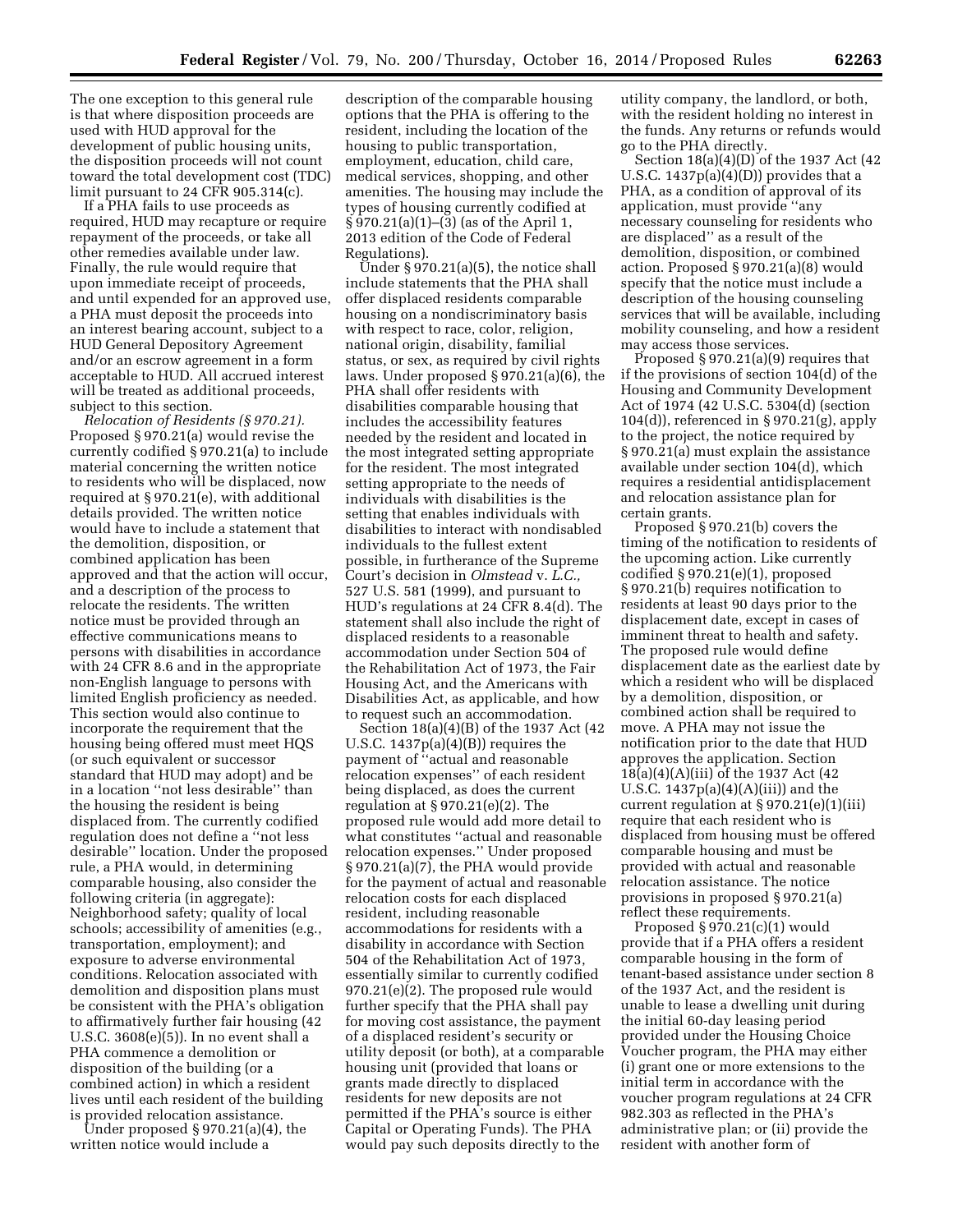The one exception to this general rule is that where disposition proceeds are used with HUD approval for the development of public housing units, the disposition proceeds will not count toward the total development cost (TDC) limit pursuant to 24 CFR 905.314(c).

If a PHA fails to use proceeds as required, HUD may recapture or require repayment of the proceeds, or take all other remedies available under law. Finally, the rule would require that upon immediate receipt of proceeds, and until expended for an approved use, a PHA must deposit the proceeds into an interest bearing account, subject to a HUD General Depository Agreement and/or an escrow agreement in a form acceptable to HUD. All accrued interest will be treated as additional proceeds, subject to this section.

*Relocation of Residents (§ 970.21).* Proposed § 970.21(a) would revise the currently codified § 970.21(a) to include material concerning the written notice to residents who will be displaced, now required at § 970.21(e), with additional details provided. The written notice would have to include a statement that the demolition, disposition, or combined application has been approved and that the action will occur, and a description of the process to relocate the residents. The written notice must be provided through an effective communications means to persons with disabilities in accordance with 24 CFR 8.6 and in the appropriate non-English language to persons with limited English proficiency as needed. This section would also continue to incorporate the requirement that the housing being offered must meet HQS (or such equivalent or successor standard that HUD may adopt) and be in a location ''not less desirable'' than the housing the resident is being displaced from. The currently codified regulation does not define a ''not less desirable'' location. Under the proposed rule, a PHA would, in determining comparable housing, also consider the following criteria (in aggregate): Neighborhood safety; quality of local schools; accessibility of amenities (e.g., transportation, employment); and exposure to adverse environmental conditions. Relocation associated with demolition and disposition plans must be consistent with the PHA's obligation to affirmatively further fair housing (42 U.S.C. 3608(e)(5)). In no event shall a PHA commence a demolition or disposition of the building (or a combined action) in which a resident lives until each resident of the building is provided relocation assistance.

Under proposed § 970.21(a)(4), the written notice would include a description of the comparable housing options that the PHA is offering to the resident, including the location of the housing to public transportation, employment, education, child care, medical services, shopping, and other amenities. The housing may include the types of housing currently codified at § 970.21(a)(1)–(3) (as of the April 1, 2013 edition of the Code of Federal Regulations).

Under § 970.21(a)(5), the notice shall include statements that the PHA shall offer displaced residents comparable housing on a nondiscriminatory basis with respect to race, color, religion, national origin, disability, familial status, or sex, as required by civil rights laws. Under proposed § 970.21(a)(6), the PHA shall offer residents with disabilities comparable housing that includes the accessibility features needed by the resident and located in the most integrated setting appropriate for the resident. The most integrated setting appropriate to the needs of individuals with disabilities is the setting that enables individuals with disabilities to interact with nondisabled individuals to the fullest extent possible, in furtherance of the Supreme Court's decision in *Olmstead* v. *L.C.,* 527 U.S. 581 (1999), and pursuant to HUD's regulations at 24 CFR 8.4(d). The statement shall also include the right of displaced residents to a reasonable accommodation under Section 504 of the Rehabilitation Act of 1973, the Fair Housing Act, and the Americans with Disabilities Act, as applicable, and how to request such an accommodation.

Section 18(a)(4)(B) of the 1937 Act (42 U.S.C. 1437p(a)(4)(B)) requires the payment of ''actual and reasonable relocation expenses'' of each resident being displaced, as does the current regulation at § 970.21(e)(2). The proposed rule would add more detail to what constitutes ''actual and reasonable relocation expenses.'' Under proposed § 970.21(a)(7), the PHA would provide for the payment of actual and reasonable relocation costs for each displaced resident, including reasonable accommodations for residents with a disability in accordance with Section 504 of the Rehabilitation Act of 1973, essentially similar to currently codified 970.21(e)(2). The proposed rule would further specify that the PHA shall pay for moving cost assistance, the payment of a displaced resident's security or utility deposit (or both), at a comparable housing unit (provided that loans or grants made directly to displaced residents for new deposits are not permitted if the PHA's source is either Capital or Operating Funds). The PHA would pay such deposits directly to the utility company, the landlord, or both, with the resident holding no interest in the funds. Any returns or refunds would go to the PHA directly.

Section 18(a)(4)(D) of the 1937 Act (42 U.S.C. 1437p(a)(4)(D)) provides that a PHA, as a condition of approval of its application, must provide ''any necessary counseling for residents who are displaced'' as a result of the demolition, disposition, or combined action. Proposed § 970.21(a)(8) would specify that the notice must include a description of the housing counseling services that will be available, including mobility counseling, and how a resident may access those services.

Proposed § 970.21(a)(9) requires that if the provisions of section 104(d) of the Housing and Community Development Act of 1974 (42 U.S.C. 5304(d) (section 104(d)), referenced in § 970.21(g), apply to the project, the notice required by § 970.21(a) must explain the assistance available under section 104(d), which requires a residential antidisplacement and relocation assistance plan for certain grants.

Proposed § 970.21(b) covers the timing of the notification to residents of the upcoming action. Like currently codified § 970.21(e)(1), proposed § 970.21(b) requires notification to residents at least 90 days prior to the displacement date, except in cases of imminent threat to health and safety. The proposed rule would define displacement date as the earliest date by which a resident who will be displaced by a demolition, disposition, or combined action shall be required to move. A PHA may not issue the notification prior to the date that HUD approves the application. Section 18(a)(4)(A)(iii) of the 1937 Act (42 U.S.C. 1437p(a)(4)(A)(iii)) and the current regulation at § 970.21(e)(1)(iii) require that each resident who is displaced from housing must be offered comparable housing and must be provided with actual and reasonable relocation assistance. The notice provisions in proposed § 970.21(a) reflect these requirements.

Proposed § 970.21(c)(1) would provide that if a PHA offers a resident comparable housing in the form of tenant-based assistance under section 8 of the 1937 Act, and the resident is unable to lease a dwelling unit during the initial 60-day leasing period provided under the Housing Choice Voucher program, the PHA may either (i) grant one or more extensions to the initial term in accordance with the voucher program regulations at 24 CFR 982.303 as reflected in the PHA's administrative plan; or (ii) provide the resident with another form of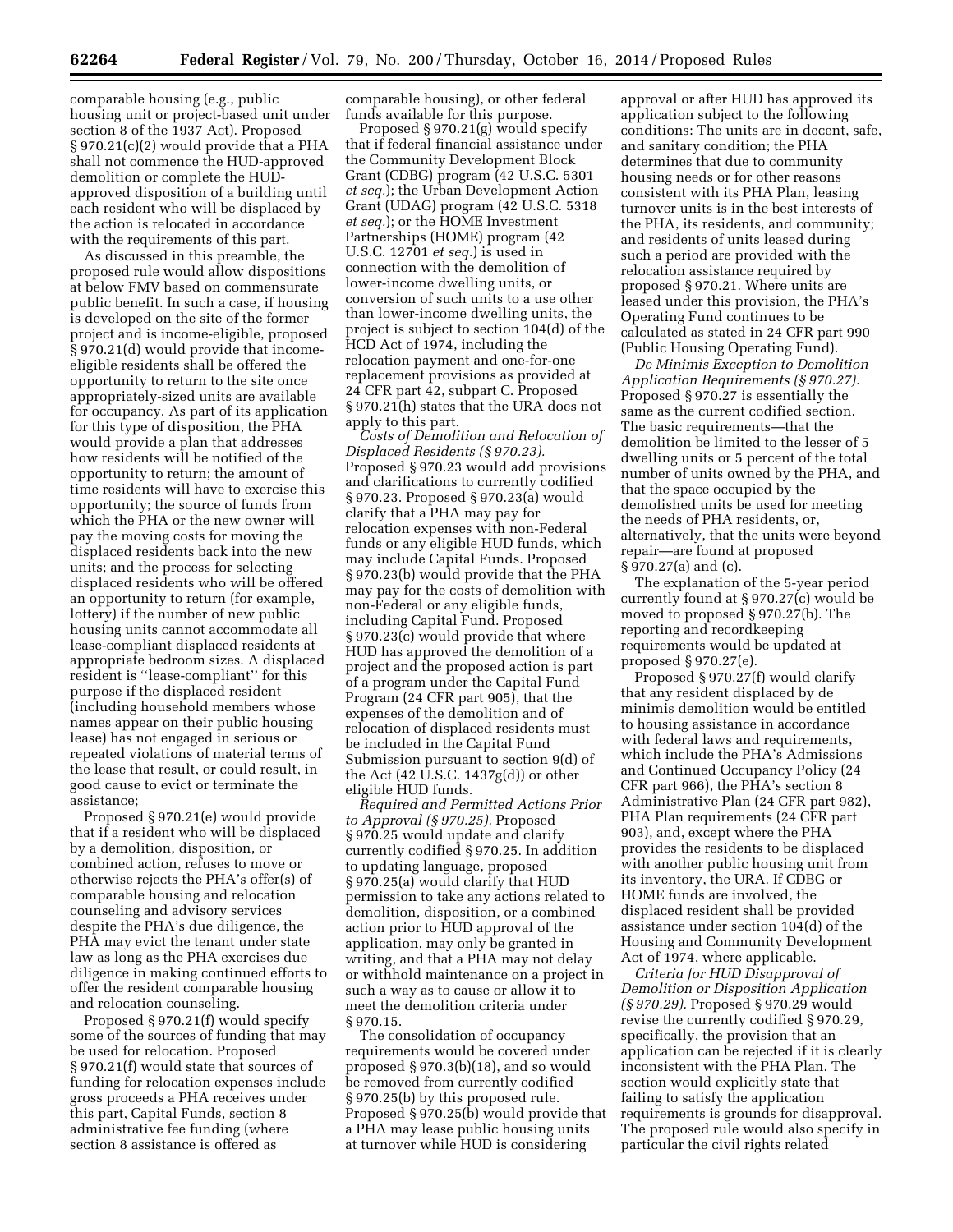comparable housing (e.g., public housing unit or project-based unit under section 8 of the 1937 Act). Proposed § 970.21(c)(2) would provide that a PHA shall not commence the HUD-approved demolition or complete the HUD-approved disposition of a building until each resident who will be displaced by the action is relocated in accordance with the requirements of this part.

As discussed in this preamble, the proposed rule would allow dispositions at below FMV based on commensurate public benefit. In such a case, if housing is developed on the site of the former project and is income-eligible, proposed § 970.21(d) would provide that income-eligible residents shall be offered the opportunity to return to the site once appropriately-sized units are available for occupancy. As part of its application for this type of disposition, the PHA would provide a plan that addresses how residents will be notified of the opportunity to return; the amount of time residents will have to exercise this opportunity; the source of funds from which the PHA or the new owner will pay the moving costs for moving the displaced residents back into the new units; and the process for selecting displaced residents who will be offered an opportunity to return (for example, lottery) if the number of new public housing units cannot accommodate all lease-compliant displaced residents at appropriate bedroom sizes. A displaced resident is ''lease-compliant'' for this purpose if the displaced resident (including household members whose names appear on their public housing lease) has not engaged in serious or repeated violations of material terms of the lease that result, or could result, in good cause to evict or terminate the assistance;

Proposed § 970.21(e) would provide that if a resident who will be displaced by a demolition, disposition, or combined action, refuses to move or otherwise rejects the PHA's offer(s) of comparable housing and relocation counseling and advisory services despite the PHA's due diligence, the PHA may evict the tenant under state law as long as the PHA exercises due diligence in making continued efforts to offer the resident comparable housing and relocation counseling.

Proposed § 970.21(f) would specify some of the sources of funding that may be used for relocation. Proposed § 970.21(f) would state that sources of funding for relocation expenses include gross proceeds a PHA receives under this part, Capital Funds, section 8 administrative fee funding (where section 8 assistance is offered as comparable housing), or other federal funds available for this purpose.

Proposed § 970.21(g) would specify that if federal financial assistance under the Community Development Block Grant (CDBG) program (42 U.S.C. 5301 *et seq.*); the Urban Development Action Grant (UDAG) program (42 U.S.C. 5318 *et seq.*); or the HOME Investment Partnerships (HOME) program (42 U.S.C. 12701 *et seq.*) is used in connection with the demolition of lower-income dwelling units, or conversion of such units to a use other than lower-income dwelling units, the project is subject to section 104(d) of the HCD Act of 1974, including the relocation payment and one-for-one replacement provisions as provided at 24 CFR part 42, subpart C. Proposed § 970.21(h) states that the URA does not apply to this part.

*Costs of Demolition and Relocation of Displaced Residents (§ 970.23).* Proposed § 970.23 would add provisions and clarifications to currently codified § 970.23. Proposed § 970.23(a) would clarify that a PHA may pay for relocation expenses with non-Federal funds or any eligible HUD funds, which may include Capital Funds. Proposed § 970.23(b) would provide that the PHA may pay for the costs of demolition with non-Federal or any eligible funds, including Capital Fund. Proposed § 970.23(c) would provide that where HUD has approved the demolition of a project and the proposed action is part of a program under the Capital Fund Program (24 CFR part 905), that the expenses of the demolition and of relocation of displaced residents must be included in the Capital Fund Submission pursuant to section 9(d) of the Act (42 U.S.C. 1437g(d)) or other eligible HUD funds.

*Required and Permitted Actions Prior to Approval (§ 970.25).* Proposed § 970.25 would update and clarify currently codified § 970.25. In addition to updating language, proposed § 970.25(a) would clarify that HUD permission to take any actions related to demolition, disposition, or a combined action prior to HUD approval of the application, may only be granted in writing, and that a PHA may not delay or withhold maintenance on a project in such a way as to cause or allow it to meet the demolition criteria under § 970.15.

The consolidation of occupancy requirements would be covered under proposed § 970.3(b)(18), and so would be removed from currently codified § 970.25(b) by this proposed rule. Proposed § 970.25(b) would provide that a PHA may lease public housing units at turnover while HUD is considering approval or after HUD has approved its application subject to the following conditions: The units are in decent, safe, and sanitary condition; the PHA determines that due to community housing needs or for other reasons consistent with its PHA Plan, leasing turnover units is in the best interests of the PHA, its residents, and community; and residents of units leased during such a period are provided with the relocation assistance required by proposed § 970.21. Where units are leased under this provision, the PHA's Operating Fund continues to be calculated as stated in 24 CFR part 990 (Public Housing Operating Fund).

*De Minimis Exception to Demolition Application Requirements (§ 970.27).* Proposed § 970.27 is essentially the same as the current codified section. The basic requirements—that the demolition be limited to the lesser of 5 dwelling units or 5 percent of the total number of units owned by the PHA, and that the space occupied by the demolished units be used for meeting the needs of PHA residents, or, alternatively, that the units were beyond repair—are found at proposed § 970.27(a) and (c).

The explanation of the 5-year period currently found at § 970.27(c) would be moved to proposed § 970.27(b). The reporting and recordkeeping requirements would be updated at proposed § 970.27(e).

Proposed § 970.27(f) would clarify that any resident displaced by de minimis demolition would be entitled to housing assistance in accordance with federal laws and requirements, which include the PHA's Admissions and Continued Occupancy Policy (24 CFR part 966), the PHA's section 8 Administrative Plan (24 CFR part 982), PHA Plan requirements (24 CFR part 903), and, except where the PHA provides the residents to be displaced with another public housing unit from its inventory, the URA. If CDBG or HOME funds are involved, the displaced resident shall be provided assistance under section 104(d) of the Housing and Community Development Act of 1974, where applicable.

*Criteria for HUD Disapproval of Demolition or Disposition Application (§ 970.29).* Proposed § 970.29 would revise the currently codified § 970.29, specifically, the provision that an application can be rejected if it is clearly inconsistent with the PHA Plan. The section would explicitly state that failing to satisfy the application requirements is grounds for disapproval. The proposed rule would also specify in particular the civil rights related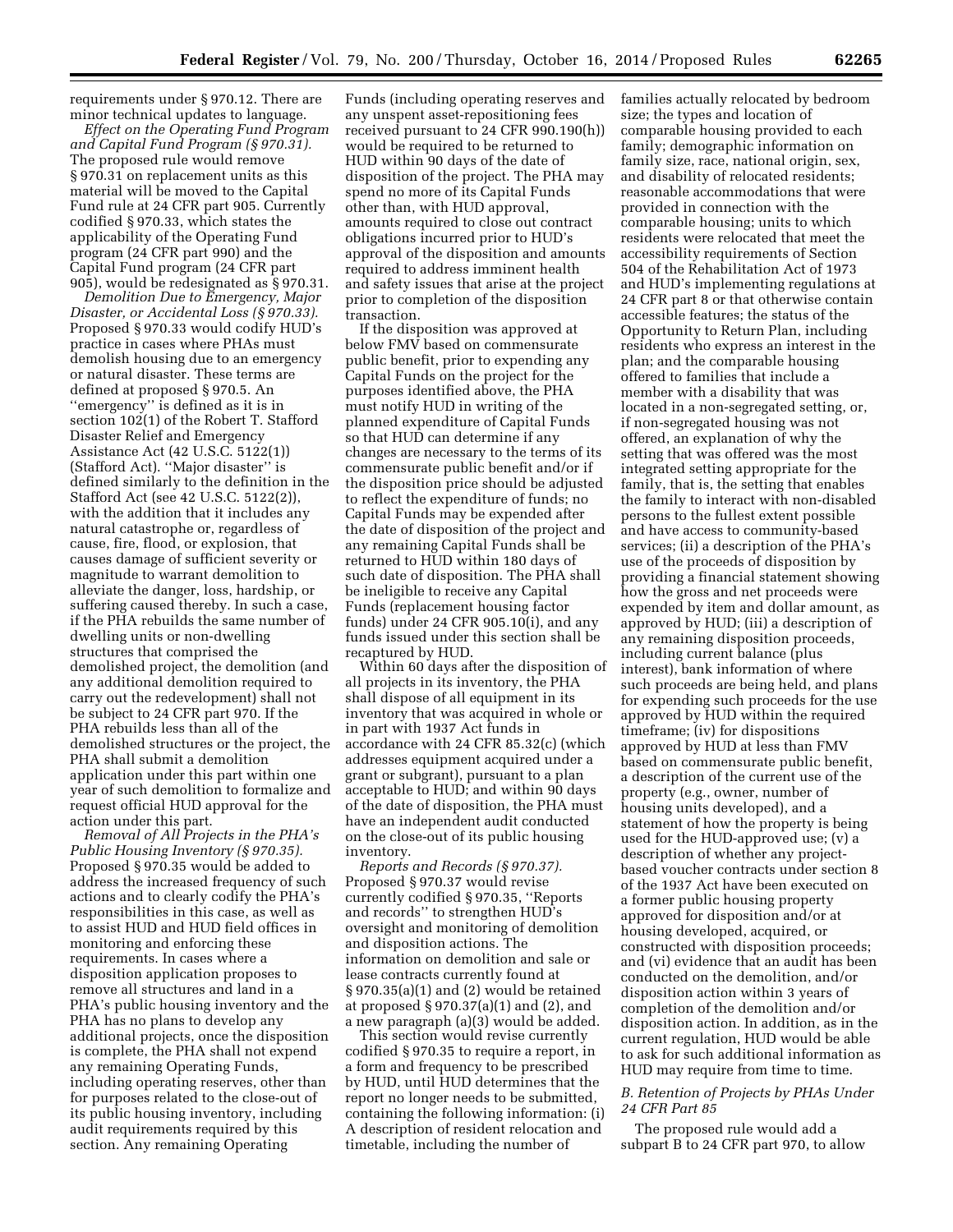requirements under § 970.12. There are minor technical updates to language.

*Effect on the Operating Fund Program and Capital Fund Program (§ 970.31).* The proposed rule would remove § 970.31 on replacement units as this material will be moved to the Capital Fund rule at 24 CFR part 905. Currently codified § 970.33, which states the applicability of the Operating Fund program (24 CFR part 990) and the Capital Fund program (24 CFR part 905), would be redesignated as § 970.31.

*Demolition Due to Emergency, Major Disaster, or Accidental Loss (§ 970.33).* Proposed § 970.33 would codify HUD's practice in cases where PHAs must demolish housing due to an emergency or natural disaster. These terms are defined at proposed § 970.5. An ''emergency'' is defined as it is in section 102(1) of the Robert T. Stafford Disaster Relief and Emergency Assistance Act (42 U.S.C. 5122(1)) (Stafford Act). ''Major disaster'' is defined similarly to the definition in the Stafford Act (see 42 U.S.C. 5122(2)), with the addition that it includes any natural catastrophe or, regardless of cause, fire, flood, or explosion, that causes damage of sufficient severity or magnitude to warrant demolition to alleviate the danger, loss, hardship, or suffering caused thereby. In such a case, if the PHA rebuilds the same number of dwelling units or non-dwelling structures that comprised the demolished project, the demolition (and any additional demolition required to carry out the redevelopment) shall not be subject to 24 CFR part 970. If the PHA rebuilds less than all of the demolished structures or the project, the PHA shall submit a demolition application under this part within one year of such demolition to formalize and request official HUD approval for the action under this part.

*Removal of All Projects in the PHA's Public Housing Inventory (§ 970.35).* Proposed § 970.35 would be added to address the increased frequency of such actions and to clearly codify the PHA's responsibilities in this case, as well as to assist HUD and HUD field offices in monitoring and enforcing these requirements. In cases where a disposition application proposes to remove all structures and land in a PHA's public housing inventory and the PHA has no plans to develop any additional projects, once the disposition is complete, the PHA shall not expend any remaining Operating Funds, including operating reserves, other than for purposes related to the close-out of its public housing inventory, including audit requirements required by this section. Any remaining Operating Funds (including operating reserves and any unspent asset-repositioning fees received pursuant to 24 CFR 990.190(h)) would be required to be returned to HUD within 90 days of the date of disposition of the project. The PHA may spend no more of its Capital Funds other than, with HUD approval, amounts required to close out contract obligations incurred prior to HUD's approval of the disposition and amounts required to address imminent health and safety issues that arise at the project prior to completion of the disposition transaction.

If the disposition was approved at below FMV based on commensurate public benefit, prior to expending any Capital Funds on the project for the purposes identified above, the PHA must notify HUD in writing of the planned expenditure of Capital Funds so that HUD can determine if any changes are necessary to the terms of its commensurate public benefit and/or if the disposition price should be adjusted to reflect the expenditure of funds; no Capital Funds may be expended after the date of disposition of the project and any remaining Capital Funds shall be returned to HUD within 180 days of such date of disposition. The PHA shall be ineligible to receive any Capital Funds (replacement housing factor funds) under 24 CFR 905.10(i), and any funds issued under this section shall be recaptured by HUD.

Within 60 days after the disposition of all projects in its inventory, the PHA shall dispose of all equipment in its inventory that was acquired in whole or in part with 1937 Act funds in accordance with 24 CFR 85.32(c) (which addresses equipment acquired under a grant or subgrant), pursuant to a plan acceptable to HUD; and within 90 days of the date of disposition, the PHA must have an independent audit conducted on the close-out of its public housing inventory.

*Reports and Records (§ 970.37).* Proposed § 970.37 would revise currently codified § 970.35, ''Reports and records'' to strengthen HUD's oversight and monitoring of demolition and disposition actions. The information on demolition and sale or lease contracts currently found at § 970.35(a)(1) and (2) would be retained at proposed § 970.37(a)(1) and (2), and a new paragraph (a)(3) would be added.

This section would revise currently codified § 970.35 to require a report, in a form and frequency to be prescribed by HUD, until HUD determines that the report no longer needs to be submitted, containing the following information: (i) A description of resident relocation and timetable, including the number of families actually relocated by bedroom size; the types and location of comparable housing provided to each family; demographic information on family size, race, national origin, sex, and disability of relocated residents; reasonable accommodations that were provided in connection with the comparable housing; units to which residents were relocated that meet the accessibility requirements of Section 504 of the Rehabilitation Act of 1973 and HUD's implementing regulations at 24 CFR part 8 or that otherwise contain accessible features; the status of the Opportunity to Return Plan, including residents who express an interest in the plan; and the comparable housing offered to families that include a member with a disability that was located in a non-segregated setting, or, if non-segregated housing was not offered, an explanation of why the setting that was offered was the most integrated setting appropriate for the family, that is, the setting that enables the family to interact with non-disabled persons to the fullest extent possible and have access to community-based services; (ii) a description of the PHA's use of the proceeds of disposition by providing a financial statement showing how the gross and net proceeds were expended by item and dollar amount, as approved by HUD; (iii) a description of any remaining disposition proceeds, including current balance (plus interest), bank information of where such proceeds are being held, and plans for expending such proceeds for the use approved by HUD within the required timeframe; (iv) for dispositions approved by HUD at less than FMV based on commensurate public benefit, a description of the current use of the property (e.g., owner, number of housing units developed), and a statement of how the property is being used for the HUD-approved use; (v) a description of whether any project-based voucher contracts under section 8 of the 1937 Act have been executed on a former public housing property approved for disposition and/or at housing developed, acquired, or constructed with disposition proceeds; and (vi) evidence that an audit has been conducted on the demolition, and/or disposition action within 3 years of completion of the demolition and/or disposition action. In addition, as in the current regulation, HUD would be able to ask for such additional information as HUD may require from time to time.

### *B. Retention of Projects by PHAs Under 24 CFR Part 85*

The proposed rule would add a subpart B to 24 CFR part 970, to allow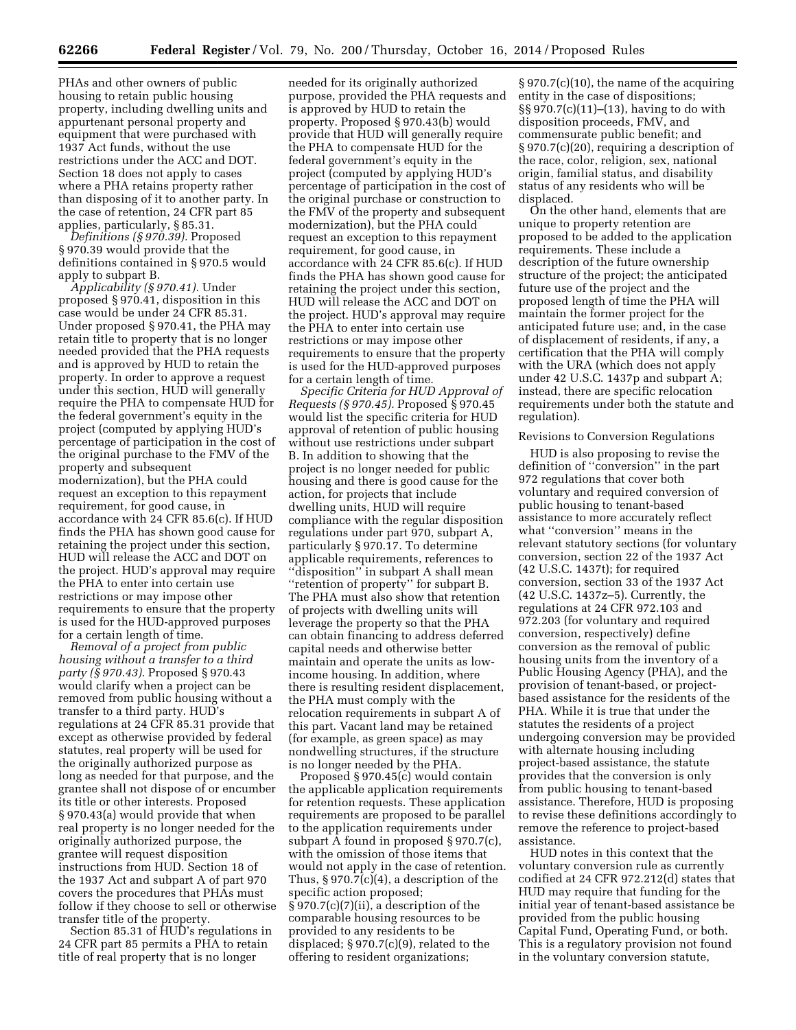PHAs and other owners of public housing to retain public housing property, including dwelling units and appurtenant personal property and equipment that were purchased with 1937 Act funds, without the use restrictions under the ACC and DOT. Section 18 does not apply to cases where a PHA retains property rather than disposing of it to another party. In the case of retention, 24 CFR part 85 applies, particularly, § 85.31.

*Definitions (§ 970.39).* Proposed § 970.39 would provide that the definitions contained in § 970.5 would apply to subpart B.

*Applicability (§ 970.41).* Under proposed § 970.41, disposition in this case would be under 24 CFR 85.31. Under proposed § 970.41, the PHA may retain title to property that is no longer needed provided that the PHA requests and is approved by HUD to retain the property. In order to approve a request under this section, HUD will generally require the PHA to compensate HUD for the federal government's equity in the project (computed by applying HUD's percentage of participation in the cost of the original purchase to the FMV of the property and subsequent modernization), but the PHA could request an exception to this repayment requirement, for good cause, in accordance with 24 CFR 85.6(c). If HUD finds the PHA has shown good cause for retaining the project under this section, HUD will release the ACC and DOT on the project. HUD's approval may require the PHA to enter into certain use restrictions or may impose other requirements to ensure that the property is used for the HUD-approved purposes for a certain length of time.

*Removal of a project from public housing without a transfer to a third party (§ 970.43).* Proposed § 970.43 would clarify when a project can be removed from public housing without a transfer to a third party. HUD's regulations at 24 CFR 85.31 provide that except as otherwise provided by federal statutes, real property will be used for the originally authorized purpose as long as needed for that purpose, and the grantee shall not dispose of or encumber its title or other interests. Proposed § 970.43(a) would provide that when real property is no longer needed for the originally authorized purpose, the grantee will request disposition instructions from HUD. Section 18 of the 1937 Act and subpart A of part 970 covers the procedures that PHAs must follow if they choose to sell or otherwise transfer title of the property.

Section 85.31 of HUD's regulations in 24 CFR part 85 permits a PHA to retain title of real property that is no longer needed for its originally authorized purpose, provided the PHA requests and is approved by HUD to retain the property. Proposed § 970.43(b) would provide that HUD will generally require the PHA to compensate HUD for the federal government's equity in the project (computed by applying HUD's percentage of participation in the cost of the original purchase or construction to the FMV of the property and subsequent modernization), but the PHA could request an exception to this repayment requirement, for good cause, in accordance with 24 CFR 85.6(c). If HUD finds the PHA has shown good cause for retaining the project under this section, HUD will release the ACC and DOT on the project. HUD's approval may require the PHA to enter into certain use restrictions or may impose other requirements to ensure that the property is used for the HUD-approved purposes for a certain length of time.

*Specific Criteria for HUD Approval of Requests (§ 970.45).* Proposed § 970.45 would list the specific criteria for HUD approval of retention of public housing without use restrictions under subpart B. In addition to showing that the project is no longer needed for public housing and there is good cause for the action, for projects that include dwelling units, HUD will require compliance with the regular disposition regulations under part 970, subpart A, particularly § 970.17. To determine applicable requirements, references to "disposition" in subpart A shall mean "retention of property" for subpart B. The PHA must also show that retention of projects with dwelling units will leverage the property so that the PHA can obtain financing to address deferred capital needs and otherwise better maintain and operate the units as low-income housing. In addition, where there is resulting resident displacement, the PHA must comply with the relocation requirements in subpart A of this part. Vacant land may be retained (for example, as green space) as may nondwelling structures, if the structure is no longer needed by the PHA.

Proposed § 970.45(c) would contain the applicable application requirements for retention requests. These application requirements are proposed to be parallel to the application requirements under subpart A found in proposed § 970.7(c), with the omission of those items that would not apply in the case of retention. Thus, § 970.7(c)(4), a description of the specific action proposed; § 970.7(c)(7)(ii), a description of the comparable housing resources to be provided to any residents to be displaced; § 970.7(c)(9), related to the offering to resident organizations; § 970.7(c)(10), the name of the acquiring entity in the case of dispositions; §§ 970.7(c)(11)–(13), having to do with disposition proceeds, FMV, and commensurate public benefit; and § 970.7(c)(20), requiring a description of the race, color, religion, sex, national origin, familial status, and disability status of any residents who will be displaced.

On the other hand, elements that are unique to property retention are proposed to be added to the application requirements. These include a description of the future ownership structure of the project; the anticipated future use of the project and the proposed length of time the PHA will maintain the former project for the anticipated future use; and, in the case of displacement of residents, if any, a certification that the PHA will comply with the URA (which does not apply under 42 U.S.C. 1437p and subpart A; instead, there are specific relocation requirements under both the statute and regulation).

Revisions to Conversion Regulations

HUD is also proposing to revise the definition of "conversion" in the part 972 regulations that cover both voluntary and required conversion of public housing to tenant-based assistance to more accurately reflect what "conversion" means in the relevant statutory sections (for voluntary conversion, section 22 of the 1937 Act (42 U.S.C. 1437t); for required conversion, section 33 of the 1937 Act (42 U.S.C. 1437z–5). Currently, the regulations at 24 CFR 972.103 and 972.203 (for voluntary and required conversion, respectively) define conversion as the removal of public housing units from the inventory of a Public Housing Agency (PHA), and the provision of tenant-based, or project-based assistance for the residents of the PHA. While it is true that under the statutes the residents of a project undergoing conversion may be provided with alternate housing including project-based assistance, the statute provides that the conversion is only from public housing to tenant-based assistance. Therefore, HUD is proposing to revise these definitions accordingly to remove the reference to project-based assistance.

HUD notes in this context that the voluntary conversion rule as currently codified at 24 CFR 972.212(d) states that HUD may require that funding for the initial year of tenant-based assistance be provided from the public housing Capital Fund, Operating Fund, or both. This is a regulatory provision not found in the voluntary conversion statute,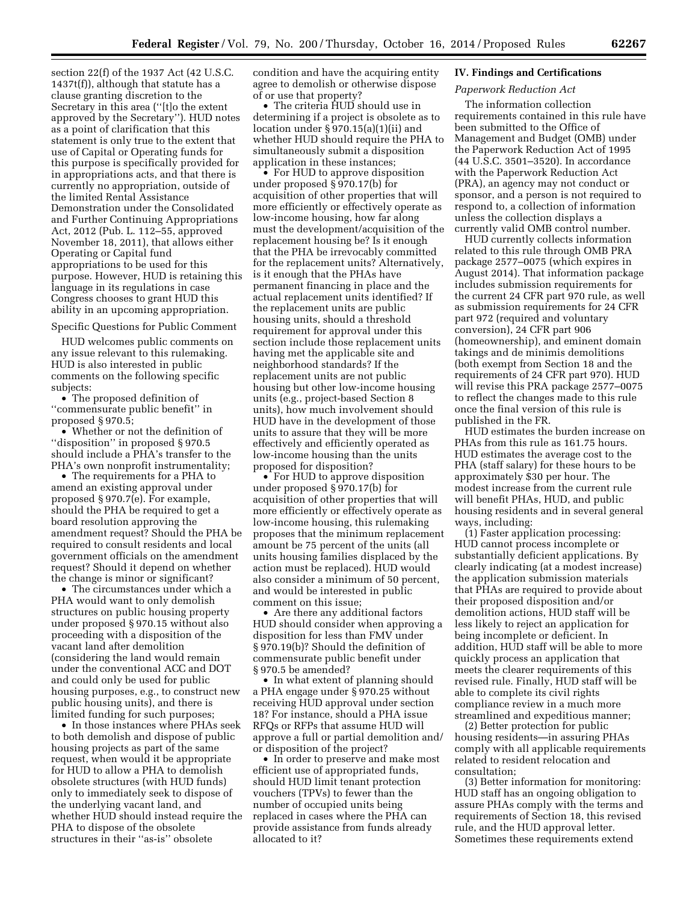section 22(f) of the 1937 Act (42 U.S.C. 1437t(f)), although that statute has a clause granting discretion to the Secretary in this area (''[t]o the extent approved by the Secretary''). HUD notes as a point of clarification that this statement is only true to the extent that use of Capital or Operating funds for this purpose is specifically provided for in appropriations acts, and that there is currently no appropriation, outside of the limited Rental Assistance Demonstration under the Consolidated and Further Continuing Appropriations Act, 2012 (Pub. L. 112–55, approved November 18, 2011), that allows either Operating or Capital fund appropriations to be used for this purpose. However, HUD is retaining this language in its regulations in case Congress chooses to grant HUD this ability in an upcoming appropriation.

Specific Questions for Public Comment

HUD welcomes public comments on any issue relevant to this rulemaking. HUD is also interested in public comments on the following specific subjects:

- The proposed definition of ''commensurate public benefit'' in proposed § 970.5;
- Whether or not the definition of ''disposition'' in proposed § 970.5 should include a PHA's transfer to the PHA's own nonprofit instrumentality;
- The requirements for a PHA to amend an existing approval under proposed § 970.7(e). For example, should the PHA be required to get a board resolution approving the amendment request? Should the PHA be required to consult residents and local government officials on the amendment request? Should it depend on whether the change is minor or significant?
- The circumstances under which a PHA would want to only demolish structures on public housing property under proposed § 970.15 without also proceeding with a disposition of the vacant land after demolition (considering the land would remain under the conventional ACC and DOT and could only be used for public housing purposes, e.g., to construct new public housing units), and there is limited funding for such purposes;
- In those instances where PHAs seek to both demolish and dispose of public housing projects as part of the same request, when would it be appropriate for HUD to allow a PHA to demolish obsolete structures (with HUD funds) only to immediately seek to dispose of the underlying vacant land, and whether HUD should instead require the PHA to dispose of the obsolete structures in their ''as-is'' obsolete condition and have the acquiring entity agree to demolish or otherwise dispose of or use that property?
- The criteria HUD should use in determining if a project is obsolete as to location under § 970.15(a)(1)(ii) and whether HUD should require the PHA to simultaneously submit a disposition application in these instances;
- For HUD to approve disposition under proposed § 970.17(b) for acquisition of other properties that will more efficiently or effectively operate as low-income housing, how far along must the development/acquisition of the replacement housing be? Is it enough that the PHA be irrevocably committed for the replacement units? Alternatively, is it enough that the PHAs have permanent financing in place and the actual replacement units identified? If the replacement units are public housing units, should a threshold requirement for approval under this section include those replacement units having met the applicable site and neighborhood standards? If the replacement units are not public housing but other low-income housing units (e.g., project-based Section 8 units), how much involvement should HUD have in the development of those units to assure that they will be more effectively and efficiently operated as low-income housing than the units proposed for disposition?
- For HUD to approve disposition under proposed § 970.17(b) for acquisition of other properties that will more efficiently or effectively operate as low-income housing, this rulemaking proposes that the minimum replacement amount be 75 percent of the units (all units housing families displaced by the action must be replaced). HUD would also consider a minimum of 50 percent, and would be interested in public comment on this issue;
- Are there any additional factors HUD should consider when approving a disposition for less than FMV under § 970.19(b)? Should the definition of commensurate public benefit under § 970.5 be amended?
- In what extent of planning should a PHA engage under § 970.25 without receiving HUD approval under section 18? For instance, should a PHA issue RFQs or RFPs that assume HUD will approve a full or partial demolition and/or disposition of the project?
- In order to preserve and make most efficient use of appropriated funds, should HUD limit tenant protection vouchers (TPVs) to fewer than the number of occupied units being replaced in cases where the PHA can provide assistance from funds already allocated to it?

## IV. Findings and Certifications

*Paperwork Reduction Act*

The information collection requirements contained in this rule have been submitted to the Office of Management and Budget (OMB) under the Paperwork Reduction Act of 1995 (44 U.S.C. 3501–3520). In accordance with the Paperwork Reduction Act (PRA), an agency may not conduct or sponsor, and a person is not required to respond to, a collection of information unless the collection displays a currently valid OMB control number.

HUD currently collects information related to this rule through OMB PRA package 2577–0075 (which expires in August 2014). That information package includes submission requirements for the current 24 CFR part 970 rule, as well as submission requirements for 24 CFR part 972 (required and voluntary conversion), 24 CFR part 906 (homeownership), and eminent domain takings and de minimis demolitions (both exempt from Section 18 and the requirements of 24 CFR part 970). HUD will revise this PRA package 2577–0075 to reflect the changes made to this rule once the final version of this rule is published in the FR.

HUD estimates the burden increase on PHAs from this rule as 161.75 hours. HUD estimates the average cost to the PHA (staff salary) for these hours to be approximately $30 per hour. The modest increase from the current rule will benefit PHAs, HUD, and public housing residents and in several general ways, including:

(1) Faster application processing: HUD cannot process incomplete or substantially deficient applications. By clearly indicating (at a modest increase) the application submission materials that PHAs are required to provide about their proposed disposition and/or demolition actions, HUD staff will be less likely to reject an application for being incomplete or deficient. In addition, HUD staff will be able to more quickly process an application that meets the clearer requirements of this revised rule. Finally, HUD staff will be able to complete its civil rights compliance review in a much more streamlined and expeditious manner;

(2) Better protection for public housing residents—in assuring PHAs comply with all applicable requirements related to resident relocation and consultation;

(3) Better information for monitoring: HUD staff has an ongoing obligation to assure PHAs comply with the terms and requirements of Section 18, this revised rule, and the HUD approval letter. Sometimes these requirements extend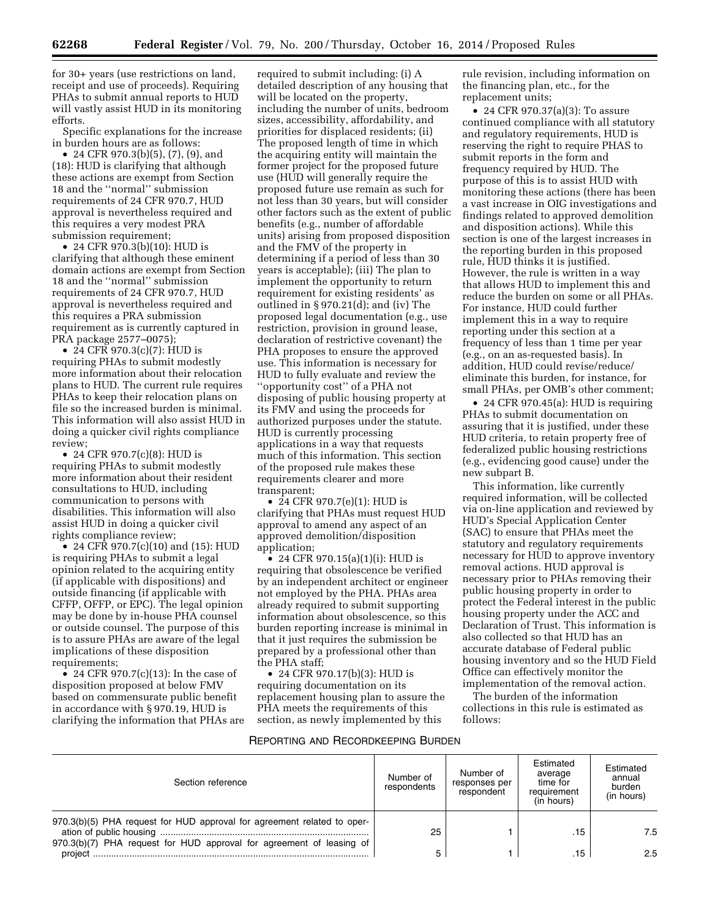for 30+ years (use restrictions on land, receipt and use of proceeds). Requiring PHAs to submit annual reports to HUD will vastly assist HUD in its monitoring efforts.

Specific explanations for the increase in burden hours are as follows:

- 24 CFR 970.3(b)(5), (7), (9), and (18): HUD is clarifying that although these actions are exempt from Section 18 and the ''normal'' submission requirements of 24 CFR 970.7, HUD approval is nevertheless required and this requires a very modest PRA submission requirement;
- 24 CFR 970.3(b)(10): HUD is clarifying that although these eminent domain actions are exempt from Section 18 and the ''normal'' submission requirements of 24 CFR 970.7, HUD approval is nevertheless required and this requires a PRA submission requirement as is currently captured in PRA package 2577–0075);
- 24 CFR 970.3(c)(7): HUD is requiring PHAs to submit modestly more information about their relocation plans to HUD. The current rule requires PHAs to keep their relocation plans on file so the increased burden is minimal. This information will also assist HUD in doing a quicker civil rights compliance review;
- 24 CFR 970.7(c)(8): HUD is requiring PHAs to submit modestly more information about their resident consultations to HUD, including communication to persons with disabilities. This information will also assist HUD in doing a quicker civil rights compliance review;
- 24 CFR 970.7(c)(10) and (15): HUD is requiring PHAs to submit a legal opinion related to the acquiring entity (if applicable with dispositions) and outside financing (if applicable with CFFP, OFFP, or EPC). The legal opinion may be done by in-house PHA counsel or outside counsel. The purpose of this is to assure PHAs are aware of the legal implications of these disposition requirements;
- 24 CFR 970.7(c)(13): In the case of disposition proposed at below FMV based on commensurate public benefit in accordance with § 970.19, HUD is clarifying the information that PHAs are required to submit including: (i) A detailed description of any housing that will be located on the property, including the number of units, bedroom sizes, accessibility, affordability, and priorities for displaced residents; (ii) The proposed length of time in which the acquiring entity will maintain the former project for the proposed future use (HUD will generally require the proposed future use remain as such for not less than 30 years, but will consider other factors such as the extent of public benefits (e.g., number of affordable units) arising from proposed disposition and the FMV of the property in determining if a period of less than 30 years is acceptable); (iii) The plan to implement the opportunity to return requirement for existing residents' as outlined in § 970.21(d); and (iv) The proposed legal documentation (e.g., use restriction, provision in ground lease, declaration of restrictive covenant) the PHA proposes to ensure the approved use. This information is necessary for HUD to fully evaluate and review the ''opportunity cost'' of a PHA not disposing of public housing property at its FMV and using the proceeds for authorized purposes under the statute. HUD is currently processing applications in a way that requests much of this information. This section of the proposed rule makes these requirements clearer and more transparent;
- 24 CFR 970.7(e)(1): HUD is clarifying that PHAs must request HUD approval to amend any aspect of an approved demolition/disposition application;
- 24 CFR 970.15(a)(1)(i): HUD is requiring that obsolescence be verified by an independent architect or engineer not employed by the PHA. PHAs area already required to submit supporting information about obsolescence, so this burden reporting increase is minimal in that it just requires the submission be prepared by a professional other than the PHA staff;
- 24 CFR 970.17(b)(3): HUD is requiring documentation on its replacement housing plan to assure the PHA meets the requirements of this section, as newly implemented by this rule revision, including information on the financing plan, etc., for the replacement units;
- 24 CFR 970.37(a)(3): To assure continued compliance with all statutory and regulatory requirements, HUD is reserving the right to require PHAS to submit reports in the form and frequency required by HUD. The purpose of this is to assist HUD with monitoring these actions (there has been a vast increase in OIG investigations and findings related to approved demolition and disposition actions). While this section is one of the largest increases in the reporting burden in this proposed rule, HUD thinks it is justified. However, the rule is written in a way that allows HUD to implement this and reduce the burden on some or all PHAs. For instance, HUD could further implement this in a way to require reporting under this section at a frequency of less than 1 time per year (e.g., on an as-requested basis). In addition, HUD could revise/reduce/eliminate this burden, for instance, for small PHAs, per OMB's other comment;
- 24 CFR 970.45(a): HUD is requiring PHAs to submit documentation on assuring that it is justified, under these HUD criteria, to retain property free of federalized public housing restrictions (e.g., evidencing good cause) under the new subpart B.

This information, like currently required information, will be collected via on-line application and reviewed by HUD's Special Application Center (SAC) to ensure that PHAs meet the statutory and regulatory requirements necessary for HUD to approve inventory removal actions. HUD approval is necessary prior to PHAs removing their public housing property in order to protect the Federal interest in the public housing property under the ACC and Declaration of Trust. This information is also collected so that HUD has an accurate database of Federal public housing inventory and so the HUD Field Office can effectively monitor the implementation of the removal action.

The burden of the information collections in this rule is estimated as follows:

REPORTING AND RECORDKEEPING BURDEN

| Section reference | Number of respondents | Number of responses per respondent | Estimated average time for requirement (in hours) | Estimated annual burden (in hours) |
|---|---|---|---|---|
| 970.3(b)(5) PHA request for HUD approval for agreement related to operation of public housing | 25 | 1 | .15 | 7.5 |
| 970.3(b)(7) PHA request for HUD approval for agreement of leasing of project | 5 | 1 | .15 | 2.5 |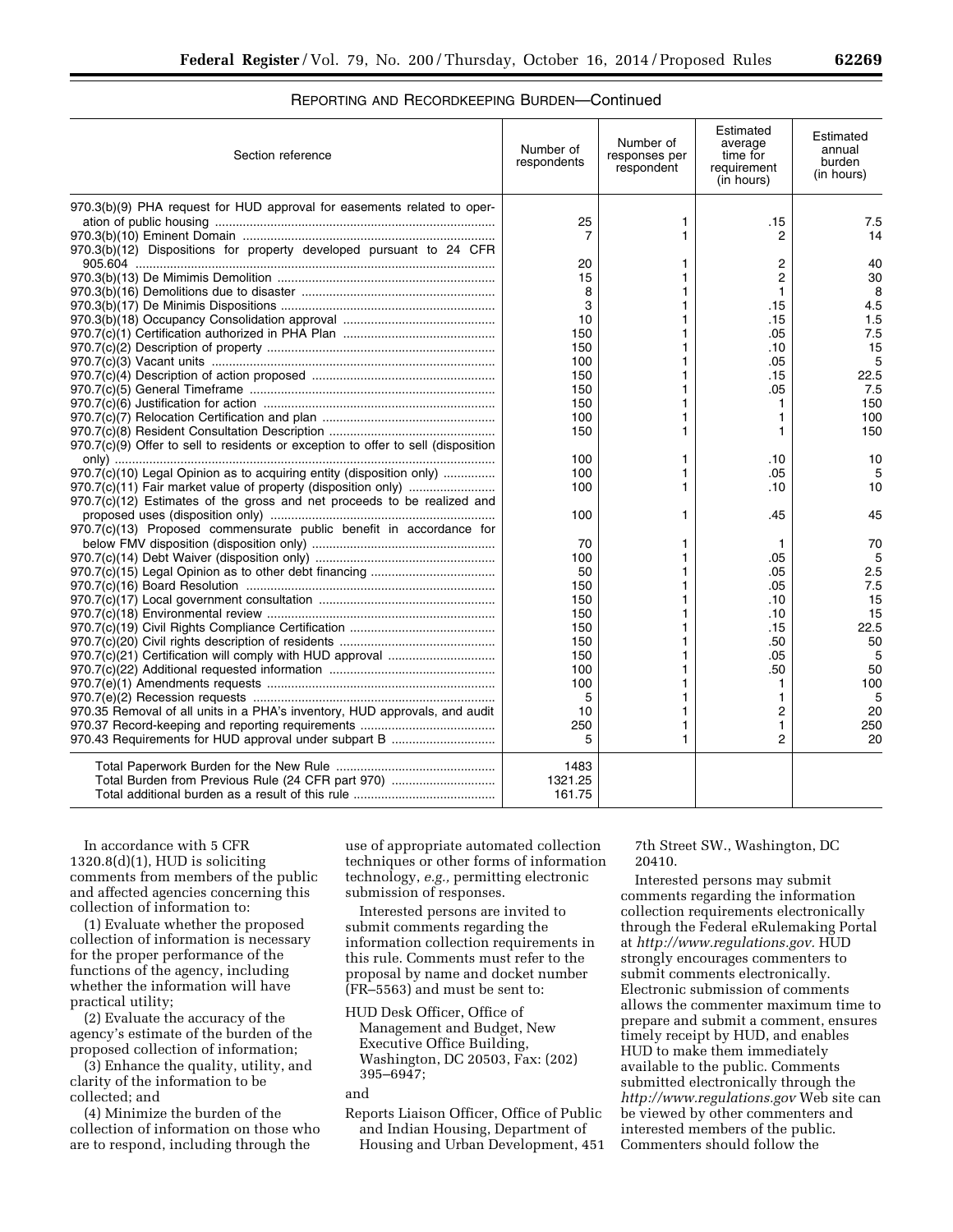REPORTING AND RECORDKEEPING BURDEN—Continued

| Section reference | Number of respondents | Number of responses per respondent | Estimated average time for requirement (in hours) | Estimated annual burden (in hours) |
|---|---|---|---|---|
| 970.3(b)(9) PHA request for HUD approval for easements related to operation of public housing | 25 | 1 | .15 | 7.5 |
| 970.3(b)(10) Eminent Domain | 7 | 1 | 2 | 14 |
| 970.3(b)(12) Dispositions for property developed pursuant to 24 CFR 905.604 | 20 | 1 | 2 | 40 |
| 970.3(b)(13) De Mimimis Demolition | 15 | 1 | 2 | 30 |
| 970.3(b)(16) Demolitions due to disaster | 8 | 1 | 1 | 8 |
| 970.3(b)(17) De Minimis Dispositions | 3 | 1 | .15 | 4.5 |
| 970.3(b)(18) Occupancy Consolidation approval | 10 | 1 | .15 | 1.5 |
| 970.7(c)(1) Certification authorized in PHA Plan | 150 | 1 | .05 | 7.5 |
| 970.7(c)(2) Description of property | 150 | 1 | .10 | 15 |
| 970.7(c)(3) Vacant units | 100 | 1 | .05 | 5 |
| 970.7(c)(4) Description of action proposed | 150 | 1 | .15 | 22.5 |
| 970.7(c)(5) General Timeframe | 150 | 1 | .05 | 7.5 |
| 970.7(c)(6) Justification for action | 150 | 1 | 1 | 150 |
| 970.7(c)(7) Relocation Certification and plan | 100 | 1 | 1 | 100 |
| 970.7(c)(8) Resident Consultation Description | 150 | 1 | 1 | 150 |
| 970.7(c)(9) Offer to sell to residents or exception to offer to sell (disposition only) | 100 | 1 | .10 | 10 |
| 970.7(c)(10) Legal Opinion as to acquiring entity (disposition only) | 100 | 1 | .05 | 5 |
| 970.7(c)(11) Fair market value of property (disposition only) | 100 | 1 | .10 | 10 |
| 970.7(c)(12) Estimates of the gross and net proceeds to be realized and proposed uses (disposition only) | 100 | 1 | .45 | 45 |
| 970.7(c)(13) Proposed commensurate public benefit in accordance for below FMV disposition (disposition only) | 70 | 1 | 1 | 70 |
| 970.7(c)(14) Debt Waiver (disposition only) | 100 | 1 | .05 | 5 |
| 970.7(c)(15) Legal Opinion as to other debt financing | 50 | 1 | .05 | 2.5 |
| 970.7(c)(16) Board Resolution | 150 | 1 | .05 | 7.5 |
| 970.7(c)(17) Local government consultation | 150 | 1 | .10 | 15 |
| 970.7(c)(18) Environmental review | 150 | 1 | .10 | 15 |
| 970.7(c)(19) Civil Rights Compliance Certification | 150 | 1 | .15 | 22.5 |
| 970.7(c)(20) Civil rights description of residents | 150 | 1 | .50 | 50 |
| 970.7(c)(21) Certification will comply with HUD approval | 150 | 1 | .05 | 5 |
| 970.7(c)(22) Additional requested information | 100 | 1 | .50 | 50 |
| 970.7(e)(1) Amendments requests | 100 | 1 | 1 | 100 |
| 970.7(e)(2) Recession requests | 5 | 1 | 1 | 5 |
| 970.35 Removal of all units in a PHA's inventory, HUD approvals, and audit | 10 | 1 | 2 | 20 |
| 970.37 Record-keeping and reporting requirements | 250 | 1 | 1 | 250 |
| 970.43 Requirements for HUD approval under subpart B | 5 | 1 | 2 | 20 |
| Total Paperwork Burden for the New Rule | 1483 | | | |
| Total Burden from Previous Rule (24 CFR part 970) | 1321.25 | | | |
| Total additional burden as a result of this rule | 161.75 | | | |

In accordance with 5 CFR 1320.8(d)(1), HUD is soliciting comments from members of the public and affected agencies concerning this collection of information to:

(1) Evaluate whether the proposed collection of information is necessary for the proper performance of the functions of the agency, including whether the information will have practical utility;

(2) Evaluate the accuracy of the agency's estimate of the burden of the proposed collection of information;

(3) Enhance the quality, utility, and clarity of the information to be collected; and

(4) Minimize the burden of the collection of information on those who are to respond, including through the use of appropriate automated collection techniques or other forms of information technology, *e.g.*, permitting electronic submission of responses.

Interested persons are invited to submit comments regarding the information collection requirements in this rule. Comments must refer to the proposal by name and docket number (FR–5563) and must be sent to:

HUD Desk Officer, Office of Management and Budget, New Executive Office Building, Washington, DC 20503, Fax: (202) 395–6947;

and

Reports Liaison Officer, Office of Public and Indian Housing, Department of Housing and Urban Development, 451 7th Street SW., Washington, DC 20410.

Interested persons may submit comments regarding the information collection requirements electronically through the Federal eRulemaking Portal at *http://www.regulations.gov.* HUD strongly encourages commenters to submit comments electronically. Electronic submission of comments allows the commenter maximum time to prepare and submit a comment, ensures timely receipt by HUD, and enables HUD to make them immediately available to the public. Comments submitted electronically through the *http://www.regulations.gov* Web site can be viewed by other commenters and interested members of the public. Commenters should follow the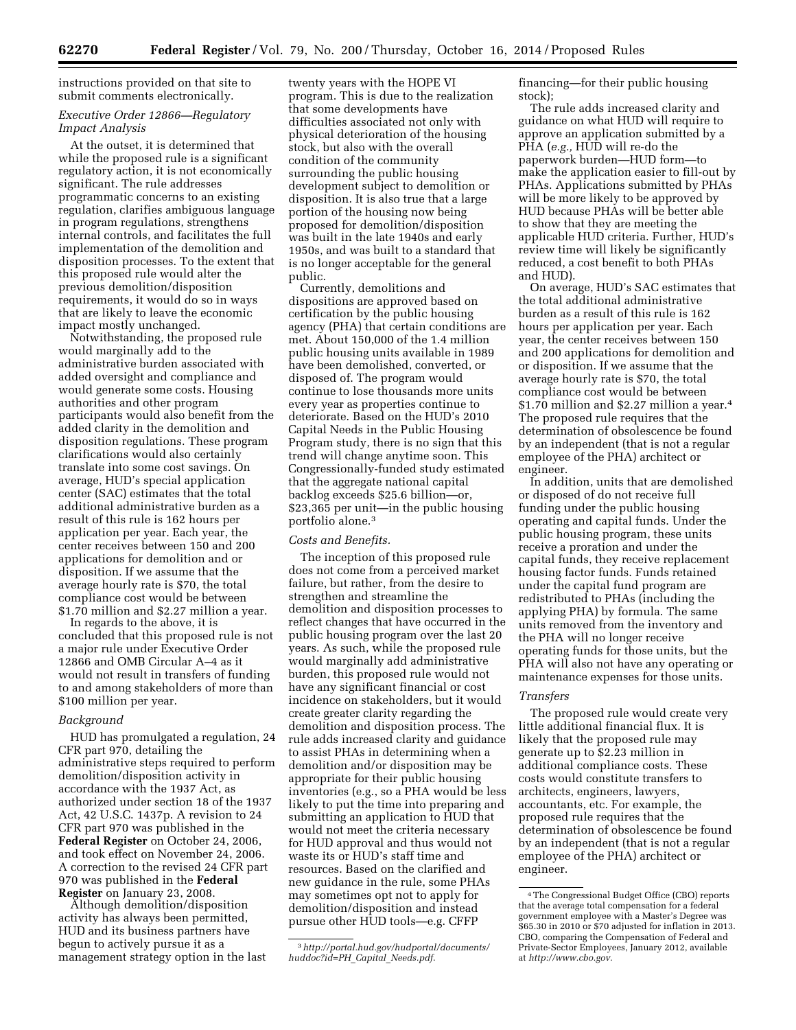instructions provided on that site to submit comments electronically.

*Executive Order 12866—Regulatory Impact Analysis*

At the outset, it is determined that while the proposed rule is a significant regulatory action, it is not economically significant. The rule addresses programmatic concerns to an existing regulation, clarifies ambiguous language in program regulations, strengthens internal controls, and facilitates the full implementation of the demolition and disposition processes. To the extent that this proposed rule would alter the previous demolition/disposition requirements, it would do so in ways that are likely to leave the economic impact mostly unchanged.

Notwithstanding, the proposed rule would marginally add to the administrative burden associated with added oversight and compliance and would generate some costs. Housing authorities and other program participants would also benefit from the added clarity in the demolition and disposition regulations. These program clarifications would also certainly translate into some cost savings. On average, HUD's special application center (SAC) estimates that the total additional administrative burden as a result of this rule is 162 hours per application per year. Each year, the center receives between 150 and 200 applications for demolition and or disposition. If we assume that the average hourly rate is $70, the total compliance cost would be between $1.70 million and $2.27 million a year.

In regards to the above, it is concluded that this proposed rule is not a major rule under Executive Order 12866 and OMB Circular A–4 as it would not result in transfers of funding to and among stakeholders of more than $100 million per year.

*Background*

HUD has promulgated a regulation, 24 CFR part 970, detailing the administrative steps required to perform demolition/disposition activity in accordance with the 1937 Act, as authorized under section 18 of the 1937 Act, 42 U.S.C. 1437p. A revision to 24 CFR part 970 was published in the **Federal Register** on October 24, 2006, and took effect on November 24, 2006. A correction to the revised 24 CFR part 970 was published in the **Federal Register** on January 23, 2008.

Although demolition/disposition activity has always been permitted, HUD and its business partners have begun to actively pursue it as a management strategy option in the last twenty years with the HOPE VI program. This is due to the realization that some developments have difficulties associated not only with physical deterioration of the housing stock, but also with the overall condition of the community surrounding the public housing development subject to demolition or disposition. It is also true that a large portion of the housing now being proposed for demolition/disposition was built in the late 1940s and early 1950s, and was built to a standard that is no longer acceptable for the general public.

Currently, demolitions and dispositions are approved based on certification by the public housing agency (PHA) that certain conditions are met. About 150,000 of the 1.4 million public housing units available in 1989 have been demolished, converted, or disposed of. The program would continue to lose thousands more units every year as properties continue to deteriorate. Based on the HUD's 2010 Capital Needs in the Public Housing Program study, there is no sign that this trend will change anytime soon. This Congressionally-funded study estimated that the aggregate national capital backlog exceeds $25.6 billion—or, $23,365 per unit—in the public housing portfolio alone.[3]

*Costs and Benefits.*

The inception of this proposed rule does not come from a perceived market failure, but rather, from the desire to strengthen and streamline the demolition and disposition processes to reflect changes that have occurred in the public housing program over the last 20 years. As such, while the proposed rule would marginally add administrative burden, this proposed rule would not have any significant financial or cost incidence on stakeholders, but it would create greater clarity regarding the demolition and disposition process. The rule adds increased clarity and guidance to assist PHAs in determining when a demolition and/or disposition may be appropriate for their public housing inventories (e.g., so a PHA would be less likely to put the time into preparing and submitting an application to HUD that would not meet the criteria necessary for HUD approval and thus would not waste its or HUD's staff time and resources. Based on the clarified and new guidance in the rule, some PHAs may sometimes opt not to apply for demolition/disposition and instead pursue other HUD tools—e.g. CFFP financing—for their public housing stock);

The rule adds increased clarity and guidance on what HUD will require to approve an application submitted by a PHA (*e.g.,* HUD will re-do the paperwork burden—HUD form—to make the application easier to fill-out by PHAs. Applications submitted by PHAs will be more likely to be approved by HUD because PHAs will be better able to show that they are meeting the applicable HUD criteria. Further, HUD's review time will likely be significantly reduced, a cost benefit to both PHAs and HUD).

On average, HUD's SAC estimates that the total additional administrative burden as a result of this rule is 162 hours per application per year. Each year, the center receives between 150 and 200 applications for demolition and or disposition. If we assume that the average hourly rate is $70, the total compliance cost would be between $1.70 million and $2.27 million a year.[4] The proposed rule requires that the determination of obsolescence be found by an independent (that is not a regular employee of the PHA) architect or engineer.

In addition, units that are demolished or disposed of do not receive full funding under the public housing operating and capital funds. Under the public housing program, these units receive a proration and under the capital funds, they receive replacement housing factor funds. Funds retained under the capital fund program are redistributed to PHAs (including the applying PHA) by formula. The same units removed from the inventory and the PHA will no longer receive operating funds for those units, but the PHA will also not have any operating or maintenance expenses for those units.

*Transfers*

The proposed rule would create very little additional financial flux. It is likely that the proposed rule may generate up to $2.23 million in additional compliance costs. These costs would constitute transfers to architects, engineers, lawyers, accountants, etc. For example, the proposed rule requires that the determination of obsolescence be found by an independent (that is not a regular employee of the PHA) architect or engineer.

---

[3] *http://portal.hud.gov/hudportal/documents/huddoc?id=PH_Capital_Needs.pdf.*

[4] The Congressional Budget Office (CBO) reports that the average total compensation for a federal government employee with a Master's Degree was $65.30 in 2010 or $70 adjusted for inflation in 2013. CBO, comparing the Compensation of Federal and Private-Sector Employees, January 2012, available at *http://www.cbo.gov.*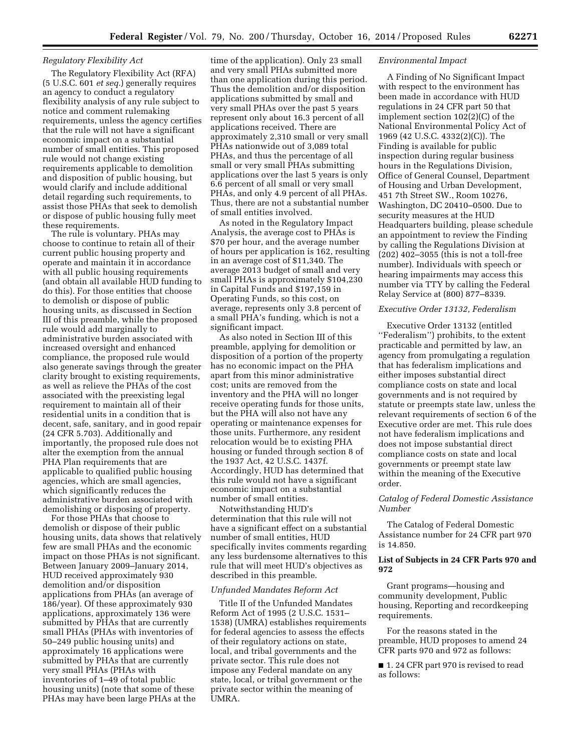*Regulatory Flexibility Act*

The Regulatory Flexibility Act (RFA) (5 U.S.C. 601 *et seq.*) generally requires an agency to conduct a regulatory flexibility analysis of any rule subject to notice and comment rulemaking requirements, unless the agency certifies that the rule will not have a significant economic impact on a substantial number of small entities. This proposed rule would not change existing requirements applicable to demolition and disposition of public housing, but would clarify and include additional detail regarding such requirements, to assist those PHAs that seek to demolish or dispose of public housing fully meet these requirements.

The rule is voluntary. PHAs may choose to continue to retain all of their current public housing property and operate and maintain it in accordance with all public housing requirements (and obtain all available HUD funding to do this). For those entities that choose to demolish or dispose of public housing units, as discussed in Section III of this preamble, while the proposed rule would add marginally to administrative burden associated with increased oversight and enhanced compliance, the proposed rule would also generate savings through the greater clarity brought to existing requirements, as well as relieve the PHAs of the cost associated with the preexisting legal requirement to maintain all of their residential units in a condition that is decent, safe, sanitary, and in good repair (24 CFR 5.703). Additionally and importantly, the proposed rule does not alter the exemption from the annual PHA Plan requirements that are applicable to qualified public housing agencies, which are small agencies, which significantly reduces the administrative burden associated with demolishing or disposing of property.

For those PHAs that choose to demolish or dispose of their public housing units, data shows that relatively few are small PHAs and the economic impact on those PHAs is not significant. Between January 2009–January 2014, HUD received approximately 930 demolition and/or disposition applications from PHAs (an average of 186/year). Of these approximately 930 applications, approximately 136 were submitted by PHAs that are currently small PHAs (PHAs with inventories of 50–249 public housing units) and approximately 16 applications were submitted by PHAs that are currently very small PHAs (PHAs with inventories of 1–49 of total public housing units) (note that some of these PHAs may have been large PHAs at the time of the application). Only 23 small and very small PHAs submitted more than one application during this period. Thus the demolition and/or disposition applications submitted by small and very small PHAs over the past 5 years represent only about 16.3 percent of all applications received. There are approximately 2,310 small or very small PHAs nationwide out of 3,089 total PHAs, and thus the percentage of all small or very small PHAs submitting applications over the last 5 years is only 6.6 percent of all small or very small PHAs, and only 4.9 percent of all PHAs. Thus, there are not a substantial number of small entities involved.

As noted in the Regulatory Impact Analysis, the average cost to PHAs is $70 per hour, and the average number of hours per application is 162, resulting in an average cost of $11,340. The average 2013 budget of small and very small PHAs is approximately $104,230 in Capital Funds and $197,159 in Operating Funds, so this cost, on average, represents only 3.8 percent of a small PHA's funding, which is not a significant impact.

As also noted in Section III of this preamble, applying for demolition or disposition of a portion of the property has no economic impact on the PHA apart from this minor administrative cost; units are removed from the inventory and the PHA will no longer receive operating funds for those units, but the PHA will also not have any operating or maintenance expenses for those units. Furthermore, any resident relocation would be to existing PHA housing or funded through section 8 of the 1937 Act, 42 U.S.C. 1437f. Accordingly, HUD has determined that this rule would not have a significant economic impact on a substantial number of small entities.

Notwithstanding HUD's determination that this rule will not have a significant effect on a substantial number of small entities, HUD specifically invites comments regarding any less burdensome alternatives to this rule that will meet HUD's objectives as described in this preamble.

*Unfunded Mandates Reform Act*

Title II of the Unfunded Mandates Reform Act of 1995 (2 U.S.C. 1531–1538) (UMRA) establishes requirements for federal agencies to assess the effects of their regulatory actions on state, local, and tribal governments and the private sector. This rule does not impose any Federal mandate on any state, local, or tribal government or the private sector within the meaning of UMRA.

*Environmental Impact*

A Finding of No Significant Impact with respect to the environment has been made in accordance with HUD regulations in 24 CFR part 50 that implement section 102(2)(C) of the National Environmental Policy Act of 1969 (42 U.S.C. 4332(2)(C)). The Finding is available for public inspection during regular business hours in the Regulations Division, Office of General Counsel, Department of Housing and Urban Development, 451 7th Street SW., Room 10276, Washington, DC 20410–0500. Due to security measures at the HUD Headquarters building, please schedule an appointment to review the Finding by calling the Regulations Division at (202) 402–3055 (this is not a toll-free number). Individuals with speech or hearing impairments may access this number via TTY by calling the Federal Relay Service at (800) 877–8339.

*Executive Order 13132, Federalism*

Executive Order 13132 (entitled "Federalism") prohibits, to the extent practicable and permitted by law, an agency from promulgating a regulation that has federalism implications and either imposes substantial direct compliance costs on state and local governments and is not required by statute or preempts state law, unless the relevant requirements of section 6 of the Executive order are met. This rule does not have federalism implications and does not impose substantial direct compliance costs on state and local governments or preempt state law within the meaning of the Executive order.

*Catalog of Federal Domestic Assistance Number*

The Catalog of Federal Domestic Assistance number for 24 CFR part 970 is 14.850.

**List of Subjects in 24 CFR Parts 970 and 972**

Grant programs—housing and community development, Public housing, Reporting and recordkeeping requirements.

For the reasons stated in the preamble, HUD proposes to amend 24 CFR parts 970 and 972 as follows:

■ 1. 24 CFR part 970 is revised to read as follows: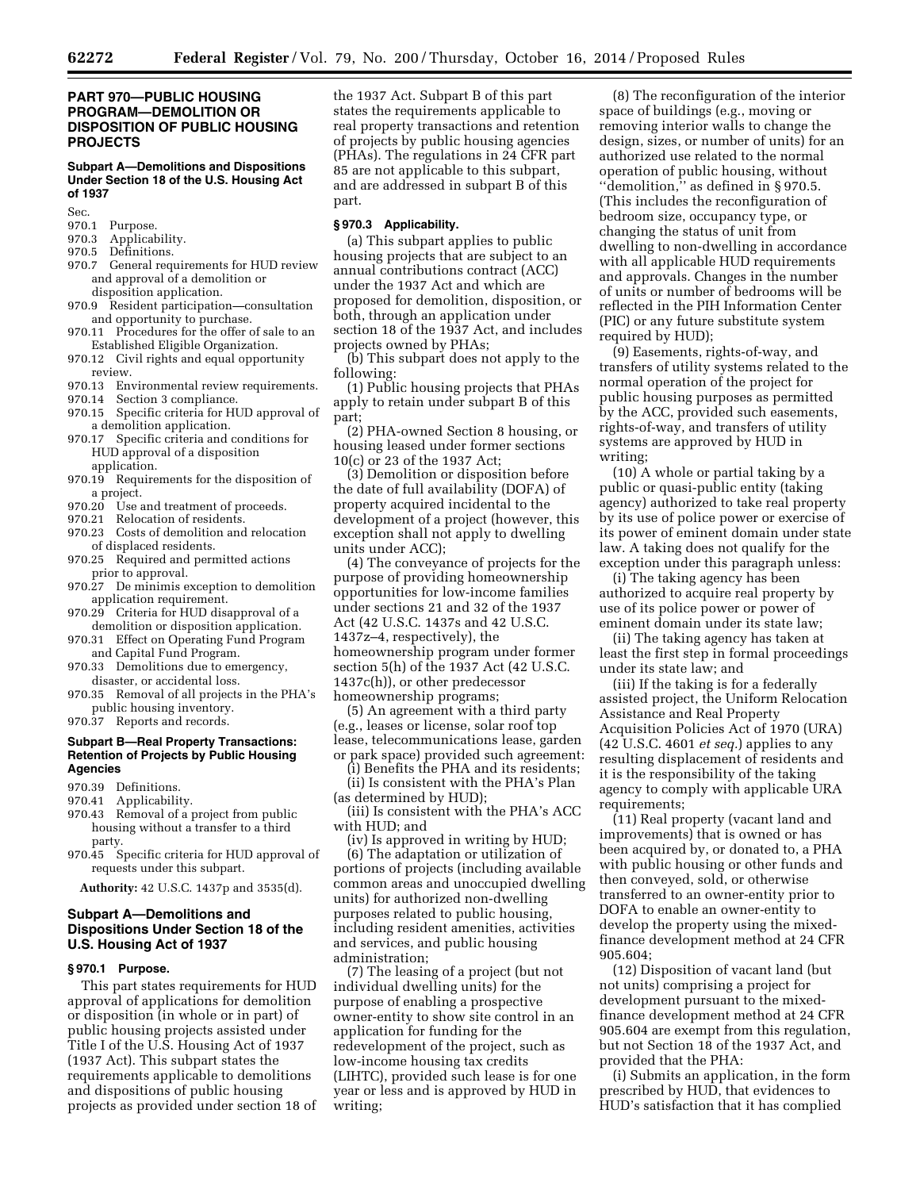## PART 970—PUBLIC HOUSING PROGRAM—DEMOLITION OR DISPOSITION OF PUBLIC HOUSING PROJECTS

### Subpart A—Demolitions and Dispositions Under Section 18 of the U.S. Housing Act of 1937

Sec.
970.1 Purpose.
970.3 Applicability.
970.5 Definitions.
970.7 General requirements for HUD review and approval of a demolition or disposition application.
970.9 Resident participation—consultation and opportunity to purchase.
970.11 Procedures for the offer of sale to an Established Eligible Organization.
970.12 Civil rights and equal opportunity review.
970.13 Environmental review requirements.
970.14 Section 3 compliance.
970.15 Specific criteria for HUD approval of a demolition application.
970.17 Specific criteria and conditions for HUD approval of a disposition application.
970.19 Requirements for the disposition of a project.
970.20 Use and treatment of proceeds.
970.21 Relocation of residents.
970.23 Costs of demolition and relocation of displaced residents.
970.25 Required and permitted actions prior to approval.
970.27 De minimis exception to demolition application requirement.
970.29 Criteria for HUD disapproval of a demolition or disposition application.
970.31 Effect on Operating Fund Program and Capital Fund Program.
970.33 Demolitions due to emergency, disaster, or accidental loss.
970.35 Removal of all projects in the PHA's public housing inventory.
970.37 Reports and records.

### Subpart B—Real Property Transactions: Retention of Projects by Public Housing Agencies

970.39 Definitions.
970.41 Applicability.
970.43 Removal of a project from public housing without a transfer to a third party.
970.45 Specific criteria for HUD approval of requests under this subpart.

**Authority:** 42 U.S.C. 1437p and 3535(d).

## Subpart A—Demolitions and Dispositions Under Section 18 of the U.S. Housing Act of 1937

### § 970.1 Purpose.

This part states requirements for HUD approval of applications for demolition or disposition (in whole or in part) of public housing projects assisted under Title I of the U.S. Housing Act of 1937 (1937 Act). This subpart states the requirements applicable to demolitions and dispositions of public housing projects as provided under section 18 of the 1937 Act. Subpart B of this part states the requirements applicable to real property transactions and retention of projects by public housing agencies (PHAs). The regulations in 24 CFR part 85 are not applicable to this subpart, and are addressed in subpart B of this part.

### § 970.3 Applicability.

(a) This subpart applies to public housing projects that are subject to an annual contributions contract (ACC) under the 1937 Act and which are proposed for demolition, disposition, or both, through an application under section 18 of the 1937 Act, and includes projects owned by PHAs;

(b) This subpart does not apply to the following:

(1) Public housing projects that PHAs apply to retain under subpart B of this part;

(2) PHA-owned Section 8 housing, or housing leased under former sections 10(c) or 23 of the 1937 Act;

(3) Demolition or disposition before the date of full availability (DOFA) of property acquired incidental to the development of a project (however, this exception shall not apply to dwelling units under ACC);

(4) The conveyance of projects for the purpose of providing homeownership opportunities for low-income families under sections 21 and 32 of the 1937 Act (42 U.S.C. 1437s and 42 U.S.C. 1437z–4, respectively), the homeownership program under former section 5(h) of the 1937 Act (42 U.S.C. 1437c(h)), or other predecessor homeownership programs;

(5) An agreement with a third party (e.g., leases or license, solar roof top lease, telecommunications lease, garden or park space) provided such agreement:

(i) Benefits the PHA and its residents;

(ii) Is consistent with the PHA's Plan (as determined by HUD);

(iii) Is consistent with the PHA's ACC with HUD; and

(iv) Is approved in writing by HUD;

(6) The adaptation or utilization of portions of projects (including available common areas and unoccupied dwelling units) for authorized non-dwelling purposes related to public housing, including resident amenities, activities and services, and public housing administration;

(7) The leasing of a project (but not individual dwelling units) for the purpose of enabling a prospective owner-entity to show site control in an application for funding for the redevelopment of the project, such as low-income housing tax credits (LIHTC), provided such lease is for one year or less and is approved by HUD in writing;

(8) The reconfiguration of the interior space of buildings (e.g., moving or removing interior walls to change the design, sizes, or number of units) for an authorized use related to the normal operation of public housing, without "demolition," as defined in § 970.5. (This includes the reconfiguration of bedroom size, occupancy type, or changing the status of unit from dwelling to non-dwelling in accordance with all applicable HUD requirements and approvals. Changes in the number of units or number of bedrooms will be reflected in the PIH Information Center (PIC) or any future substitute system required by HUD);

(9) Easements, rights-of-way, and transfers of utility systems related to the normal operation of the project for public housing purposes as permitted by the ACC, provided such easements, rights-of-way, and transfers of utility systems are approved by HUD in writing;

(10) A whole or partial taking by a public or quasi-public entity (taking agency) authorized to take real property by its use of police power or exercise of its power of eminent domain under state law. A taking does not qualify for the exception under this paragraph unless:

(i) The taking agency has been authorized to acquire real property by use of its police power or power of eminent domain under its state law;

(ii) The taking agency has taken at least the first step in formal proceedings under its state law; and

(iii) If the taking is for a federally assisted project, the Uniform Relocation Assistance and Real Property Acquisition Policies Act of 1970 (URA) (42 U.S.C. 4601 *et seq.*) applies to any resulting displacement of residents and it is the responsibility of the taking agency to comply with applicable URA requirements;

(11) Real property (vacant land and improvements) that is owned or has been acquired by, or donated to, a PHA with public housing or other funds and then conveyed, sold, or otherwise transferred to an owner-entity prior to DOFA to enable an owner-entity to develop the property using the mixed-finance development method at 24 CFR 905.604;

(12) Disposition of vacant land (but not units) comprising a project for development pursuant to the mixed-finance development method at 24 CFR 905.604 are exempt from this regulation, but not Section 18 of the 1937 Act, and provided that the PHA:

(i) Submits an application, in the form prescribed by HUD, that evidences to HUD's satisfaction that it has complied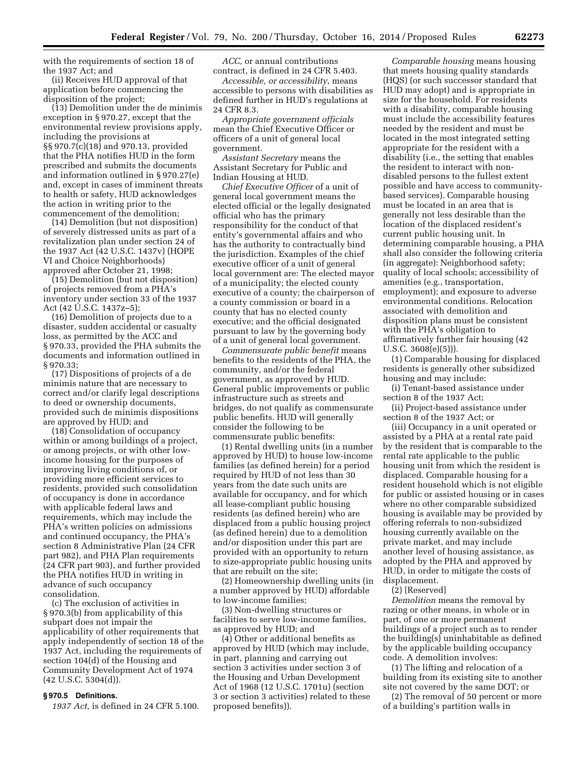with the requirements of section 18 of the 1937 Act; and

(ii) Receives HUD approval of that application before commencing the disposition of the project;

(13) Demolition under the de minimis exception in § 970.27, except that the environmental review provisions apply, including the provisions at §§ 970.7(c)(18) and 970.13, provided that the PHA notifies HUD in the form prescribed and submits the documents and information outlined in § 970.27(e) and, except in cases of imminent threats to health or safety, HUD acknowledges the action in writing prior to the commencement of the demolition;

(14) Demolition (but not disposition) of severely distressed units as part of a revitalization plan under section 24 of the 1937 Act (42 U.S.C. 1437v) (HOPE VI and Choice Neighborhoods) approved after October 21, 1998;

(15) Demolition (but not disposition) of projects removed from a PHA's inventory under section 33 of the 1937 Act (42 U.S.C. 1437z–5);

(16) Demolition of projects due to a disaster, sudden accidental or casualty loss, as permitted by the ACC and § 970.33, provided the PHA submits the documents and information outlined in § 970.33;

(17) Dispositions of projects of a de minimis nature that are necessary to correct and/or clarify legal descriptions to deed or ownership documents, provided such de minimis dispositions are approved by HUD; and

(18) Consolidation of occupancy within or among buildings of a project, or among projects, or with other low-income housing for the purposes of improving living conditions of, or providing more efficient services to residents, provided such consolidation of occupancy is done in accordance with applicable federal laws and requirements, which may include the PHA's written policies on admissions and continued occupancy, the PHA's section 8 Administrative Plan (24 CFR part 982), and PHA Plan requirements (24 CFR part 903), and further provided the PHA notifies HUD in writing in advance of such occupancy consolidation.

(c) The exclusion of activities in § 970.3(b) from applicability of this subpart does not impair the applicability of other requirements that apply independently of section 18 of the 1937 Act, including the requirements of section 104(d) of the Housing and Community Development Act of 1974 (42 U.S.C. 5304(d)).

### § 970.5 Definitions.

*1937 Act,* is defined in 24 CFR 5.100.

*ACC,* or annual contributions contract, is defined in 24 CFR 5.403.

*Accessible, or accessibility,* means accessible to persons with disabilities as defined further in HUD's regulations at 24 CFR 8.3.

*Appropriate government officials* mean the Chief Executive Officer or officers of a unit of general local government.

*Assistant Secretary* means the Assistant Secretary for Public and Indian Housing at HUD.

*Chief Executive Officer* of a unit of general local government means the elected official or the legally designated official who has the primary responsibility for the conduct of that entity's governmental affairs and who has the authority to contractually bind the jurisdiction. Examples of the chief executive officer of a unit of general local government are: The elected mayor of a municipality; the elected county executive of a county; the chairperson of a county commission or board in a county that has no elected county executive; and the official designated pursuant to law by the governing body of a unit of general local government.

*Commensurate public benefit* means benefits to the residents of the PHA, the community, and/or the federal government, as approved by HUD. General public improvements or public infrastructure such as streets and bridges, do not qualify as commensurate public benefits. HUD will generally consider the following to be commensurate public benefits:

(1) Rental dwelling units (in a number approved by HUD) to house low-income families (as defined herein) for a period required by HUD of not less than 30 years from the date such units are available for occupancy, and for which all lease-compliant public housing residents (as defined herein) who are displaced from a public housing project (as defined herein) due to a demolition and/or disposition under this part are provided with an opportunity to return to size-appropriate public housing units that are rebuilt on the site;

(2) Homeownership dwelling units (in a number approved by HUD) affordable to low-income families;

(3) Non-dwelling structures or facilities to serve low-income families, as approved by HUD; and

(4) Other or additional benefits as approved by HUD (which may include, in part, planning and carrying out section 3 activities under section 3 of the Housing and Urban Development Act of 1968 (12 U.S.C. 1701u) (section 3 or section 3 activities) related to these proposed benefits)).

*Comparable housing* means housing that meets housing quality standards (HQS) (or such successor standard that HUD may adopt) and is appropriate in size for the household. For residents with a disability, comparable housing must include the accessibility features needed by the resident and must be located in the most integrated setting appropriate for the resident with a disability (i.e., the setting that enables the resident to interact with non-disabled persons to the fullest extent possible and have access to community-based services). Comparable housing must be located in an area that is generally not less desirable than the location of the displaced resident's current public housing unit. In determining comparable housing, a PHA shall also consider the following criteria (in aggregate): Neighborhood safety; quality of local schools; accessibility of amenities (e.g., transportation, employment); and exposure to adverse environmental conditions. Relocation associated with demolition and disposition plans must be consistent with the PHA's obligation to affirmatively further fair housing (42 U.S.C. 3608(e)(5))).

(1) Comparable housing for displaced residents is generally other subsidized housing and may include:

(i) Tenant-based assistance under section 8 of the 1937 Act;

(ii) Project-based assistance under section 8 of the 1937 Act; or

(iii) Occupancy in a unit operated or assisted by a PHA at a rental rate paid by the resident that is comparable to the rental rate applicable to the public housing unit from which the resident is displaced. Comparable housing for a resident household which is not eligible for public or assisted housing or in cases where no other comparable subsidized housing is available may be provided by offering referrals to non-subsidized housing currently available on the private market, and may include another level of housing assistance, as adopted by the PHA and approved by HUD, in order to mitigate the costs of displacement.

(2) [Reserved]

*Demolition* means the removal by razing or other means, in whole or in part, of one or more permanent buildings of a project such as to render the building(s) uninhabitable as defined by the applicable building occupancy code. A demolition involves:

(1) The lifting and relocation of a building from its existing site to another site not covered by the same DOT; or

(2) The removal of 50 percent or more of a building's partition walls in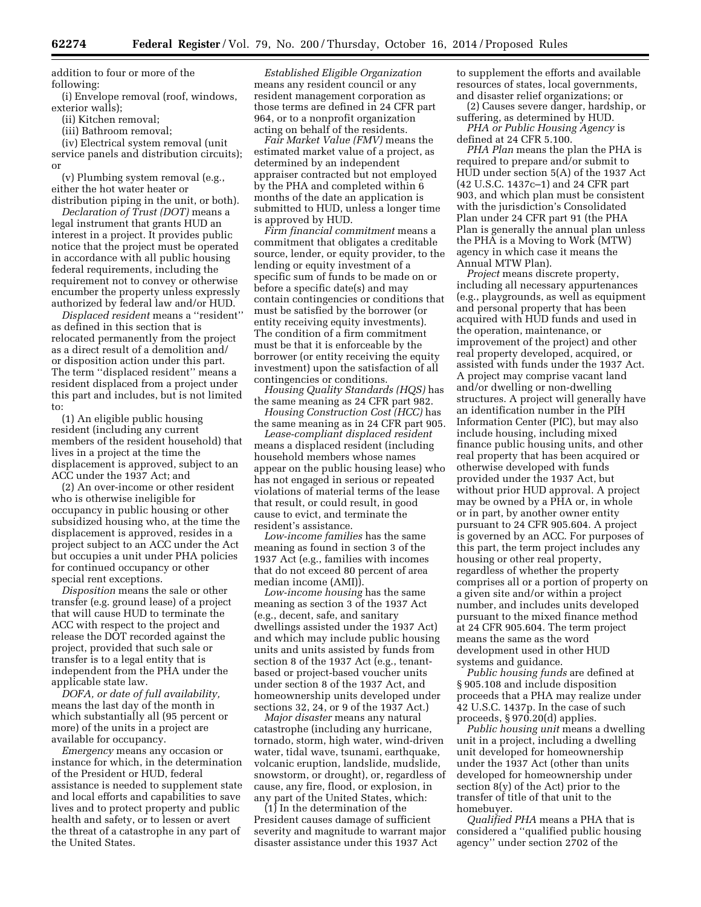addition to four or more of the following:

(i) Envelope removal (roof, windows, exterior walls);

(ii) Kitchen removal;

(iii) Bathroom removal;

(iv) Electrical system removal (unit service panels and distribution circuits); or

(v) Plumbing system removal (e.g., either the hot water heater or distribution piping in the unit, or both).

*Declaration of Trust (DOT)* means a legal instrument that grants HUD an interest in a project. It provides public notice that the project must be operated in accordance with all public housing federal requirements, including the requirement not to convey or otherwise encumber the property unless expressly authorized by federal law and/or HUD.

*Displaced resident* means a ''resident'' as defined in this section that is relocated permanently from the project as a direct result of a demolition and/or disposition action under this part. The term ''displaced resident'' means a resident displaced from a project under this part and includes, but is not limited to:

(1) An eligible public housing resident (including any current members of the resident household) that lives in a project at the time the displacement is approved, subject to an ACC under the 1937 Act; and

(2) An over-income or other resident who is otherwise ineligible for occupancy in public housing or other subsidized housing who, at the time the displacement is approved, resides in a project subject to an ACC under the Act but occupies a unit under PHA policies for continued occupancy or other special rent exceptions.

*Disposition* means the sale or other transfer (e.g. ground lease) of a project that will cause HUD to terminate the ACC with respect to the project and release the DOT recorded against the project, provided that such sale or transfer is to a legal entity that is independent from the PHA under the applicable state law.

*DOFA, or date of full availability,* means the last day of the month in which substantially all (95 percent or more) of the units in a project are available for occupancy.

*Emergency* means any occasion or instance for which, in the determination of the President or HUD, federal assistance is needed to supplement state and local efforts and capabilities to save lives and to protect property and public health and safety, or to lessen or avert the threat of a catastrophe in any part of the United States.

*Established Eligible Organization* means any resident council or any resident management corporation as those terms are defined in 24 CFR part 964, or to a nonprofit organization acting on behalf of the residents.

*Fair Market Value (FMV)* means the estimated market value of a project, as determined by an independent appraiser contracted but not employed by the PHA and completed within 6 months of the date an application is submitted to HUD, unless a longer time is approved by HUD.

*Firm financial commitment* means a commitment that obligates a creditable source, lender, or equity provider, to the lending or equity investment of a specific sum of funds to be made on or before a specific date(s) and may contain contingencies or conditions that must be satisfied by the borrower (or entity receiving equity investments). The condition of a firm commitment must be that it is enforceable by the borrower (or entity receiving the equity investment) upon the satisfaction of all contingencies or conditions.

*Housing Quality Standards (HQS)* has the same meaning as 24 CFR part 982.

*Housing Construction Cost (HCC)* has the same meaning as in 24 CFR part 905.

*Lease-compliant displaced resident* means a displaced resident (including household members whose names appear on the public housing lease) who has not engaged in serious or repeated violations of material terms of the lease that result, or could result, in good cause to evict, and terminate the resident's assistance.

*Low-income families* has the same meaning as found in section 3 of the 1937 Act (e.g., families with incomes that do not exceed 80 percent of area median income (AMI)).

*Low-income housing* has the same meaning as section 3 of the 1937 Act (e.g., decent, safe, and sanitary dwellings assisted under the 1937 Act) and which may include public housing units and units assisted by funds from section 8 of the 1937 Act (e.g., tenant-based or project-based voucher units under section 8 of the 1937 Act, and homeownership units developed under sections 32, 24, or 9 of the 1937 Act.)

*Major disaster* means any natural catastrophe (including any hurricane, tornado, storm, high water, wind-driven water, tidal wave, tsunami, earthquake, volcanic eruption, landslide, mudslide, snowstorm, or drought), or, regardless of cause, any fire, flood, or explosion, in any part of the United States, which:

(1) In the determination of the President causes damage of sufficient severity and magnitude to warrant major disaster assistance under this 1937 Act to supplement the efforts and available resources of states, local governments, and disaster relief organizations; or

(2) Causes severe danger, hardship, or suffering, as determined by HUD.

*PHA or Public Housing Agency* is defined at 24 CFR 5.100.

*PHA Plan* means the plan the PHA is required to prepare and/or submit to HUD under section 5(A) of the 1937 Act (42 U.S.C. 1437c–1) and 24 CFR part 903, and which plan must be consistent with the jurisdiction's Consolidated Plan under 24 CFR part 91 (the PHA Plan is generally the annual plan unless the PHA is a Moving to Work (MTW) agency in which case it means the Annual MTW Plan).

*Project* means discrete property, including all necessary appurtenances (e.g., playgrounds, as well as equipment and personal property that has been acquired with HUD funds and used in the operation, maintenance, or improvement of the project) and other real property developed, acquired, or assisted with funds under the 1937 Act. A project may comprise vacant land and/or dwelling or non-dwelling structures. A project will generally have an identification number in the PIH Information Center (PIC), but may also include housing, including mixed finance public housing units, and other real property that has been acquired or otherwise developed with funds provided under the 1937 Act, but without prior HUD approval. A project may be owned by a PHA or, in whole or in part, by another owner entity pursuant to 24 CFR 905.604. A project is governed by an ACC. For purposes of this part, the term project includes any housing or other real property, regardless of whether the property comprises all or a portion of property on a given site and/or within a project number, and includes units developed pursuant to the mixed finance method at 24 CFR 905.604. The term project means the same as the word development used in other HUD systems and guidance.

*Public housing funds* are defined at § 905.108 and include disposition proceeds that a PHA may realize under 42 U.S.C. 1437p. In the case of such proceeds, § 970.20(d) applies.

*Public housing unit* means a dwelling unit in a project, including a dwelling unit developed for homeownership under the 1937 Act (other than units developed for homeownership under section 8(y) of the Act) prior to the transfer of title of that unit to the homebuyer.

*Qualified PHA* means a PHA that is considered a ''qualified public housing agency'' under section 2702 of the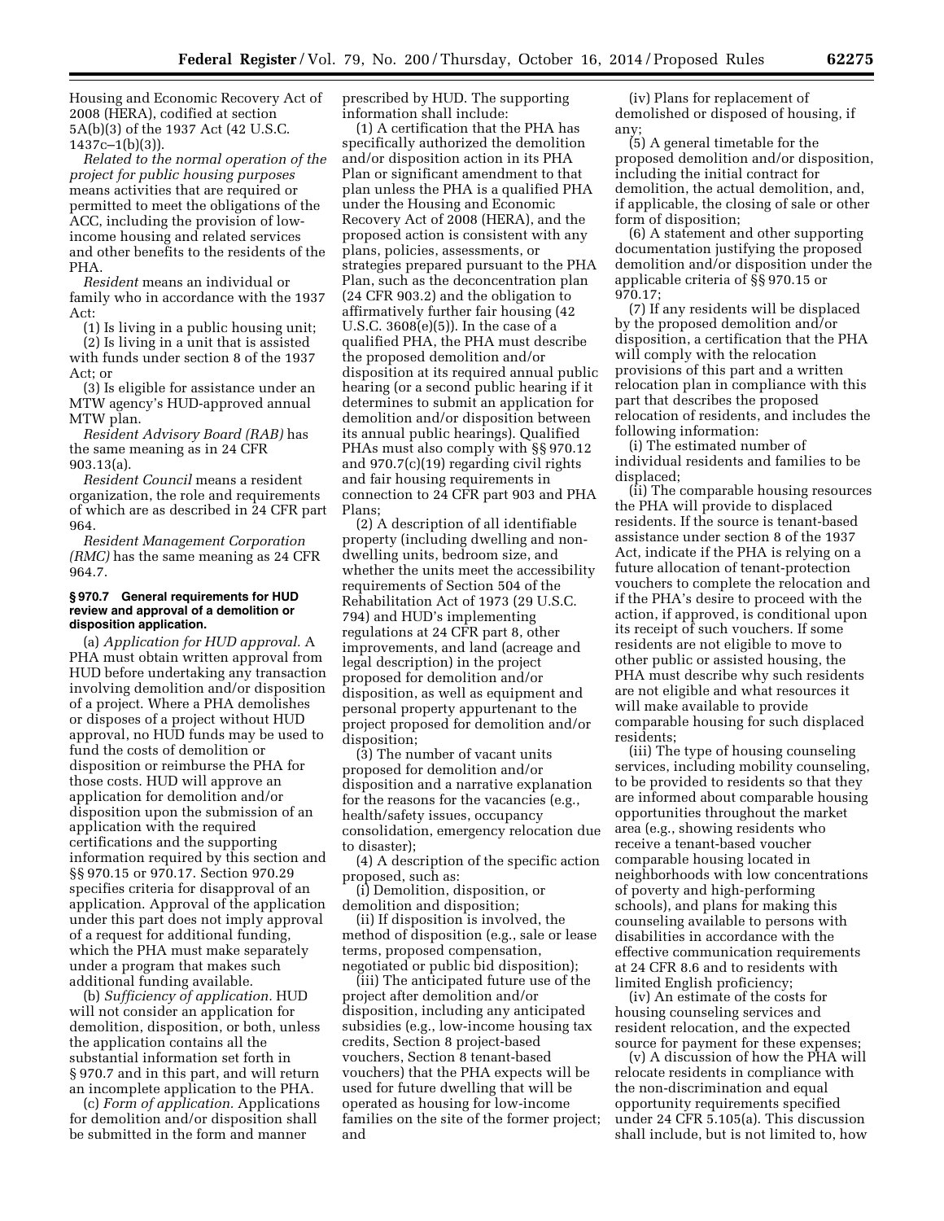Housing and Economic Recovery Act of 2008 (HERA), codified at section 5A(b)(3) of the 1937 Act (42 U.S.C. 1437c–1(b)(3)).

*Related to the normal operation of the project for public housing purposes* means activities that are required or permitted to meet the obligations of the ACC, including the provision of low-income housing and related services and other benefits to the residents of the PHA.

*Resident* means an individual or family who in accordance with the 1937 Act:

(1) Is living in a public housing unit;

(2) Is living in a unit that is assisted with funds under section 8 of the 1937 Act; or

(3) Is eligible for assistance under an MTW agency's HUD-approved annual MTW plan.

*Resident Advisory Board (RAB)* has the same meaning as in 24 CFR 903.13(a).

*Resident Council* means a resident organization, the role and requirements of which are as described in 24 CFR part 964.

*Resident Management Corporation (RMC)* has the same meaning as 24 CFR 964.7.

#### § 970.7 General requirements for HUD review and approval of a demolition or disposition application.

(a) *Application for HUD approval.* A PHA must obtain written approval from HUD before undertaking any transaction involving demolition and/or disposition of a project. Where a PHA demolishes or disposes of a project without HUD approval, no HUD funds may be used to fund the costs of demolition or disposition or reimburse the PHA for those costs. HUD will approve an application for demolition and/or disposition upon the submission of an application with the required certifications and the supporting information required by this section and §§ 970.15 or 970.17. Section 970.29 specifies criteria for disapproval of an application. Approval of the application under this part does not imply approval of a request for additional funding, which the PHA must make separately under a program that makes such additional funding available.

(b) *Sufficiency of application.* HUD will not consider an application for demolition, disposition, or both, unless the application contains all the substantial information set forth in § 970.7 and in this part, and will return an incomplete application to the PHA.

(c) *Form of application.* Applications for demolition and/or disposition shall be submitted in the form and manner prescribed by HUD. The supporting information shall include:

(1) A certification that the PHA has specifically authorized the demolition and/or disposition action in its PHA Plan or significant amendment to that plan unless the PHA is a qualified PHA under the Housing and Economic Recovery Act of 2008 (HERA), and the proposed action is consistent with any plans, policies, assessments, or strategies prepared pursuant to the PHA Plan, such as the deconcentration plan (24 CFR 903.2) and the obligation to affirmatively further fair housing (42 U.S.C. 3608(e)(5)). In the case of a qualified PHA, the PHA must describe the proposed demolition and/or disposition at its required annual public hearing (or a second public hearing if it determines to submit an application for demolition and/or disposition between its annual public hearings). Qualified PHAs must also comply with §§ 970.12 and 970.7(c)(19) regarding civil rights and fair housing requirements in connection to 24 CFR part 903 and PHA Plans;

(2) A description of all identifiable property (including dwelling and non-dwelling units, bedroom size, and whether the units meet the accessibility requirements of Section 504 of the Rehabilitation Act of 1973 (29 U.S.C. 794) and HUD's implementing regulations at 24 CFR part 8, other improvements, and land (acreage and legal description) in the project proposed for demolition and/or disposition, as well as equipment and personal property appurtenant to the project proposed for demolition and/or disposition;

(3) The number of vacant units proposed for demolition and/or disposition and a narrative explanation for the reasons for the vacancies (e.g., health/safety issues, occupancy consolidation, emergency relocation due to disaster);

(4) A description of the specific action proposed, such as:

(i) Demolition, disposition, or demolition and disposition;

(ii) If disposition is involved, the method of disposition (e.g., sale or lease terms, proposed compensation, negotiated or public bid disposition);

(iii) The anticipated future use of the project after demolition and/or disposition, including any anticipated subsidies (e.g., low-income housing tax credits, Section 8 project-based vouchers, Section 8 tenant-based vouchers) that the PHA expects will be used for future dwelling that will be operated as housing for low-income families on the site of the former project; and

(iv) Plans for replacement of demolished or disposed of housing, if any;

(5) A general timetable for the proposed demolition and/or disposition, including the initial contract for demolition, the actual demolition, and, if applicable, the closing of sale or other form of disposition;

(6) A statement and other supporting documentation justifying the proposed demolition and/or disposition under the applicable criteria of §§ 970.15 or 970.17;

(7) If any residents will be displaced by the proposed demolition and/or disposition, a certification that the PHA will comply with the relocation provisions of this part and a written relocation plan in compliance with this part that describes the proposed relocation of residents, and includes the following information:

(i) The estimated number of individual residents and families to be displaced;

(ii) The comparable housing resources the PHA will provide to displaced residents. If the source is tenant-based assistance under section 8 of the 1937 Act, indicate if the PHA is relying on a future allocation of tenant-protection vouchers to complete the relocation and if the PHA's desire to proceed with the action, if approved, is conditional upon its receipt of such vouchers. If some residents are not eligible to move to other public or assisted housing, the PHA must describe why such residents are not eligible and what resources it will make available to provide comparable housing for such displaced residents;

(iii) The type of housing counseling services, including mobility counseling, to be provided to residents so that they are informed about comparable housing opportunities throughout the market area (e.g., showing residents who receive a tenant-based voucher comparable housing located in neighborhoods with low concentrations of poverty and high-performing schools), and plans for making this counseling available to persons with disabilities in accordance with the effective communication requirements at 24 CFR 8.6 and to residents with limited English proficiency;

(iv) An estimate of the costs for housing counseling services and resident relocation, and the expected source for payment for these expenses;

(v) A discussion of how the PHA will relocate residents in compliance with the non-discrimination and equal opportunity requirements specified under 24 CFR 5.105(a). This discussion shall include, but is not limited to, how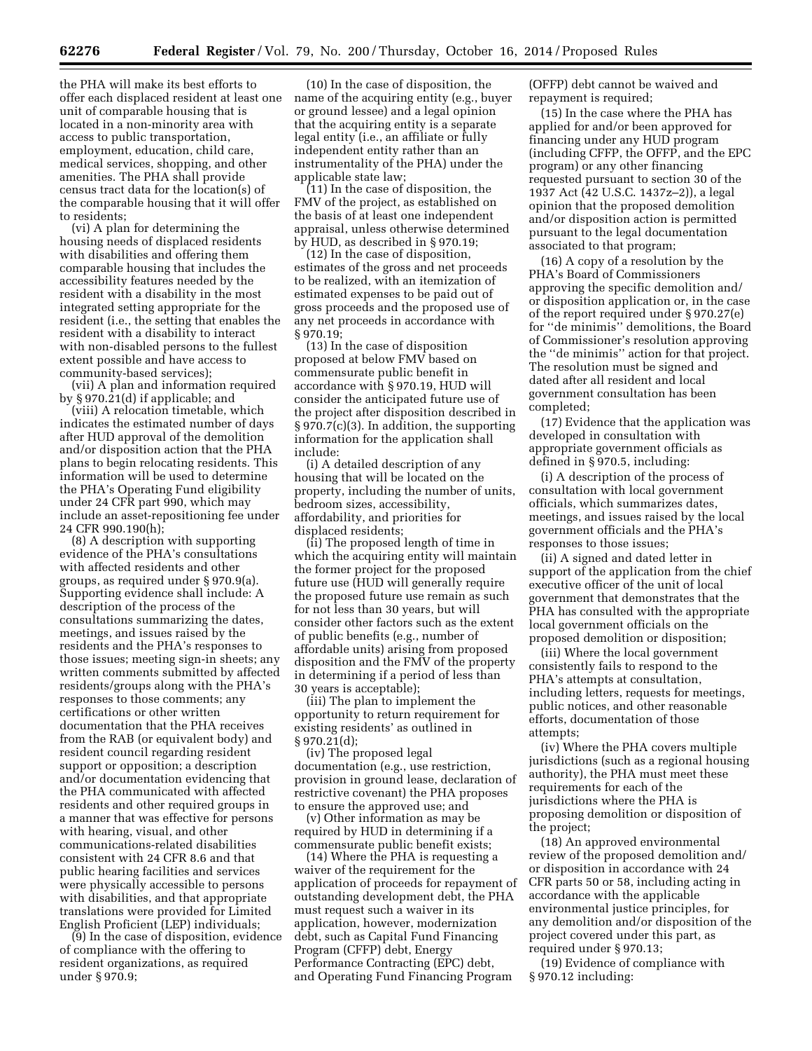the PHA will make its best efforts to offer each displaced resident at least one unit of comparable housing that is located in a non-minority area with access to public transportation, employment, education, child care, medical services, shopping, and other amenities. The PHA shall provide census tract data for the location(s) of the comparable housing that it will offer to residents;

(vi) A plan for determining the housing needs of displaced residents with disabilities and offering them comparable housing that includes the accessibility features needed by the resident with a disability in the most integrated setting appropriate for the resident (i.e., the setting that enables the resident with a disability to interact with non-disabled persons to the fullest extent possible and have access to community-based services);

(vii) A plan and information required by § 970.21(d) if applicable; and

(viii) A relocation timetable, which indicates the estimated number of days after HUD approval of the demolition and/or disposition action that the PHA plans to begin relocating residents. This information will be used to determine the PHA's Operating Fund eligibility under 24 CFR part 990, which may include an asset-repositioning fee under 24 CFR 990.190(h);

(8) A description with supporting evidence of the PHA's consultations with affected residents and other groups, as required under § 970.9(a). Supporting evidence shall include: A description of the process of the consultations summarizing the dates, meetings, and issues raised by the residents and the PHA's responses to those issues; meeting sign-in sheets; any written comments submitted by affected residents/groups along with the PHA's responses to those comments; any certifications or other written documentation that the PHA receives from the RAB (or equivalent body) and resident council regarding resident support or opposition; a description and/or documentation evidencing that the PHA communicated with affected residents and other required groups in a manner that was effective for persons with hearing, visual, and other communications-related disabilities consistent with 24 CFR 8.6 and that public hearing facilities and services were physically accessible to persons with disabilities, and that appropriate translations were provided for Limited English Proficient (LEP) individuals;

(9) In the case of disposition, evidence of compliance with the offering to resident organizations, as required under § 970.9;

(10) In the case of disposition, the name of the acquiring entity (e.g., buyer or ground lessee) and a legal opinion that the acquiring entity is a separate legal entity (i.e., an affiliate or fully independent entity rather than an instrumentality of the PHA) under the applicable state law;

(11) In the case of disposition, the FMV of the project, as established on the basis of at least one independent appraisal, unless otherwise determined by HUD, as described in § 970.19;

(12) In the case of disposition, estimates of the gross and net proceeds to be realized, with an itemization of estimated expenses to be paid out of gross proceeds and the proposed use of any net proceeds in accordance with § 970.19;

(13) In the case of disposition proposed at below FMV based on commensurate public benefit in accordance with § 970.19, HUD will consider the anticipated future use of the project after disposition described in § 970.7(c)(3). In addition, the supporting information for the application shall include:

(i) A detailed description of any housing that will be located on the property, including the number of units, bedroom sizes, accessibility, affordability, and priorities for displaced residents;

(ii) The proposed length of time in which the acquiring entity will maintain the former project for the proposed future use (HUD will generally require the proposed future use remain as such for not less than 30 years, but will consider other factors such as the extent of public benefits (e.g., number of affordable units) arising from proposed disposition and the FMV of the property in determining if a period of less than 30 years is acceptable);

(iii) The plan to implement the opportunity to return requirement for existing residents' as outlined in § 970.21(d);

(iv) The proposed legal documentation (e.g., use restriction, provision in ground lease, declaration of restrictive covenant) the PHA proposes to ensure the approved use; and

(v) Other information as may be required by HUD in determining if a commensurate public benefit exists;

(14) Where the PHA is requesting a waiver of the requirement for the application of proceeds for repayment of outstanding development debt, the PHA must request such a waiver in its application, however, modernization debt, such as Capital Fund Financing Program (CFFP) debt, Energy Performance Contracting (EPC) debt, and Operating Fund Financing Program (OFFP) debt cannot be waived and repayment is required;

(15) In the case where the PHA has applied for and/or been approved for financing under any HUD program (including CFFP, the OFFP, and the EPC program) or any other financing requested pursuant to section 30 of the 1937 Act (42 U.S.C. 1437z–2)), a legal opinion that the proposed demolition and/or disposition action is permitted pursuant to the legal documentation associated to that program;

(16) A copy of a resolution by the PHA's Board of Commissioners approving the specific demolition and/or disposition application or, in the case of the report required under § 970.27(e) for ''de minimis'' demolitions, the Board of Commissioner's resolution approving the ''de minimis'' action for that project. The resolution must be signed and dated after all resident and local government consultation has been completed;

(17) Evidence that the application was developed in consultation with appropriate government officials as defined in § 970.5, including:

(i) A description of the process of consultation with local government officials, which summarizes dates, meetings, and issues raised by the local government officials and the PHA's responses to those issues;

(ii) A signed and dated letter in support of the application from the chief executive officer of the unit of local government that demonstrates that the PHA has consulted with the appropriate local government officials on the proposed demolition or disposition;

(iii) Where the local government consistently fails to respond to the PHA's attempts at consultation, including letters, requests for meetings, public notices, and other reasonable efforts, documentation of those attempts;

(iv) Where the PHA covers multiple jurisdictions (such as a regional housing authority), the PHA must meet these requirements for each of the jurisdictions where the PHA is proposing demolition or disposition of the project;

(18) An approved environmental review of the proposed demolition and/or disposition in accordance with 24 CFR parts 50 or 58, including acting in accordance with the applicable environmental justice principles, for any demolition and/or disposition of the project covered under this part, as required under § 970.13;

(19) Evidence of compliance with § 970.12 including: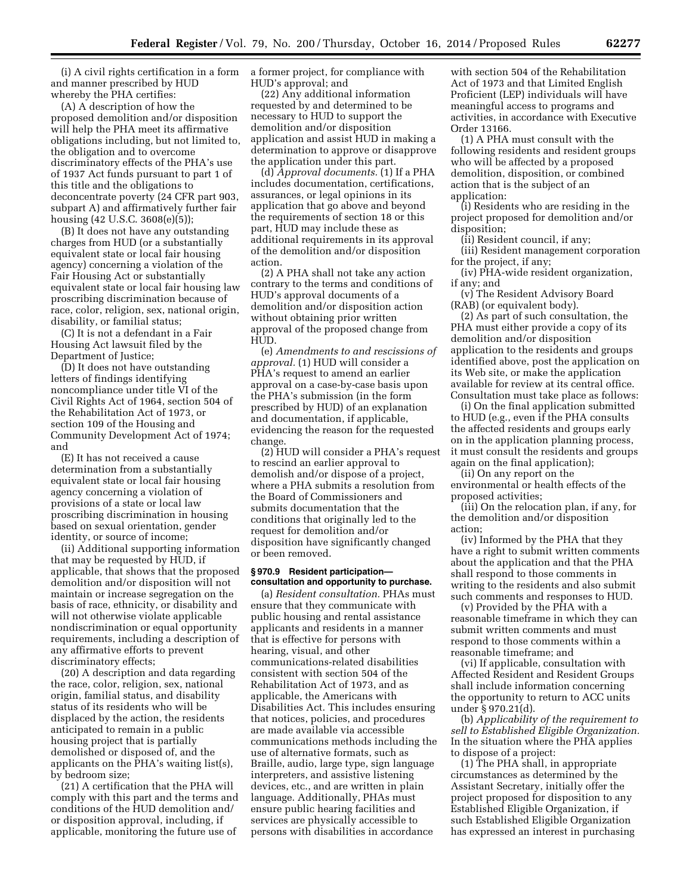(i) A civil rights certification in a form and manner prescribed by HUD whereby the PHA certifies:

(A) A description of how the proposed demolition and/or disposition will help the PHA meet its affirmative obligations including, but not limited to, the obligation and to overcome discriminatory effects of the PHA's use of 1937 Act funds pursuant to part 1 of this title and the obligations to deconcentrate poverty (24 CFR part 903, subpart A) and affirmatively further fair housing (42 U.S.C. 3608(e)(5));

(B) It does not have any outstanding charges from HUD (or a substantially equivalent state or local fair housing agency) concerning a violation of the Fair Housing Act or substantially equivalent state or local fair housing law proscribing discrimination because of race, color, religion, sex, national origin, disability, or familial status;

(C) It is not a defendant in a Fair Housing Act lawsuit filed by the Department of Justice;

(D) It does not have outstanding letters of findings identifying noncompliance under title VI of the Civil Rights Act of 1964, section 504 of the Rehabilitation Act of 1973, or section 109 of the Housing and Community Development Act of 1974; and

(E) It has not received a cause determination from a substantially equivalent state or local fair housing agency concerning a violation of provisions of a state or local law proscribing discrimination in housing based on sexual orientation, gender identity, or source of income;

(ii) Additional supporting information that may be requested by HUD, if applicable, that shows that the proposed demolition and/or disposition will not maintain or increase segregation on the basis of race, ethnicity, or disability and will not otherwise violate applicable nondiscrimination or equal opportunity requirements, including a description of any affirmative efforts to prevent discriminatory effects;

(20) A description and data regarding the race, color, religion, sex, national origin, familial status, and disability status of its residents who will be displaced by the action, the residents anticipated to remain in a public housing project that is partially demolished or disposed of, and the applicants on the PHA's waiting list(s), by bedroom size;

(21) A certification that the PHA will comply with this part and the terms and conditions of the HUD demolition and/or disposition approval, including, if applicable, monitoring the future use of a former project, for compliance with HUD's approval; and

(22) Any additional information requested by and determined to be necessary to HUD to support the demolition and/or disposition application and assist HUD in making a determination to approve or disapprove the application under this part.

(d) *Approval documents.* (1) If a PHA includes documentation, certifications, assurances, or legal opinions in its application that go above and beyond the requirements of section 18 or this part, HUD may include these as additional requirements in its approval of the demolition and/or disposition action.

(2) A PHA shall not take any action contrary to the terms and conditions of HUD's approval documents of a demolition and/or disposition action without obtaining prior written approval of the proposed change from HUD.

(e) *Amendments to and rescissions of approval.* (1) HUD will consider a PHA's request to amend an earlier approval on a case-by-case basis upon the PHA's submission (in the form prescribed by HUD) of an explanation and documentation, if applicable, evidencing the reason for the requested change.

(2) HUD will consider a PHA's request to rescind an earlier approval to demolish and/or dispose of a project, where a PHA submits a resolution from the Board of Commissioners and submits documentation that the conditions that originally led to the request for demolition and/or disposition have significantly changed or been removed.

### § 970.9 Resident participation—consultation and opportunity to purchase.

(a) *Resident consultation.* PHAs must ensure that they communicate with public housing and rental assistance applicants and residents in a manner that is effective for persons with hearing, visual, and other communications-related disabilities consistent with section 504 of the Rehabilitation Act of 1973, and as applicable, the Americans with Disabilities Act. This includes ensuring that notices, policies, and procedures are made available via accessible communications methods including the use of alternative formats, such as Braille, audio, large type, sign language interpreters, and assistive listening devices, etc., and are written in plain language. Additionally, PHAs must ensure public hearing facilities and services are physically accessible to persons with disabilities in accordance with section 504 of the Rehabilitation Act of 1973 and that Limited English Proficient (LEP) individuals will have meaningful access to programs and activities, in accordance with Executive Order 13166.

(1) A PHA must consult with the following residents and resident groups who will be affected by a proposed demolition, disposition, or combined action that is the subject of an application:

(i) Residents who are residing in the project proposed for demolition and/or disposition;

(ii) Resident council, if any;

(iii) Resident management corporation for the project, if any;

(iv) PHA-wide resident organization, if any; and

(v) The Resident Advisory Board (RAB) (or equivalent body).

(2) As part of such consultation, the PHA must either provide a copy of its demolition and/or disposition application to the residents and groups identified above, post the application on its Web site, or make the application available for review at its central office. Consultation must take place as follows:

(i) On the final application submitted to HUD (e.g., even if the PHA consults the affected residents and groups early on in the application planning process, it must consult the residents and groups again on the final application);

(ii) On any report on the environmental or health effects of the proposed activities;

(iii) On the relocation plan, if any, for the demolition and/or disposition action;

(iv) Informed by the PHA that they have a right to submit written comments about the application and that the PHA shall respond to those comments in writing to the residents and also submit such comments and responses to HUD.

(v) Provided by the PHA with a reasonable timeframe in which they can submit written comments and must respond to those comments within a reasonable timeframe; and

(vi) If applicable, consultation with Affected Resident and Resident Groups shall include information concerning the opportunity to return to ACC units under § 970.21(d).

(b) *Applicability of the requirement to sell to Established Eligible Organization.* In the situation where the PHA applies to dispose of a project:

(1) The PHA shall, in appropriate circumstances as determined by the Assistant Secretary, initially offer the project proposed for disposition to any Established Eligible Organization, if such Established Eligible Organization has expressed an interest in purchasing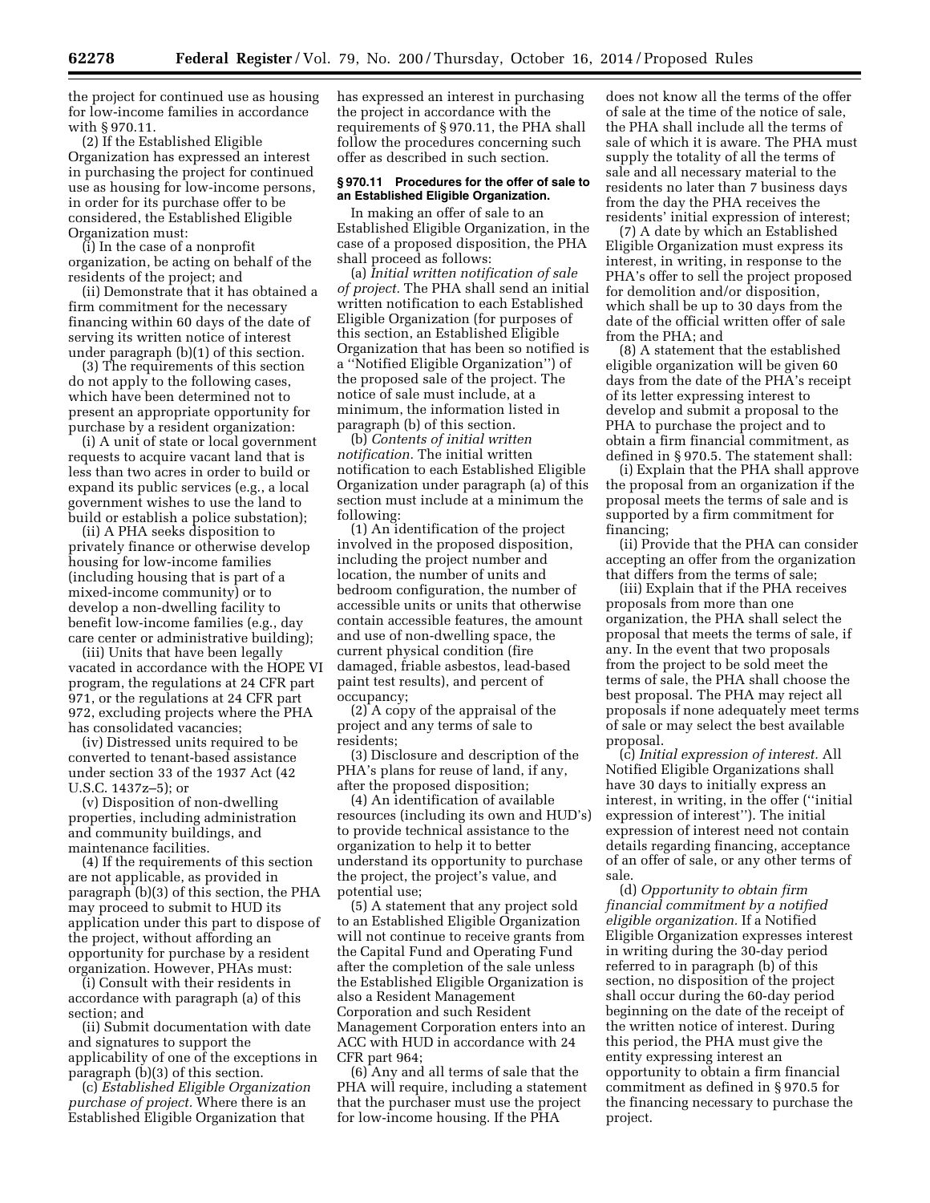the project for continued use as housing for low-income families in accordance with § 970.11.

(2) If the Established Eligible Organization has expressed an interest in purchasing the project for continued use as housing for low-income persons, in order for its purchase offer to be considered, the Established Eligible Organization must:

(i) In the case of a nonprofit organization, be acting on behalf of the residents of the project; and

(ii) Demonstrate that it has obtained a firm commitment for the necessary financing within 60 days of the date of serving its written notice of interest under paragraph (b)(1) of this section.

(3) The requirements of this section do not apply to the following cases, which have been determined not to present an appropriate opportunity for purchase by a resident organization:

(i) A unit of state or local government requests to acquire vacant land that is less than two acres in order to build or expand its public services (e.g., a local government wishes to use the land to build or establish a police substation);

(ii) A PHA seeks disposition to privately finance or otherwise develop housing for low-income families (including housing that is part of a mixed-income community) or to develop a non-dwelling facility to benefit low-income families (e.g., day care center or administrative building);

(iii) Units that have been legally vacated in accordance with the HOPE VI program, the regulations at 24 CFR part 971, or the regulations at 24 CFR part 972, excluding projects where the PHA has consolidated vacancies;

(iv) Distressed units required to be converted to tenant-based assistance under section 33 of the 1937 Act (42 U.S.C. 1437z–5); or

(v) Disposition of non-dwelling properties, including administration and community buildings, and maintenance facilities.

(4) If the requirements of this section are not applicable, as provided in paragraph (b)(3) of this section, the PHA may proceed to submit to HUD its application under this part to dispose of the project, without affording an opportunity for purchase by a resident organization. However, PHAs must:

(i) Consult with their residents in accordance with paragraph (a) of this section; and

(ii) Submit documentation with date and signatures to support the applicability of one of the exceptions in paragraph (b)(3) of this section.

(c) *Established Eligible Organization purchase of project.* Where there is an Established Eligible Organization that has expressed an interest in purchasing the project in accordance with the requirements of § 970.11, the PHA shall follow the procedures concerning such offer as described in such section.

**§ 970.11 Procedures for the offer of sale to an Established Eligible Organization.**

In making an offer of sale to an Established Eligible Organization, in the case of a proposed disposition, the PHA shall proceed as follows:

(a) *Initial written notification of sale of project.* The PHA shall send an initial written notification to each Established Eligible Organization (for purposes of this section, an Established Eligible Organization that has been so notified is a ''Notified Eligible Organization'') of the proposed sale of the project. The notice of sale must include, at a minimum, the information listed in paragraph (b) of this section.

(b) *Contents of initial written notification.* The initial written notification to each Established Eligible Organization under paragraph (a) of this section must include at a minimum the following:

(1) An identification of the project involved in the proposed disposition, including the project number and location, the number of units and bedroom configuration, the number of accessible units or units that otherwise contain accessible features, the amount and use of non-dwelling space, the current physical condition (fire damaged, friable asbestos, lead-based paint test results), and percent of occupancy;

(2) A copy of the appraisal of the project and any terms of sale to residents;

(3) Disclosure and description of the PHA's plans for reuse of land, if any, after the proposed disposition;

(4) An identification of available resources (including its own and HUD's) to provide technical assistance to the organization to help it to better understand its opportunity to purchase the project, the project's value, and potential use;

(5) A statement that any project sold to an Established Eligible Organization will not continue to receive grants from the Capital Fund and Operating Fund after the completion of the sale unless the Established Eligible Organization is also a Resident Management Corporation and such Resident Management Corporation enters into an ACC with HUD in accordance with 24 CFR part 964;

(6) Any and all terms of sale that the PHA will require, including a statement that the purchaser must use the project for low-income housing. If the PHA does not know all the terms of the offer of sale at the time of the notice of sale, the PHA shall include all the terms of sale of which it is aware. The PHA must supply the totality of all the terms of sale and all necessary material to the residents no later than 7 business days from the day the PHA receives the residents' initial expression of interest;

(7) A date by which an Established Eligible Organization must express its interest, in writing, in response to the PHA's offer to sell the project proposed for demolition and/or disposition, which shall be up to 30 days from the date of the official written offer of sale from the PHA; and

(8) A statement that the established eligible organization will be given 60 days from the date of the PHA's receipt of its letter expressing interest to develop and submit a proposal to the PHA to purchase the project and to obtain a firm financial commitment, as defined in § 970.5. The statement shall:

(i) Explain that the PHA shall approve the proposal from an organization if the proposal meets the terms of sale and is supported by a firm commitment for financing;

(ii) Provide that the PHA can consider accepting an offer from the organization that differs from the terms of sale;

(iii) Explain that if the PHA receives proposals from more than one organization, the PHA shall select the proposal that meets the terms of sale, if any. In the event that two proposals from the project to be sold meet the terms of sale, the PHA shall choose the best proposal. The PHA may reject all proposals if none adequately meet terms of sale or may select the best available proposal.

(c) *Initial expression of interest.* All Notified Eligible Organizations shall have 30 days to initially express an interest, in writing, in the offer (''initial expression of interest''). The initial expression of interest need not contain details regarding financing, acceptance of an offer of sale, or any other terms of sale.

(d) *Opportunity to obtain firm financial commitment by a notified eligible organization.* If a Notified Eligible Organization expresses interest in writing during the 30-day period referred to in paragraph (b) of this section, no disposition of the project shall occur during the 60-day period beginning on the date of the receipt of the written notice of interest. During this period, the PHA must give the entity expressing interest an opportunity to obtain a firm financial commitment as defined in § 970.5 for the financing necessary to purchase the project.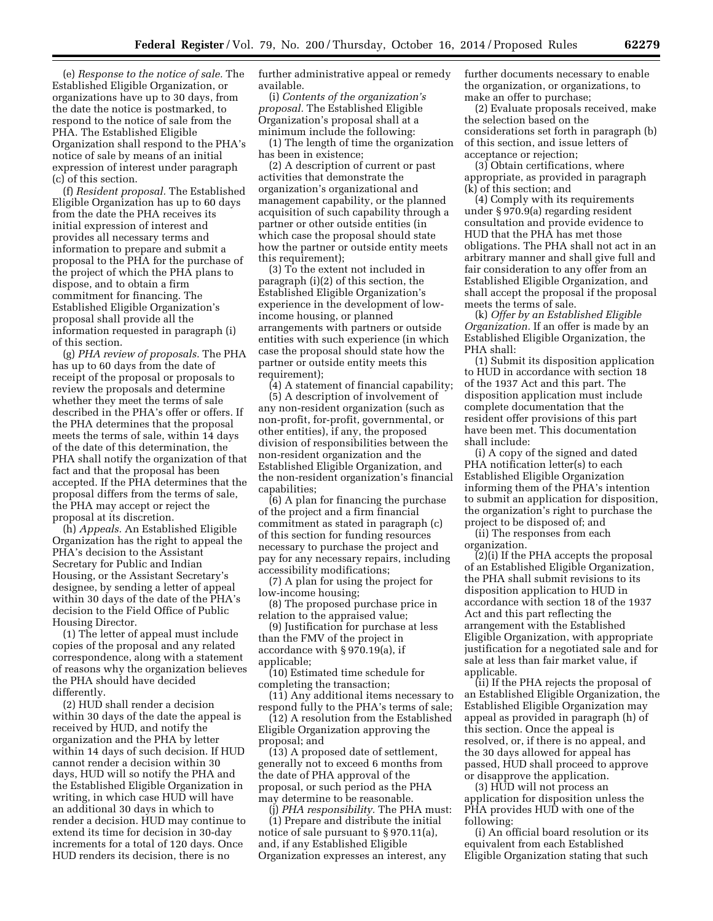(e) *Response to the notice of sale.* The Established Eligible Organization, or organizations have up to 30 days, from the date the notice is postmarked, to respond to the notice of sale from the PHA. The Established Eligible Organization shall respond to the PHA's notice of sale by means of an initial expression of interest under paragraph (c) of this section.

(f) *Resident proposal.* The Established Eligible Organization has up to 60 days from the date the PHA receives its initial expression of interest and provides all necessary terms and information to prepare and submit a proposal to the PHA for the purchase of the project of which the PHA plans to dispose, and to obtain a firm commitment for financing. The Established Eligible Organization's proposal shall provide all the information requested in paragraph (i) of this section.

(g) *PHA review of proposals.* The PHA has up to 60 days from the date of receipt of the proposal or proposals to review the proposals and determine whether they meet the terms of sale described in the PHA's offer or offers. If the PHA determines that the proposal meets the terms of sale, within 14 days of the date of this determination, the PHA shall notify the organization of that fact and that the proposal has been accepted. If the PHA determines that the proposal differs from the terms of sale, the PHA may accept or reject the proposal at its discretion.

(h) *Appeals.* An Established Eligible Organization has the right to appeal the PHA's decision to the Assistant Secretary for Public and Indian Housing, or the Assistant Secretary's designee, by sending a letter of appeal within 30 days of the date of the PHA's decision to the Field Office of Public Housing Director.

(1) The letter of appeal must include copies of the proposal and any related correspondence, along with a statement of reasons why the organization believes the PHA should have decided differently.

(2) HUD shall render a decision within 30 days of the date the appeal is received by HUD, and notify the organization and the PHA by letter within 14 days of such decision. If HUD cannot render a decision within 30 days, HUD will so notify the PHA and the Established Eligible Organization in writing, in which case HUD will have an additional 30 days in which to render a decision. HUD may continue to extend its time for decision in 30-day increments for a total of 120 days. Once HUD renders its decision, there is no further administrative appeal or remedy available.

(i) *Contents of the organization's proposal.* The Established Eligible Organization's proposal shall at a minimum include the following:

(1) The length of time the organization has been in existence;

(2) A description of current or past activities that demonstrate the organization's organizational and management capability, or the planned acquisition of such capability through a partner or other outside entities (in which case the proposal should state how the partner or outside entity meets this requirement);

(3) To the extent not included in paragraph (i)(2) of this section, the Established Eligible Organization's experience in the development of low-income housing, or planned arrangements with partners or outside entities with such experience (in which case the proposal should state how the partner or outside entity meets this requirement);

(4) A statement of financial capability;

(5) A description of involvement of any non-resident organization (such as non-profit, for-profit, governmental, or other entities), if any, the proposed division of responsibilities between the non-resident organization and the Established Eligible Organization, and the non-resident organization's financial capabilities;

(6) A plan for financing the purchase of the project and a firm financial commitment as stated in paragraph (c) of this section for funding resources necessary to purchase the project and pay for any necessary repairs, including accessibility modifications;

(7) A plan for using the project for low-income housing;

(8) The proposed purchase price in relation to the appraised value;

(9) Justification for purchase at less than the FMV of the project in accordance with § 970.19(a), if applicable;

(10) Estimated time schedule for completing the transaction;

(11) Any additional items necessary to respond fully to the PHA's terms of sale;

(12) A resolution from the Established Eligible Organization approving the proposal; and

(13) A proposed date of settlement, generally not to exceed 6 months from the date of PHA approval of the proposal, or such period as the PHA may determine to be reasonable.

(j) *PHA responsibility.* The PHA must:

(1) Prepare and distribute the initial notice of sale pursuant to § 970.11(a), and, if any Established Eligible Organization expresses an interest, any further documents necessary to enable the organization, or organizations, to make an offer to purchase;

(2) Evaluate proposals received, make the selection based on the considerations set forth in paragraph (b) of this section, and issue letters of acceptance or rejection;

(3) Obtain certifications, where appropriate, as provided in paragraph (k) of this section; and

(4) Comply with its requirements under § 970.9(a) regarding resident consultation and provide evidence to HUD that the PHA has met those obligations. The PHA shall not act in an arbitrary manner and shall give full and fair consideration to any offer from an Established Eligible Organization, and shall accept the proposal if the proposal meets the terms of sale.

(k) *Offer by an Established Eligible Organization.* If an offer is made by an Established Eligible Organization, the PHA shall:

(1) Submit its disposition application to HUD in accordance with section 18 of the 1937 Act and this part. The disposition application must include complete documentation that the resident offer provisions of this part have been met. This documentation shall include:

(i) A copy of the signed and dated PHA notification letter(s) to each Established Eligible Organization informing them of the PHA's intention to submit an application for disposition, the organization's right to purchase the project to be disposed of; and

(ii) The responses from each organization.

(2)(i) If the PHA accepts the proposal of an Established Eligible Organization, the PHA shall submit revisions to its disposition application to HUD in accordance with section 18 of the 1937 Act and this part reflecting the arrangement with the Established Eligible Organization, with appropriate justification for a negotiated sale and for sale at less than fair market value, if applicable.

(ii) If the PHA rejects the proposal of an Established Eligible Organization, the Established Eligible Organization may appeal as provided in paragraph (h) of this section. Once the appeal is resolved, or, if there is no appeal, and the 30 days allowed for appeal has passed, HUD shall proceed to approve or disapprove the application.

(3) HUD will not process an application for disposition unless the PHA provides HUD with one of the following:

(i) An official board resolution or its equivalent from each Established Eligible Organization stating that such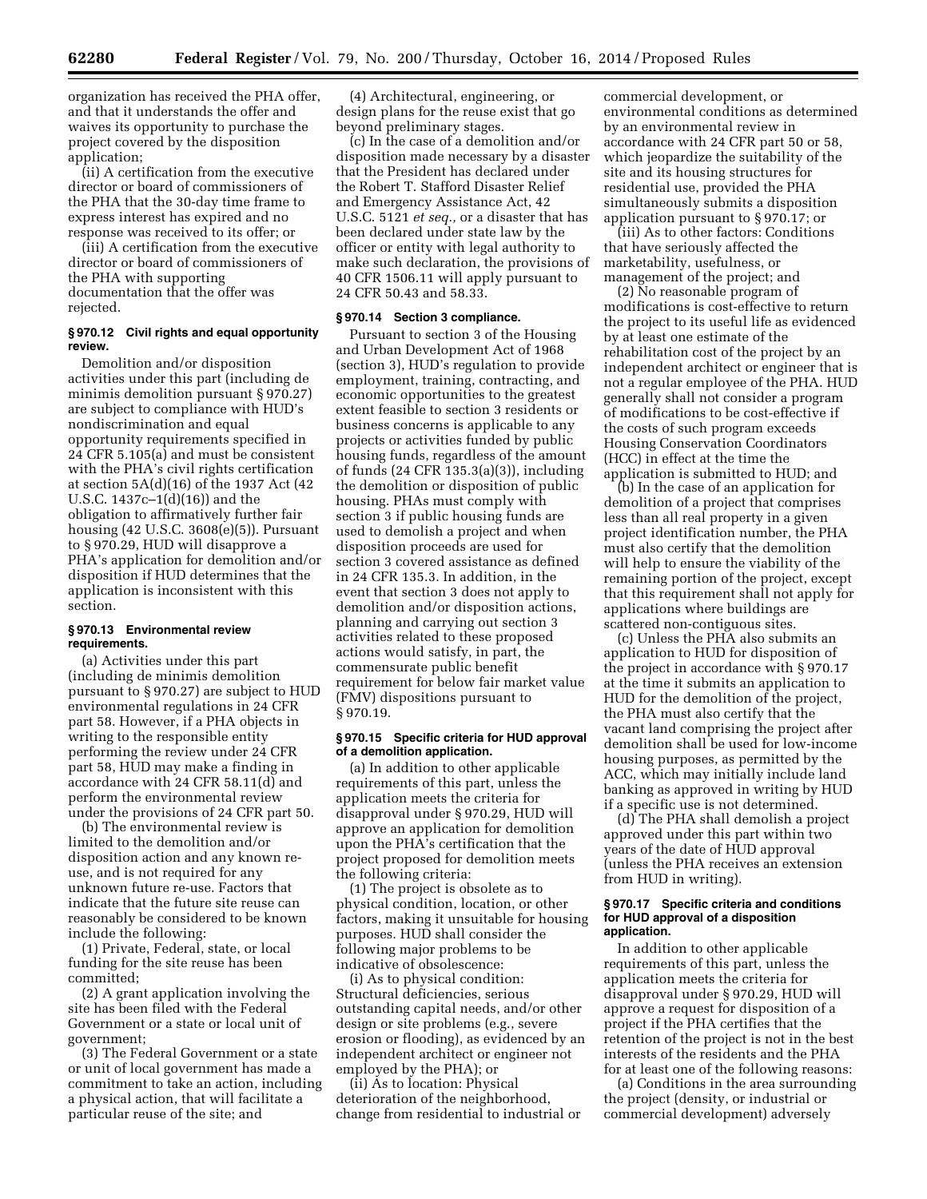organization has received the PHA offer, and that it understands the offer and waives its opportunity to purchase the project covered by the disposition application;

(ii) A certification from the executive director or board of commissioners of the PHA that the 30-day time frame to express interest has expired and no response was received to its offer; or

(iii) A certification from the executive director or board of commissioners of the PHA with supporting documentation that the offer was rejected.

### § 970.12 Civil rights and equal opportunity review.

Demolition and/or disposition activities under this part (including de minimis demolition pursuant § 970.27) are subject to compliance with HUD's nondiscrimination and equal opportunity requirements specified in 24 CFR 5.105(a) and must be consistent with the PHA's civil rights certification at section 5A(d)(16) of the 1937 Act (42 U.S.C. 1437c–1(d)(16)) and the obligation to affirmatively further fair housing (42 U.S.C. 3608(e)(5)). Pursuant to § 970.29, HUD will disapprove a PHA's application for demolition and/or disposition if HUD determines that the application is inconsistent with this section.

### § 970.13 Environmental review requirements.

(a) Activities under this part (including de minimis demolition pursuant to § 970.27) are subject to HUD environmental regulations in 24 CFR part 58. However, if a PHA objects in writing to the responsible entity performing the review under 24 CFR part 58, HUD may make a finding in accordance with 24 CFR 58.11(d) and perform the environmental review under the provisions of 24 CFR part 50.

(b) The environmental review is limited to the demolition and/or disposition action and any known re-use, and is not required for any unknown future re-use. Factors that indicate that the future site reuse can reasonably be considered to be known include the following:

(1) Private, Federal, state, or local funding for the site reuse has been committed;

(2) A grant application involving the site has been filed with the Federal Government or a state or local unit of government;

(3) The Federal Government or a state or unit of local government has made a commitment to take an action, including a physical action, that will facilitate a particular reuse of the site; and

(4) Architectural, engineering, or design plans for the reuse exist that go beyond preliminary stages.

(c) In the case of a demolition and/or disposition made necessary by a disaster that the President has declared under the Robert T. Stafford Disaster Relief and Emergency Assistance Act, 42 U.S.C. 5121 *et seq.,* or a disaster that has been declared under state law by the officer or entity with legal authority to make such declaration, the provisions of 40 CFR 1506.11 will apply pursuant to 24 CFR 50.43 and 58.33.

### § 970.14 Section 3 compliance.

Pursuant to section 3 of the Housing and Urban Development Act of 1968 (section 3), HUD's regulation to provide employment, training, contracting, and economic opportunities to the greatest extent feasible to section 3 residents or business concerns is applicable to any projects or activities funded by public housing funds, regardless of the amount of funds (24 CFR 135.3(a)(3)), including the demolition or disposition of public housing. PHAs must comply with section 3 if public housing funds are used to demolish a project and when disposition proceeds are used for section 3 covered assistance as defined in 24 CFR 135.3. In addition, in the event that section 3 does not apply to demolition and/or disposition actions, planning and carrying out section 3 activities related to these proposed actions would satisfy, in part, the commensurate public benefit requirement for below fair market value (FMV) dispositions pursuant to § 970.19.

### § 970.15 Specific criteria for HUD approval of a demolition application.

(a) In addition to other applicable requirements of this part, unless the application meets the criteria for disapproval under § 970.29, HUD will approve an application for demolition upon the PHA's certification that the project proposed for demolition meets the following criteria:

(1) The project is obsolete as to physical condition, location, or other factors, making it unsuitable for housing purposes. HUD shall consider the following major problems to be indicative of obsolescence:

(i) As to physical condition: Structural deficiencies, serious outstanding capital needs, and/or other design or site problems (e.g., severe erosion or flooding), as evidenced by an independent architect or engineer not employed by the PHA); or

(ii) As to location: Physical deterioration of the neighborhood, change from residential to industrial or commercial development, or environmental conditions as determined by an environmental review in accordance with 24 CFR part 50 or 58, which jeopardize the suitability of the site and its housing structures for residential use, provided the PHA simultaneously submits a disposition application pursuant to § 970.17; or

(iii) As to other factors: Conditions that have seriously affected the marketability, usefulness, or management of the project; and

(2) No reasonable program of modifications is cost-effective to return the project to its useful life as evidenced by at least one estimate of the rehabilitation cost of the project by an independent architect or engineer that is not a regular employee of the PHA. HUD generally shall not consider a program of modifications to be cost-effective if the costs of such program exceeds Housing Conservation Coordinators (HCC) in effect at the time the application is submitted to HUD; and

(b) In the case of an application for demolition of a project that comprises less than all real property in a given project identification number, the PHA must also certify that the demolition will help to ensure the viability of the remaining portion of the project, except that this requirement shall not apply for applications where buildings are scattered non-contiguous sites.

(c) Unless the PHA also submits an application to HUD for disposition of the project in accordance with § 970.17 at the time it submits an application to HUD for the demolition of the project, the PHA must also certify that the vacant land comprising the project after demolition shall be used for low-income housing purposes, as permitted by the ACC, which may initially include land banking as approved in writing by HUD if a specific use is not determined.

(d) The PHA shall demolish a project approved under this part within two years of the date of HUD approval (unless the PHA receives an extension from HUD in writing).

### § 970.17 Specific criteria and conditions for HUD approval of a disposition application.

In addition to other applicable requirements of this part, unless the application meets the criteria for disapproval under § 970.29, HUD will approve a request for disposition of a project if the PHA certifies that the retention of the project is not in the best interests of the residents and the PHA for at least one of the following reasons:

(a) Conditions in the area surrounding the project (density, or industrial or commercial development) adversely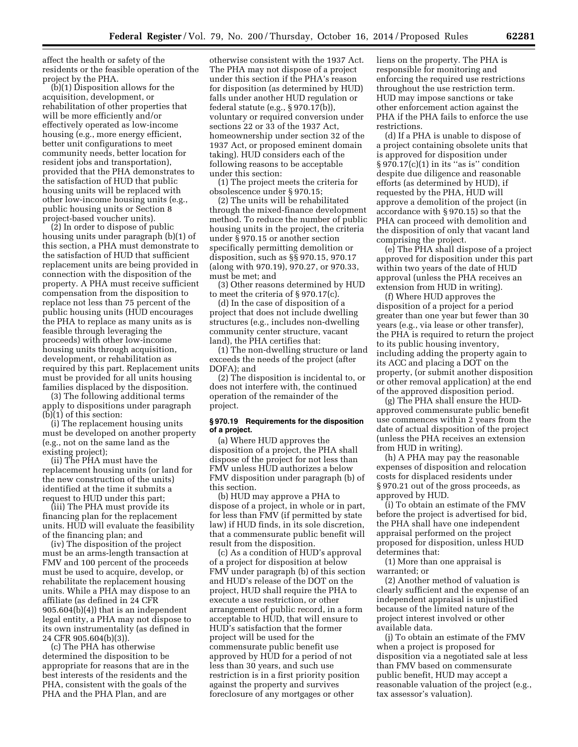affect the health or safety of the residents or the feasible operation of the project by the PHA.

(b)(1) Disposition allows for the acquisition, development, or rehabilitation of other properties that will be more efficiently and/or effectively operated as low-income housing (e.g., more energy efficient, better unit configurations to meet community needs, better location for resident jobs and transportation), provided that the PHA demonstrates to the satisfaction of HUD that public housing units will be replaced with other low-income housing units (e.g., public housing units or Section 8 project-based voucher units).

(2) In order to dispose of public housing units under paragraph (b)(1) of this section, a PHA must demonstrate to the satisfaction of HUD that sufficient replacement units are being provided in connection with the disposition of the property. A PHA must receive sufficient compensation from the disposition to replace not less than 75 percent of the public housing units (HUD encourages the PHA to replace as many units as is feasible through leveraging the proceeds) with other low-income housing units through acquisition, development, or rehabilitation as required by this part. Replacement units must be provided for all units housing families displaced by the disposition.

(3) The following additional terms apply to dispositions under paragraph (b)(1) of this section:

(i) The replacement housing units must be developed on another property (e.g., not on the same land as the existing project);

(ii) The PHA must have the replacement housing units (or land for the new construction of the units) identified at the time it submits a request to HUD under this part;

(iii) The PHA must provide its financing plan for the replacement units. HUD will evaluate the feasibility of the financing plan; and

(iv) The disposition of the project must be an arms-length transaction at FMV and 100 percent of the proceeds must be used to acquire, develop, or rehabilitate the replacement housing units. While a PHA may dispose to an affiliate (as defined in 24 CFR 905.604(b)(4)) that is an independent legal entity, a PHA may not dispose to its own instrumentality (as defined in 24 CFR 905.604(b)(3)).

(c) The PHA has otherwise determined the disposition to be appropriate for reasons that are in the best interests of the residents and the PHA, consistent with the goals of the PHA and the PHA Plan, and are otherwise consistent with the 1937 Act. The PHA may not dispose of a project under this section if the PHA's reason for disposition (as determined by HUD) falls under another HUD regulation or federal statute (e.g., § 970.17(b)), voluntary or required conversion under sections 22 or 33 of the 1937 Act, homeownership under section 32 of the 1937 Act, or proposed eminent domain taking). HUD considers each of the following reasons to be acceptable under this section:

(1) The project meets the criteria for obsolescence under § 970.15;

(2) The units will be rehabilitated through the mixed-finance development method. To reduce the number of public housing units in the project, the criteria under § 970.15 or another section specifically permitting demolition or disposition, such as §§ 970.15, 970.17 (along with 970.19), 970.27, or 970.33, must be met; and

(3) Other reasons determined by HUD to meet the criteria of § 970.17(c).

(d) In the case of disposition of a project that does not include dwelling structures (e.g., includes non-dwelling community center structure, vacant land), the PHA certifies that:

(1) The non-dwelling structure or land exceeds the needs of the project (after DOFA); and

(2) The disposition is incidental to, or does not interfere with, the continued operation of the remainder of the project.

### § 970.19 Requirements for the disposition of a project.

(a) Where HUD approves the disposition of a project, the PHA shall dispose of the project for not less than FMV unless HUD authorizes a below FMV disposition under paragraph (b) of this section.

(b) HUD may approve a PHA to dispose of a project, in whole or in part, for less than FMV (if permitted by state law) if HUD finds, in its sole discretion, that a commensurate public benefit will result from the disposition.

(c) As a condition of HUD's approval of a project for disposition at below FMV under paragraph (b) of this section and HUD's release of the DOT on the project, HUD shall require the PHA to execute a use restriction, or other arrangement of public record, in a form acceptable to HUD, that will ensure to HUD's satisfaction that the former project will be used for the commensurate public benefit use approved by HUD for a period of not less than 30 years, and such use restriction is in a first priority position against the property and survives foreclosure of any mortgages or other liens on the property. The PHA is responsible for monitoring and enforcing the required use restrictions throughout the use restriction term. HUD may impose sanctions or take other enforcement action against the PHA if the PHA fails to enforce the use restrictions.

(d) If a PHA is unable to dispose of a project containing obsolete units that is approved for disposition under § 970.17(c)(1) in its "as is" condition despite due diligence and reasonable efforts (as determined by HUD), if requested by the PHA, HUD will approve a demolition of the project (in accordance with § 970.15) so that the PHA can proceed with demolition and the disposition of only that vacant land comprising the project.

(e) The PHA shall dispose of a project approved for disposition under this part within two years of the date of HUD approval (unless the PHA receives an extension from HUD in writing).

(f) Where HUD approves the disposition of a project for a period greater than one year but fewer than 30 years (e.g., via lease or other transfer), the PHA is required to return the project to its public housing inventory, including adding the property again to its ACC and placing a DOT on the property, (or submit another disposition or other removal application) at the end of the approved disposition period.

(g) The PHA shall ensure the HUD-approved commensurate public benefit use commences within 2 years from the date of actual disposition of the project (unless the PHA receives an extension from HUD in writing).

(h) A PHA may pay the reasonable expenses of disposition and relocation costs for displaced residents under § 970.21 out of the gross proceeds, as approved by HUD.

(i) To obtain an estimate of the FMV before the project is advertised for bid, the PHA shall have one independent appraisal performed on the project proposed for disposition, unless HUD determines that:

(1) More than one appraisal is warranted; or

(2) Another method of valuation is clearly sufficient and the expense of an independent appraisal is unjustified because of the limited nature of the project interest involved or other available data.

(j) To obtain an estimate of the FMV when a project is proposed for disposition via a negotiated sale at less than FMV based on commensurate public benefit, HUD may accept a reasonable valuation of the project (e.g., tax assessor's valuation).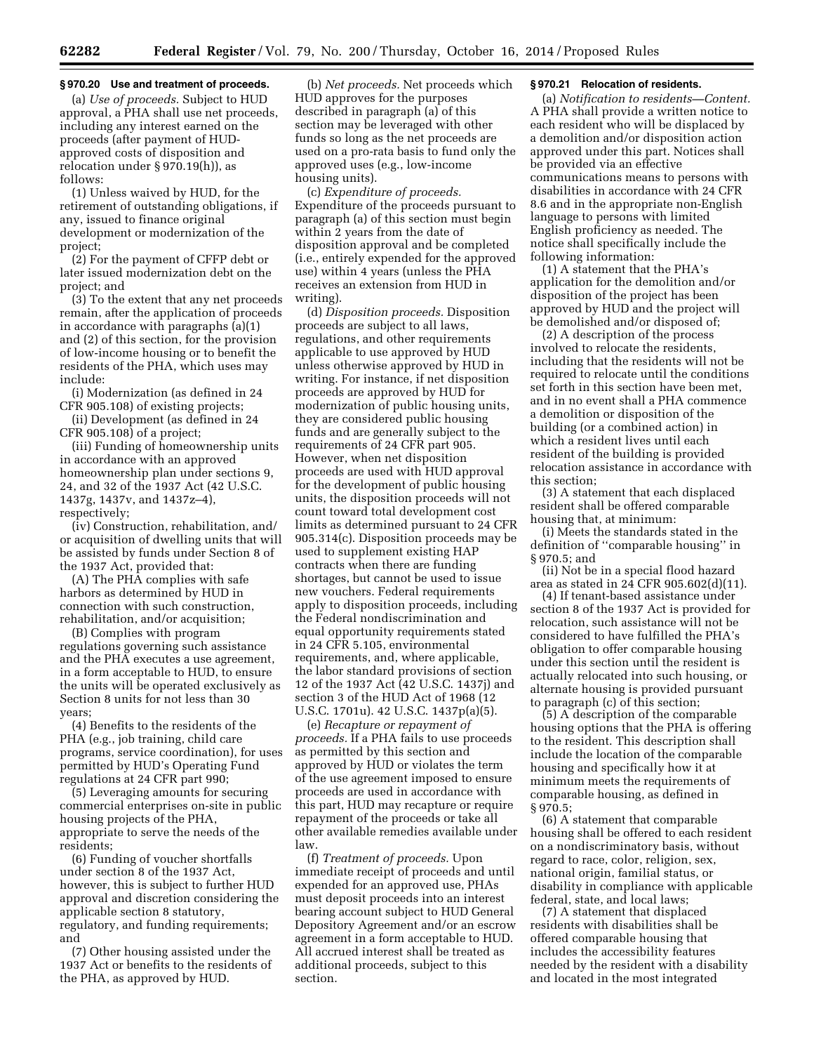**§ 970.20 Use and treatment of proceeds.**

(a) *Use of proceeds.* Subject to HUD approval, a PHA shall use net proceeds, including any interest earned on the proceeds (after payment of HUD-approved costs of disposition and relocation under § 970.19(h)), as follows:

(1) Unless waived by HUD, for the retirement of outstanding obligations, if any, issued to finance original development or modernization of the project;

(2) For the payment of CFFP debt or later issued modernization debt on the project; and

(3) To the extent that any net proceeds remain, after the application of proceeds in accordance with paragraphs (a)(1) and (2) of this section, for the provision of low-income housing or to benefit the residents of the PHA, which uses may include:

(i) Modernization (as defined in 24 CFR 905.108) of existing projects;

(ii) Development (as defined in 24 CFR 905.108) of a project;

(iii) Funding of homeownership units in accordance with an approved homeownership plan under sections 9, 24, and 32 of the 1937 Act (42 U.S.C. 1437g, 1437v, and 1437z–4), respectively;

(iv) Construction, rehabilitation, and/or acquisition of dwelling units that will be assisted by funds under Section 8 of the 1937 Act, provided that:

(A) The PHA complies with safe harbors as determined by HUD in connection with such construction, rehabilitation, and/or acquisition;

(B) Complies with program regulations governing such assistance and the PHA executes a use agreement, in a form acceptable to HUD, to ensure the units will be operated exclusively as Section 8 units for not less than 30 years;

(4) Benefits to the residents of the PHA (e.g., job training, child care programs, service coordination), for uses permitted by HUD's Operating Fund regulations at 24 CFR part 990;

(5) Leveraging amounts for securing commercial enterprises on-site in public housing projects of the PHA, appropriate to serve the needs of the residents;

(6) Funding of voucher shortfalls under section 8 of the 1937 Act, however, this is subject to further HUD approval and discretion considering the applicable section 8 statutory, regulatory, and funding requirements; and

(7) Other housing assisted under the 1937 Act or benefits to the residents of the PHA, as approved by HUD.

(b) *Net proceeds.* Net proceeds which HUD approves for the purposes described in paragraph (a) of this section may be leveraged with other funds so long as the net proceeds are used on a pro-rata basis to fund only the approved uses (e.g., low-income housing units).

(c) *Expenditure of proceeds.* Expenditure of the proceeds pursuant to paragraph (a) of this section must begin within 2 years from the date of disposition approval and be completed (i.e., entirely expended for the approved use) within 4 years (unless the PHA receives an extension from HUD in writing).

(d) *Disposition proceeds.* Disposition proceeds are subject to all laws, regulations, and other requirements applicable to use approved by HUD unless otherwise approved by HUD in writing. For instance, if net disposition proceeds are approved by HUD for modernization of public housing units, they are considered public housing funds and are generally subject to the requirements of 24 CFR part 905. However, when net disposition proceeds are used with HUD approval for the development of public housing units, the disposition proceeds will not count toward total development cost limits as determined pursuant to 24 CFR 905.314(c). Disposition proceeds may be used to supplement existing HAP contracts when there are funding shortages, but cannot be used to issue new vouchers. Federal requirements apply to disposition proceeds, including the Federal nondiscrimination and equal opportunity requirements stated in 24 CFR 5.105, environmental requirements, and, where applicable, the labor standard provisions of section 12 of the 1937 Act (42 U.S.C. 1437j) and section 3 of the HUD Act of 1968 (12 U.S.C. 1701u). 42 U.S.C. 1437p(a)(5).

(e) *Recapture or repayment of proceeds.* If a PHA fails to use proceeds as permitted by this section and approved by HUD or violates the term of the use agreement imposed to ensure proceeds are used in accordance with this part, HUD may recapture or require repayment of the proceeds or take all other available remedies available under law.

(f) *Treatment of proceeds.* Upon immediate receipt of proceeds and until expended for an approved use, PHAs must deposit proceeds into an interest bearing account subject to HUD General Depository Agreement and/or an escrow agreement in a form acceptable to HUD. All accrued interest shall be treated as additional proceeds, subject to this section.

**§ 970.21 Relocation of residents.**

(a) *Notification to residents—Content.* A PHA shall provide a written notice to each resident who will be displaced by a demolition and/or disposition action approved under this part. Notices shall be provided via an effective communications means to persons with disabilities in accordance with 24 CFR 8.6 and in the appropriate non-English language to persons with limited English proficiency as needed. The notice shall specifically include the following information:

(1) A statement that the PHA's application for the demolition and/or disposition of the project has been approved by HUD and the project will be demolished and/or disposed of;

(2) A description of the process involved to relocate the residents, including that the residents will not be required to relocate until the conditions set forth in this section have been met, and in no event shall a PHA commence a demolition or disposition of the building (or a combined action) in which a resident lives until each resident of the building is provided relocation assistance in accordance with this section;

(3) A statement that each displaced resident shall be offered comparable housing that, at minimum:

(i) Meets the standards stated in the definition of "comparable housing" in § 970.5; and

(ii) Not be in a special flood hazard area as stated in 24 CFR 905.602(d)(11).

(4) If tenant-based assistance under section 8 of the 1937 Act is provided for relocation, such assistance will not be considered to have fulfilled the PHA's obligation to offer comparable housing under this section until the resident is actually relocated into such housing, or alternate housing is provided pursuant to paragraph (c) of this section;

(5) A description of the comparable housing options that the PHA is offering to the resident. This description shall include the location of the comparable housing and specifically how it at minimum meets the requirements of comparable housing, as defined in § 970.5;

(6) A statement that comparable housing shall be offered to each resident on a nondiscriminatory basis, without regard to race, color, religion, sex, national origin, familial status, or disability in compliance with applicable federal, state, and local laws;

(7) A statement that displaced residents with disabilities shall be offered comparable housing that includes the accessibility features needed by the resident with a disability and located in the most integrated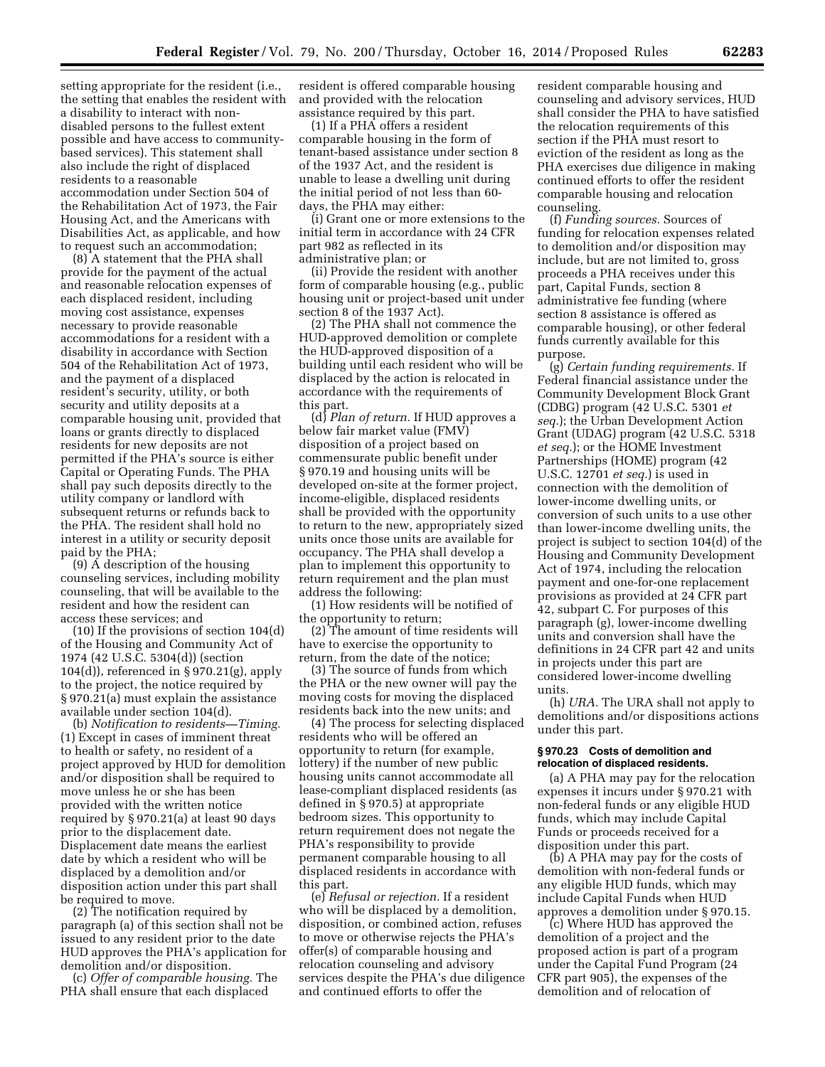setting appropriate for the resident (i.e., the setting that enables the resident with a disability to interact with non-disabled persons to the fullest extent possible and have access to community-based services). This statement shall also include the right of displaced residents to a reasonable accommodation under Section 504 of the Rehabilitation Act of 1973, the Fair Housing Act, and the Americans with Disabilities Act, as applicable, and how to request such an accommodation;

(8) A statement that the PHA shall provide for the payment of the actual and reasonable relocation expenses of each displaced resident, including moving cost assistance, expenses necessary to provide reasonable accommodations for a resident with a disability in accordance with Section 504 of the Rehabilitation Act of 1973, and the payment of a displaced resident's security, utility, or both security and utility deposits at a comparable housing unit, provided that loans or grants directly to displaced residents for new deposits are not permitted if the PHA's source is either Capital or Operating Funds. The PHA shall pay such deposits directly to the utility company or landlord with subsequent returns or refunds back to the PHA. The resident shall hold no interest in a utility or security deposit paid by the PHA;

(9) A description of the housing counseling services, including mobility counseling, that will be available to the resident and how the resident can access these services; and

(10) If the provisions of section 104(d) of the Housing and Community Act of 1974 (42 U.S.C. 5304(d)) (section 104(d)), referenced in § 970.21(g), apply to the project, the notice required by § 970.21(a) must explain the assistance available under section 104(d).

(b) *Notification to residents—Timing.* (1) Except in cases of imminent threat to health or safety, no resident of a project approved by HUD for demolition and/or disposition shall be required to move unless he or she has been provided with the written notice required by § 970.21(a) at least 90 days prior to the displacement date. Displacement date means the earliest date by which a resident who will be displaced by a demolition and/or disposition action under this part shall be required to move.

(2) The notification required by paragraph (a) of this section shall not be issued to any resident prior to the date HUD approves the PHA's application for demolition and/or disposition.

(c) *Offer of comparable housing.* The PHA shall ensure that each displaced resident is offered comparable housing and provided with the relocation assistance required by this part.

(1) If a PHA offers a resident comparable housing in the form of tenant-based assistance under section 8 of the 1937 Act, and the resident is unable to lease a dwelling unit during the initial period of not less than 60-days, the PHA may either:

(i) Grant one or more extensions to the initial term in accordance with 24 CFR part 982 as reflected in its administrative plan; or

(ii) Provide the resident with another form of comparable housing (e.g., public housing unit or project-based unit under section 8 of the 1937 Act).

(2) The PHA shall not commence the HUD-approved demolition or complete the HUD-approved disposition of a building until each resident who will be displaced by the action is relocated in accordance with the requirements of this part.

(d) *Plan of return.* If HUD approves a below fair market value (FMV) disposition of a project based on commensurate public benefit under § 970.19 and housing units will be developed on-site at the former project, income-eligible, displaced residents shall be provided with the opportunity to return to the new, appropriately sized units once those units are available for occupancy. The PHA shall develop a plan to implement this opportunity to return requirement and the plan must address the following:

(1) How residents will be notified of the opportunity to return;

(2) The amount of time residents will have to exercise the opportunity to return, from the date of the notice;

(3) The source of funds from which the PHA or the new owner will pay the moving costs for moving the displaced residents back into the new units; and

(4) The process for selecting displaced residents who will be offered an opportunity to return (for example, lottery) if the number of new public housing units cannot accommodate all lease-compliant displaced residents (as defined in § 970.5) at appropriate bedroom sizes. This opportunity to return requirement does not negate the PHA's responsibility to provide permanent comparable housing to all displaced residents in accordance with this part.

(e) *Refusal or rejection.* If a resident who will be displaced by a demolition, disposition, or combined action, refuses to move or otherwise rejects the PHA's offer(s) of comparable housing and relocation counseling and advisory services despite the PHA's due diligence and continued efforts to offer the resident comparable housing and counseling and advisory services, HUD shall consider the PHA to have satisfied the relocation requirements of this section if the PHA must resort to eviction of the resident as long as the PHA exercises due diligence in making continued efforts to offer the resident comparable housing and relocation counseling.

(f) *Funding sources.* Sources of funding for relocation expenses related to demolition and/or disposition may include, but are not limited to, gross proceeds a PHA receives under this part, Capital Funds, section 8 administrative fee funding (where section 8 assistance is offered as comparable housing), or other federal funds currently available for this purpose.

(g) *Certain funding requirements.* If Federal financial assistance under the Community Development Block Grant (CDBG) program (42 U.S.C. 5301 *et seq.*); the Urban Development Action Grant (UDAG) program (42 U.S.C. 5318 *et seq.*); or the HOME Investment Partnerships (HOME) program (42 U.S.C. 12701 *et seq.*) is used in connection with the demolition of lower-income dwelling units, or conversion of such units to a use other than lower-income dwelling units, the project is subject to section 104(d) of the Housing and Community Development Act of 1974, including the relocation payment and one-for-one replacement provisions as provided at 24 CFR part 42, subpart C. For purposes of this paragraph (g), lower-income dwelling units and conversion shall have the definitions in 24 CFR part 42 and units in projects under this part are considered lower-income dwelling units.

(h) *URA.* The URA shall not apply to demolitions and/or dispositions actions under this part.

#### § 970.23 Costs of demolition and relocation of displaced residents.

(a) A PHA may pay for the relocation expenses it incurs under § 970.21 with non-federal funds or any eligible HUD funds, which may include Capital Funds or proceeds received for a disposition under this part.

(b) A PHA may pay for the costs of demolition with non-federal funds or any eligible HUD funds, which may include Capital Funds when HUD approves a demolition under § 970.15.

(c) Where HUD has approved the demolition of a project and the proposed action is part of a program under the Capital Fund Program (24 CFR part 905), the expenses of the demolition and of relocation of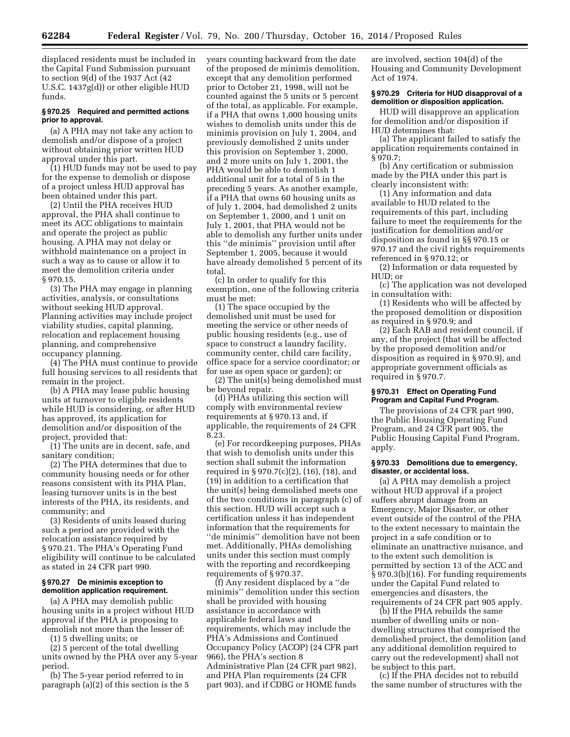displaced residents must be included in the Capital Fund Submission pursuant to section 9(d) of the 1937 Act (42 U.S.C. 1437g(d)) or other eligible HUD funds.

### § 970.25 Required and permitted actions prior to approval.

(a) A PHA may not take any action to demolish and/or dispose of a project without obtaining prior written HUD approval under this part.

(1) HUD funds may not be used to pay for the expense to demolish or dispose of a project unless HUD approval has been obtained under this part.

(2) Until the PHA receives HUD approval, the PHA shall continue to meet its ACC obligations to maintain and operate the project as public housing. A PHA may not delay or withhold maintenance on a project in such a way as to cause or allow it to meet the demolition criteria under § 970.15.

(3) The PHA may engage in planning activities, analysis, or consultations without seeking HUD approval. Planning activities may include project viability studies, capital planning, relocation and replacement housing planning, and comprehensive occupancy planning.

(4) The PHA must continue to provide full housing services to all residents that remain in the project.

(b) A PHA may lease public housing units at turnover to eligible residents while HUD is considering, or after HUD has approved, its application for demolition and/or disposition of the project, provided that:

(1) The units are in decent, safe, and sanitary condition;

(2) The PHA determines that due to community housing needs or for other reasons consistent with its PHA Plan, leasing turnover units is in the best interests of the PHA, its residents, and community; and

(3) Residents of units leased during such a period are provided with the relocation assistance required by § 970.21. The PHA's Operating Fund eligibility will continue to be calculated as stated in 24 CFR part 990.

### § 970.27 De minimis exception to demolition application requirement.

(a) A PHA may demolish public housing units in a project without HUD approval if the PHA is proposing to demolish not more than the lesser of:

(1) 5 dwelling units; or

(2) 5 percent of the total dwelling units owned by the PHA over any 5-year period.

(b) The 5-year period referred to in paragraph (a)(2) of this section is the 5 years counting backward from the date of the proposed de minimis demolition, except that any demolition performed prior to October 21, 1998, will not be counted against the 5 units or 5 percent of the total, as applicable. For example, if a PHA that owns 1,000 housing units wishes to demolish units under this de minimis provision on July 1, 2004, and previously demolished 2 units under this provision on September 1, 2000, and 2 more units on July 1, 2001, the PHA would be able to demolish 1 additional unit for a total of 5 in the preceding 5 years. As another example, if a PHA that owns 60 housing units as of July 1, 2004, had demolished 2 units on September 1, 2000, and 1 unit on July 1, 2001, that PHA would not be able to demolish any further units under this "de minimis" provision until after September 1, 2005, because it would have already demolished 5 percent of its total.

(c) In order to qualify for this exemption, one of the following criteria must be met:

(1) The space occupied by the demolished unit must be used for meeting the service or other needs of public housing residents (e.g., use of space to construct a laundry facility, community center, child care facility, office space for a service coordinator; or for use as open space or garden); or

(2) The unit(s) being demolished must be beyond repair.

(d) PHAs utilizing this section will comply with environmental review requirements at § 970.13 and, if applicable, the requirements of 24 CFR 8.23.

(e) For recordkeeping purposes, PHAs that wish to demolish units under this section shall submit the information required in § 970.7(c)(2), (16), (18), and (19) in addition to a certification that the unit(s) being demolished meets one of the two conditions in paragraph (c) of this section. HUD will accept such a certification unless it has independent information that the requirements for "de minimis" demolition have not been met. Additionally, PHAs demolishing units under this section must comply with the reporting and recordkeeping requirements of § 970.37.

(f) Any resident displaced by a "de minimis" demolition under this section shall be provided with housing assistance in accordance with applicable federal laws and requirements, which may include the PHA's Admissions and Continued Occupancy Policy (ACOP) (24 CFR part 966), the PHA's section 8 Administrative Plan (24 CFR part 982), and PHA Plan requirements (24 CFR part 903), and if CDBG or HOME funds are involved, section 104(d) of the Housing and Community Development Act of 1974.

### § 970.29 Criteria for HUD disapproval of a demolition or disposition application.

HUD will disapprove an application for demolition and/or disposition if HUD determines that:

(a) The applicant failed to satisfy the application requirements contained in § 970.7;

(b) Any certification or submission made by the PHA under this part is clearly inconsistent with:

(1) Any information and data available to HUD related to the requirements of this part, including failure to meet the requirements for the justification for demolition and/or disposition as found in §§ 970.15 or 970.17 and the civil rights requirements referenced in § 970.12; or

(2) Information or data requested by HUD; or

(c) The application was not developed in consultation with:

(1) Residents who will be affected by the proposed demolition or disposition as required in § 970.9; and

(2) Each RAB and resident council, if any, of the project (that will be affected by the proposed demolition and/or disposition as required in § 970.9), and appropriate government officials as required in § 970.7.

### § 970.31 Effect on Operating Fund Program and Capital Fund Program.

The provisions of 24 CFR part 990, the Public Housing Operating Fund Program, and 24 CFR part 905, the Public Housing Capital Fund Program, apply.

### § 970.33 Demolitions due to emergency, disaster, or accidental loss.

(a) A PHA may demolish a project without HUD approval if a project suffers abrupt damage from an Emergency, Major Disaster, or other event outside of the control of the PHA to the extent necessary to maintain the project in a safe condition or to eliminate an unattractive nuisance, and to the extent such demolition is permitted by section 13 of the ACC and § 970.3(b)(16). For funding requirements under the Capital Fund related to emergencies and disasters, the requirements of 24 CFR part 905 apply.

(b) If the PHA rebuilds the same number of dwelling units or non-dwelling structures that comprised the demolished project, the demolition (and any additional demolition required to carry out the redevelopment) shall not be subject to this part.

(c) If the PHA decides not to rebuild the same number of structures with the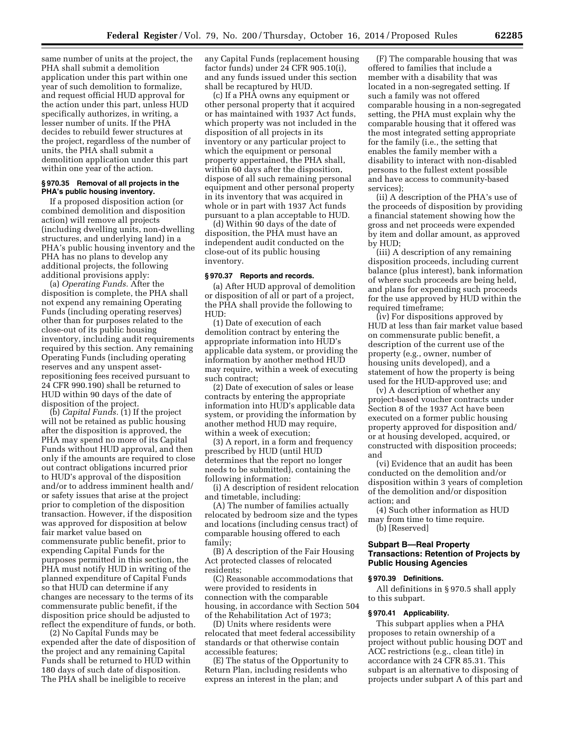same number of units at the project, the PHA shall submit a demolition application under this part within one year of such demolition to formalize, and request official HUD approval for the action under this part, unless HUD specifically authorizes, in writing, a lesser number of units. If the PHA decides to rebuild fewer structures at the project, regardless of the number of units, the PHA shall submit a demolition application under this part within one year of the action.

### § 970.35 Removal of all projects in the PHA's public housing inventory.

If a proposed disposition action (or combined demolition and disposition action) will remove all projects (including dwelling units, non-dwelling structures, and underlying land) in a PHA's public housing inventory and the PHA has no plans to develop any additional projects, the following additional provisions apply:

(a) *Operating Funds.* After the disposition is complete, the PHA shall not expend any remaining Operating Funds (including operating reserves) other than for purposes related to the close-out of its public housing inventory, including audit requirements required by this section. Any remaining Operating Funds (including operating reserves and any unspent asset-repositioning fees received pursuant to 24 CFR 990.190) shall be returned to HUD within 90 days of the date of disposition of the project.

(b) *Capital Funds.* (1) If the project will not be retained as public housing after the disposition is approved, the PHA may spend no more of its Capital Funds without HUD approval, and then only if the amounts are required to close out contract obligations incurred prior to HUD's approval of the disposition and/or to address imminent health and/or safety issues that arise at the project prior to completion of the disposition transaction. However, if the disposition was approved for disposition at below fair market value based on commensurate public benefit, prior to expending Capital Funds for the purposes permitted in this section, the PHA must notify HUD in writing of the planned expenditure of Capital Funds so that HUD can determine if any changes are necessary to the terms of its commensurate public benefit, if the disposition price should be adjusted to reflect the expenditure of funds, or both.

(2) No Capital Funds may be expended after the date of disposition of the project and any remaining Capital Funds shall be returned to HUD within 180 days of such date of disposition. The PHA shall be ineligible to receive any Capital Funds (replacement housing factor funds) under 24 CFR 905.10(i), and any funds issued under this section shall be recaptured by HUD.

(c) If a PHA owns any equipment or other personal property that it acquired or has maintained with 1937 Act funds, which property was not included in the disposition of all projects in its inventory or any particular project to which the equipment or personal property appertained, the PHA shall, within 60 days after the disposition, dispose of all such remaining personal equipment and other personal property in its inventory that was acquired in whole or in part with 1937 Act funds pursuant to a plan acceptable to HUD.

(d) Within 90 days of the date of disposition, the PHA must have an independent audit conducted on the close-out of its public housing inventory.

### § 970.37 Reports and records.

(a) After HUD approval of demolition or disposition of all or part of a project, the PHA shall provide the following to HUD:

(1) Date of execution of each demolition contract by entering the appropriate information into HUD's applicable data system, or providing the information by another method HUD may require, within a week of executing such contract;

(2) Date of execution of sales or lease contracts by entering the appropriate information into HUD's applicable data system, or providing the information by another method HUD may require, within a week of execution;

(3) A report, in a form and frequency prescribed by HUD (until HUD determines that the report no longer needs to be submitted), containing the following information:

(i) A description of resident relocation and timetable, including:

(A) The number of families actually relocated by bedroom size and the types and locations (including census tract) of comparable housing offered to each family;

(B) A description of the Fair Housing Act protected classes of relocated residents;

(C) Reasonable accommodations that were provided to residents in connection with the comparable housing, in accordance with Section 504 of the Rehabilitation Act of 1973;

(D) Units where residents were relocated that meet federal accessibility standards or that otherwise contain accessible features;

(E) The status of the Opportunity to Return Plan, including residents who express an interest in the plan; and

(F) The comparable housing that was offered to families that include a member with a disability that was located in a non-segregated setting. If such a family was not offered comparable housing in a non-segregated setting, the PHA must explain why the comparable housing that it offered was the most integrated setting appropriate for the family (i.e., the setting that enables the family member with a disability to interact with non-disabled persons to the fullest extent possible and have access to community-based services);

(ii) A description of the PHA's use of the proceeds of disposition by providing a financial statement showing how the gross and net proceeds were expended by item and dollar amount, as approved by HUD;

(iii) A description of any remaining disposition proceeds, including current balance (plus interest), bank information of where such proceeds are being held, and plans for expending such proceeds for the use approved by HUD within the required timeframe;

(iv) For dispositions approved by HUD at less than fair market value based on commensurate public benefit, a description of the current use of the property (e.g., owner, number of housing units developed), and a statement of how the property is being used for the HUD-approved use; and

(v) A description of whether any project-based voucher contracts under Section 8 of the 1937 Act have been executed on a former public housing property approved for disposition and/or at housing developed, acquired, or constructed with disposition proceeds; and

(vi) Evidence that an audit has been conducted on the demolition and/or disposition within 3 years of completion of the demolition and/or disposition action; and

(4) Such other information as HUD may from time to time require.

(b) [Reserved]

## Subpart B—Real Property Transactions: Retention of Projects by Public Housing Agencies

### § 970.39 Definitions.

All definitions in § 970.5 shall apply to this subpart.

### § 970.41 Applicability.

This subpart applies when a PHA proposes to retain ownership of a project without public housing DOT and ACC restrictions (e.g., clean title) in accordance with 24 CFR 85.31. This subpart is an alternative to disposing of projects under subpart A of this part and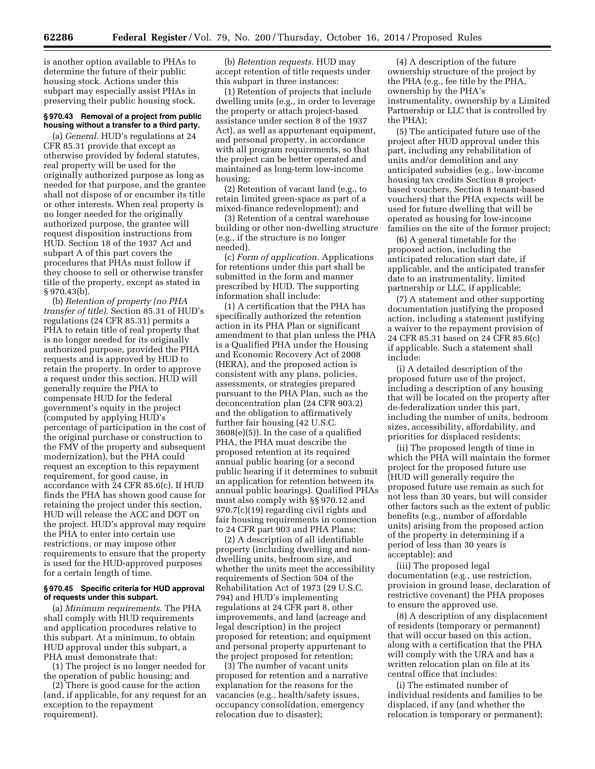is another option available to PHAs to determine the future of their public housing stock. Actions under this subpart may especially assist PHAs in preserving their public housing stock.

### § 970.43 Removal of a project from public housing without a transfer to a third party.

(a) *General.* HUD's regulations at 24 CFR 85.31 provide that except as otherwise provided by federal statutes, real property will be used for the originally authorized purpose as long as needed for that purpose, and the grantee shall not dispose of or encumber its title or other interests. When real property is no longer needed for the originally authorized purpose, the grantee will request disposition instructions from HUD. Section 18 of the 1937 Act and subpart A of this part covers the procedures that PHAs must follow if they choose to sell or otherwise transfer title of the property, except as stated in § 970.43(b).

(b) *Retention of property (no PHA transfer of title).* Section 85.31 of HUD's regulations (24 CFR 85.31) permits a PHA to retain title of real property that is no longer needed for its originally authorized purpose, provided the PHA requests and is approved by HUD to retain the property. In order to approve a request under this section, HUD will generally require the PHA to compensate HUD for the federal government's equity in the project (computed by applying HUD's percentage of participation in the cost of the original purchase or construction to the FMV of the property and subsequent modernization), but the PHA could request an exception to this repayment requirement, for good cause, in accordance with 24 CFR 85.6(c). If HUD finds the PHA has shown good cause for retaining the project under this section, HUD will release the ACC and DOT on the project. HUD's approval may require the PHA to enter into certain use restrictions, or may impose other requirements to ensure that the property is used for the HUD-approved purposes for a certain length of time.

### § 970.45 Specific criteria for HUD approval of requests under this subpart.

(a) *Minimum requirements.* The PHA shall comply with HUD requirements and application procedures relative to this subpart. At a minimum, to obtain HUD approval under this subpart, a PHA must demonstrate that:

(1) The project is no longer needed for the operation of public housing; and

(2) There is good cause for the action (and, if applicable, for any request for an exception to the repayment requirement).

(b) *Retention requests.* HUD may accept retention of title requests under this subpart in three instances:

(1) Retention of projects that include dwelling units (e.g., in order to leverage the property or attach project-based assistance under section 8 of the 1937 Act), as well as appurtenant equipment, and personal property, in accordance with all program requirements, so that the project can be better operated and maintained as long-term low-income housing;

(2) Retention of vacant land (e.g., to retain limited green-space as part of a mixed-finance redevelopment); and

(3) Retention of a central warehouse building or other non-dwelling structure (e.g., if the structure is no longer needed).

(c) *Form of application.* Applications for retentions under this part shall be submitted in the form and manner prescribed by HUD. The supporting information shall include:

(1) A certification that the PHA has specifically authorized the retention action in its PHA Plan or significant amendment to that plan unless the PHA is a Qualified PHA under the Housing and Economic Recovery Act of 2008 (HERA), and the proposed action is consistent with any plans, policies, assessments, or strategies prepared pursuant to the PHA Plan, such as the deconcentration plan (24 CFR 903.2) and the obligation to affirmatively further fair housing (42 U.S.C. 3608(e)(5)). In the case of a qualified PHA, the PHA must describe the proposed retention at its required annual public hearing (or a second public hearing if it determines to submit an application for retention between its annual public hearings). Qualified PHAs must also comply with §§ 970.12 and 970.7(c)(19) regarding civil rights and fair housing requirements in connection to 24 CFR part 903 and PHA Plans;

(2) A description of all identifiable property (including dwelling and non-dwelling units, bedroom size, and whether the units meet the accessibility requirements of Section 504 of the Rehabilitation Act of 1973 (29 U.S.C. 794) and HUD's implementing regulations at 24 CFR part 8, other improvements, and land (acreage and legal description) in the project proposed for retention; and equipment and personal property appurtenant to the project proposed for retention;

(3) The number of vacant units proposed for retention and a narrative explanation for the reasons for the vacancies (e.g., health/safety issues, occupancy consolidation, emergency relocation due to disaster);

(4) A description of the future ownership structure of the project by the PHA (e.g., fee title by the PHA, ownership by the PHA's instrumentality, ownership by a Limited Partnership or LLC that is controlled by the PHA);

(5) The anticipated future use of the project after HUD approval under this part, including any rehabilitation of units and/or demolition and any anticipated subsidies (e.g., low-income housing tax credits Section 8 project-based vouchers, Section 8 tenant-based vouchers) that the PHA expects will be used for future dwelling that will be operated as housing for low-income families on the site of the former project;

(6) A general timetable for the proposed action, including the anticipated relocation start date, if applicable, and the anticipated transfer date to an instrumentality, limited partnership or LLC, if applicable;

(7) A statement and other supporting documentation justifying the proposed action, including a statement justifying a waiver to the repayment provision of 24 CFR 85.31 based on 24 CFR 85.6(c) if applicable. Such a statement shall include:

(i) A detailed description of the proposed future use of the project, including a description of any housing that will be located on the property after de-federalization under this part, including the number of units, bedroom sizes, accessibility, affordability, and priorities for displaced residents;

(ii) The proposed length of time in which the PHA will maintain the former project for the proposed future use (HUD will generally require the proposed future use remain as such for not less than 30 years, but will consider other factors such as the extent of public benefits (e.g., number of affordable units) arising from the proposed action of the property in determining if a period of less than 30 years is acceptable); and

(iii) The proposed legal documentation (e.g., use restriction, provision in ground lease, declaration of restrictive covenant) the PHA proposes to ensure the approved use.

(8) A description of any displacement of residents (temporary or permanent) that will occur based on this action, along with a certification that the PHA will comply with the URA and has a written relocation plan on file at its central office that includes:

(i) The estimated number of individual residents and families to be displaced, if any (and whether the relocation is temporary or permanent);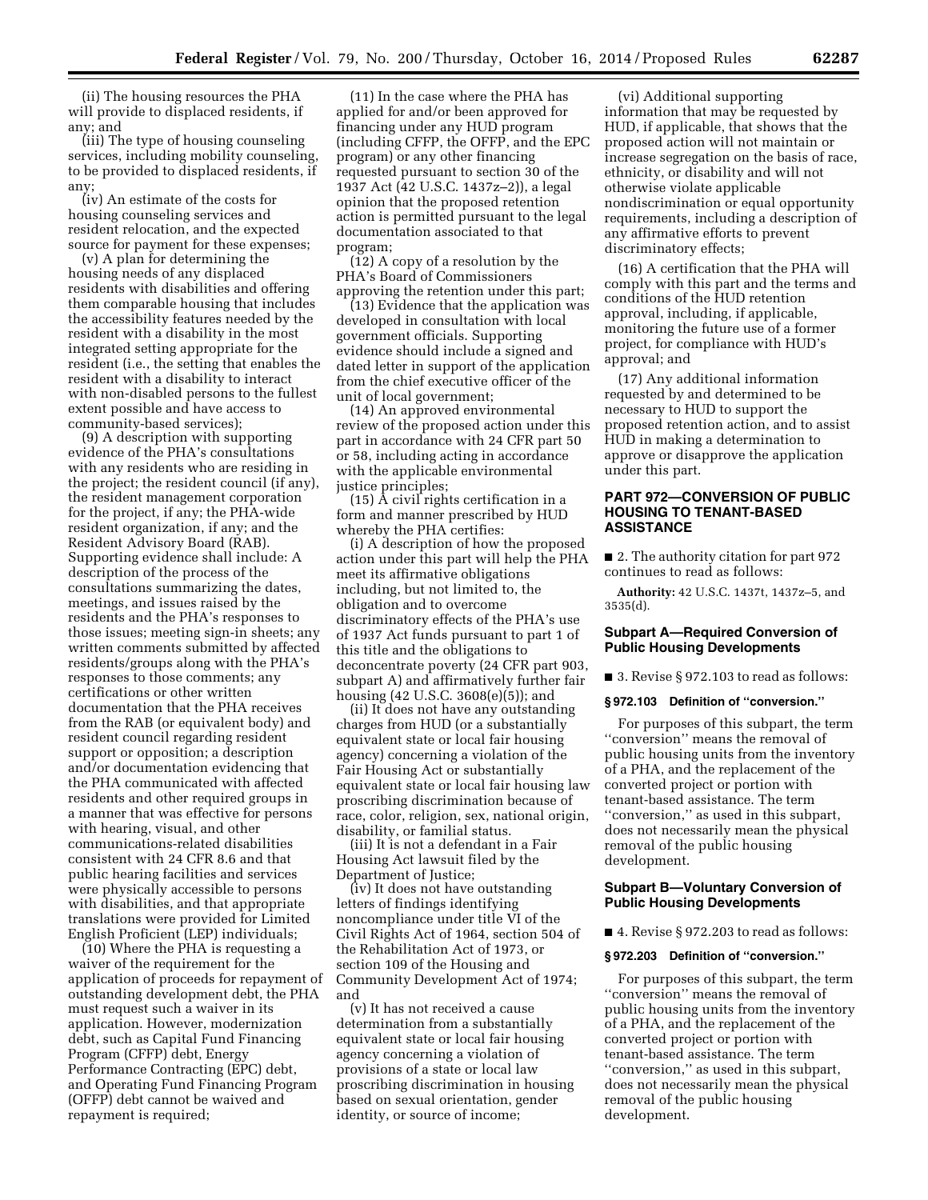(ii) The housing resources the PHA will provide to displaced residents, if any; and

(iii) The type of housing counseling services, including mobility counseling, to be provided to displaced residents, if any;

(iv) An estimate of the costs for housing counseling services and resident relocation, and the expected source for payment for these expenses;

(v) A plan for determining the housing needs of any displaced residents with disabilities and offering them comparable housing that includes the accessibility features needed by the resident with a disability in the most integrated setting appropriate for the resident (i.e., the setting that enables the resident with a disability to interact with non-disabled persons to the fullest extent possible and have access to community-based services);

(9) A description with supporting evidence of the PHA's consultations with any residents who are residing in the project; the resident council (if any), the resident management corporation for the project, if any; the PHA-wide resident organization, if any; and the Resident Advisory Board (RAB). Supporting evidence shall include: A description of the process of the consultations summarizing the dates, meetings, and issues raised by the residents and the PHA's responses to those issues; meeting sign-in sheets; any written comments submitted by affected residents/groups along with the PHA's responses to those comments; any certifications or other written documentation that the PHA receives from the RAB (or equivalent body) and resident council regarding resident support or opposition; a description and/or documentation evidencing that the PHA communicated with affected residents and other required groups in a manner that was effective for persons with hearing, visual, and other communications-related disabilities consistent with 24 CFR 8.6 and that public hearing facilities and services were physically accessible to persons with disabilities, and that appropriate translations were provided for Limited English Proficient (LEP) individuals;

(10) Where the PHA is requesting a waiver of the requirement for the application of proceeds for repayment of outstanding development debt, the PHA must request such a waiver in its application. However, modernization debt, such as Capital Fund Financing Program (CFFP) debt, Energy Performance Contracting (EPC) debt, and Operating Fund Financing Program (OFFP) debt cannot be waived and repayment is required;

(11) In the case where the PHA has applied for and/or been approved for financing under any HUD program (including CFFP, the OFFP, and the EPC program) or any other financing requested pursuant to section 30 of the 1937 Act (42 U.S.C. 1437z–2)), a legal opinion that the proposed retention action is permitted pursuant to the legal documentation associated to that program;

(12) A copy of a resolution by the PHA's Board of Commissioners approving the retention under this part;

(13) Evidence that the application was developed in consultation with local government officials. Supporting evidence should include a signed and dated letter in support of the application from the chief executive officer of the unit of local government;

(14) An approved environmental review of the proposed action under this part in accordance with 24 CFR part 50 or 58, including acting in accordance with the applicable environmental justice principles;

(15) A civil rights certification in a form and manner prescribed by HUD whereby the PHA certifies:

(i) A description of how the proposed action under this part will help the PHA meet its affirmative obligations including, but not limited to, the obligation and to overcome discriminatory effects of the PHA's use of 1937 Act funds pursuant to part 1 of this title and the obligations to deconcentrate poverty (24 CFR part 903, subpart A) and affirmatively further fair housing (42 U.S.C. 3608(e)(5)); and

(ii) It does not have any outstanding charges from HUD (or a substantially equivalent state or local fair housing agency) concerning a violation of the Fair Housing Act or substantially equivalent state or local fair housing law proscribing discrimination because of race, color, religion, sex, national origin, disability, or familial status.

(iii) It is not a defendant in a Fair Housing Act lawsuit filed by the Department of Justice;

(iv) It does not have outstanding letters of findings identifying noncompliance under title VI of the Civil Rights Act of 1964, section 504 of the Rehabilitation Act of 1973, or section 109 of the Housing and Community Development Act of 1974; and

(v) It has not received a cause determination from a substantially equivalent state or local fair housing agency concerning a violation of provisions of a state or local law proscribing discrimination in housing based on sexual orientation, gender identity, or source of income;

(vi) Additional supporting information that may be requested by HUD, if applicable, that shows that the proposed action will not maintain or increase segregation on the basis of race, ethnicity, or disability and will not otherwise violate applicable nondiscrimination or equal opportunity requirements, including a description of any affirmative efforts to prevent discriminatory effects;

(16) A certification that the PHA will comply with this part and the terms and conditions of the HUD retention approval, including, if applicable, monitoring the future use of a former project, for compliance with HUD's approval; and

(17) Any additional information requested by and determined to be necessary to HUD to support the proposed retention action, and to assist HUD in making a determination to approve or disapprove the application under this part.

## PART 972—CONVERSION OF PUBLIC HOUSING TO TENANT-BASED ASSISTANCE

■ 2. The authority citation for part 972 continues to read as follows:

**Authority:** 42 U.S.C. 1437t, 1437z–5, and 3535(d).

### Subpart A—Required Conversion of Public Housing Developments

■ 3. Revise § 972.103 to read as follows:

#### § 972.103 Definition of "conversion."

For purposes of this subpart, the term "conversion" means the removal of public housing units from the inventory of a PHA, and the replacement of the converted project or portion with tenant-based assistance. The term "conversion," as used in this subpart, does not necessarily mean the physical removal of the public housing development.

### Subpart B—Voluntary Conversion of Public Housing Developments

■ 4. Revise § 972.203 to read as follows:

#### § 972.203 Definition of "conversion."

For purposes of this subpart, the term "conversion" means the removal of public housing units from the inventory of a PHA, and the replacement of the converted project or portion with tenant-based assistance. The term "conversion," as used in this subpart, does not necessarily mean the physical removal of the public housing development.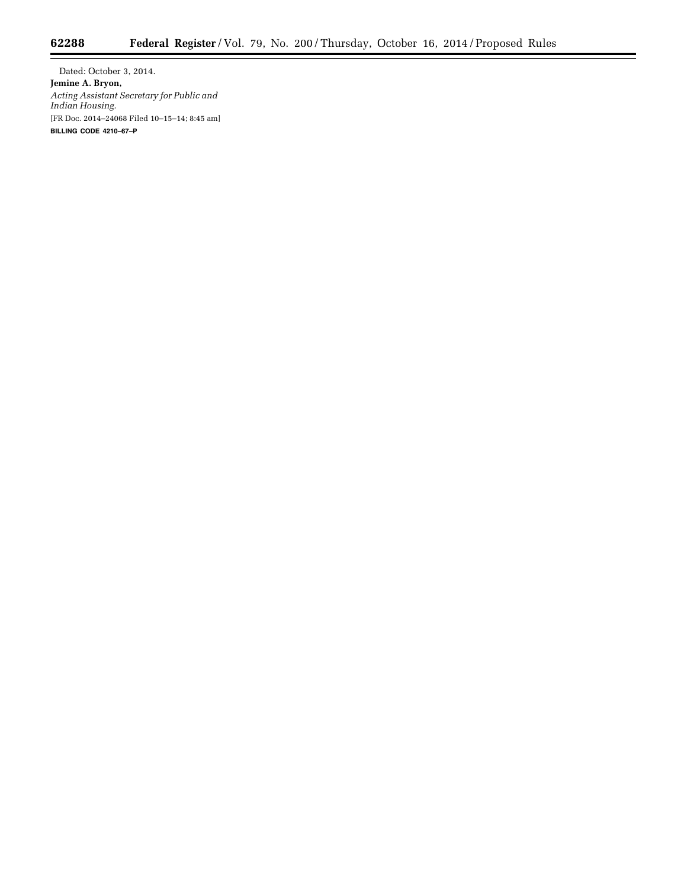Dated: October 3, 2014.

**Jemine A. Bryon,**

*Acting Assistant Secretary for Public and Indian Housing.*

[FR Doc. 2014–24068 Filed 10–15–14; 8:45 am]

**BILLING CODE 4210–67–P**